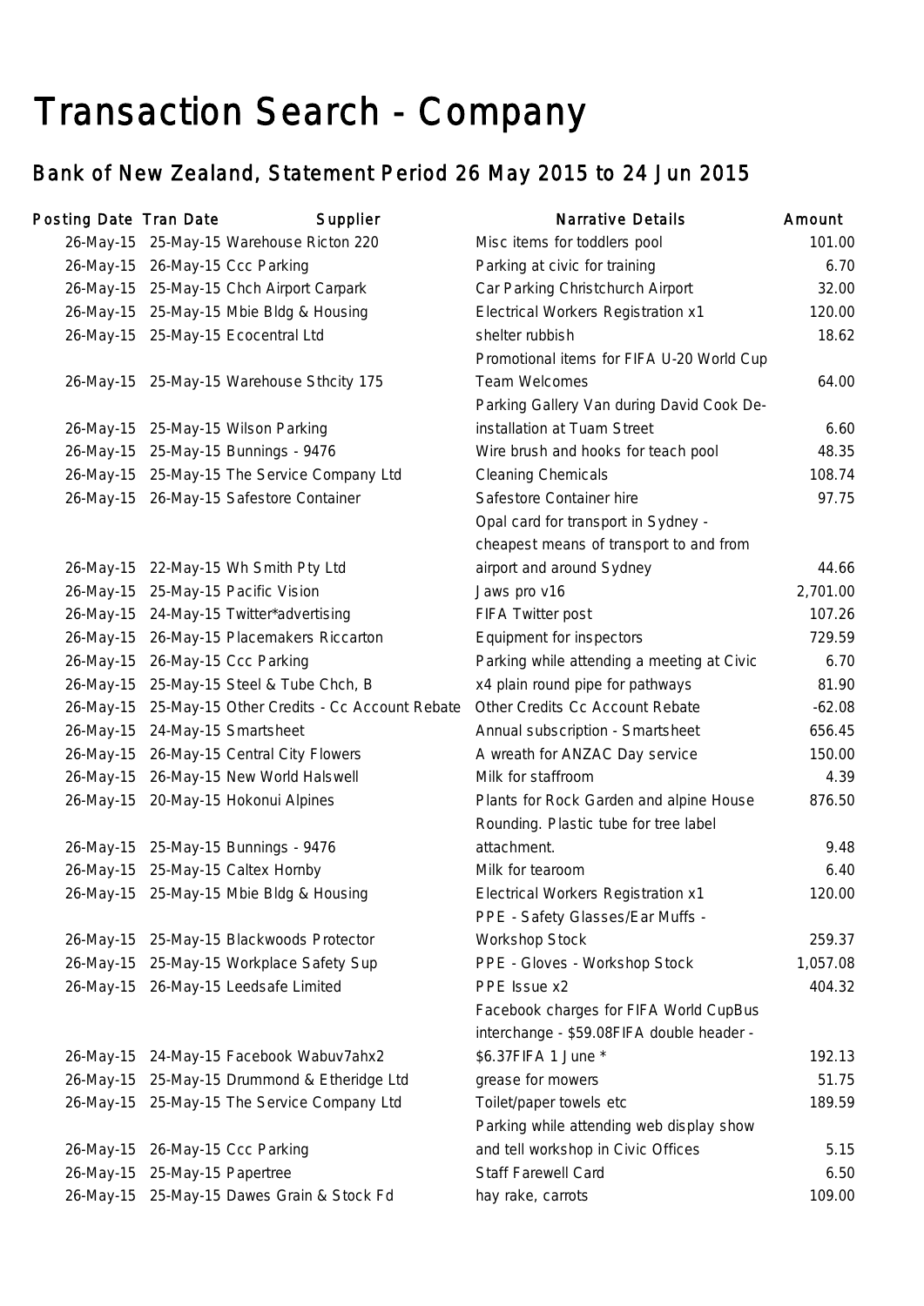# Transaction Search - Company

## Bank of New Zealand, Statement Period 26 May 2015 to 24 Jun 2015

| Posting Date | Tran Date | Supplier | Narrative Details | Amount |
|---|---|---|---|---|
| 26-May-15 | 25-May-15 | Warehouse Ricton 220 | Misc items for toddlers pool | 101.00 |
| 26-May-15 | 26-May-15 | Ccc Parking | Parking at civic for training | 6.70 |
| 26-May-15 | 25-May-15 | Chch Airport Carpark | Car Parking Christchurch Airport | 32.00 |
| 26-May-15 | 25-May-15 | Mbie Bldg & Housing | Electrical Workers Registration x1 | 120.00 |
| 26-May-15 | 25-May-15 | Ecocentral Ltd | shelter rubbish | 18.62 |
| 26-May-15 | 25-May-15 | Warehouse Sthcity 175 | Promotional items for FIFA U-20 World Cup Team Welcomes | 64.00 |
| 26-May-15 | 25-May-15 | Wilson Parking | Parking Gallery Van during David Cook De-installation at Tuam Street | 6.60 |
| 26-May-15 | 25-May-15 | Bunnings - 9476 | Wire brush and hooks for teach pool | 48.35 |
| 26-May-15 | 25-May-15 | The Service Company Ltd | Cleaning Chemicals | 108.74 |
| 26-May-15 | 26-May-15 | Safestore Container | Safestore Container hire | 97.75 |
| 26-May-15 | 22-May-15 | Wh Smith Pty Ltd | Opal card for transport in Sydney - cheapest means of transport to and from airport and around Sydney | 44.66 |
| 26-May-15 | 25-May-15 | Pacific Vision | Jaws pro v16 | 2,701.00 |
| 26-May-15 | 24-May-15 | Twitter*advertising | FIFA Twitter post | 107.26 |
| 26-May-15 | 26-May-15 | Placemakers Riccarton | Equipment for inspectors | 729.59 |
| 26-May-15 | 26-May-15 | Ccc Parking | Parking while attending a meeting at Civic | 6.70 |
| 26-May-15 | 25-May-15 | Steel & Tube Chch, B | x4 plain round pipe for pathways | 81.90 |
| 26-May-15 | 25-May-15 | Other Credits - Cc Account Rebate | Other Credits Cc Account Rebate | -62.08 |
| 26-May-15 | 24-May-15 | Smartsheet | Annual subscription - Smartsheet | 656.45 |
| 26-May-15 | 26-May-15 | Central City Flowers | A wreath for ANZAC Day service | 150.00 |
| 26-May-15 | 26-May-15 | New World Halswell | Milk for staffroom | 4.39 |
| 26-May-15 | 20-May-15 | Hokonui Alpines | Plants for Rock Garden and alpine House | 876.50 |
| 26-May-15 | 25-May-15 | Bunnings - 9476 | Rounding. Plastic tube for tree label attachment. | 9.48 |
| 26-May-15 | 25-May-15 | Caltex Hornby | Milk for tearoom | 6.40 |
| 26-May-15 | 25-May-15 | Mbie Bldg & Housing | Electrical Workers Registration x1 | 120.00 |
| 26-May-15 | 25-May-15 | Blackwoods Protector | PPE - Safety Glasses/Ear Muffs - Workshop Stock | 259.37 |
| 26-May-15 | 25-May-15 | Workplace Safety Sup | PPE - Gloves - Workshop Stock | 1,057.08 |
| 26-May-15 | 26-May-15 | Leedsafe Limited | PPE Issue x2 | 404.32 |
| 26-May-15 | 24-May-15 | Facebook Wabuv7ahx2 | Facebook charges for FIFA World CupBus interchange - $59.08FIFA double header - $6.37FIFA 1 June * | 192.13 |
| 26-May-15 | 25-May-15 | Drummond & Etheridge Ltd | grease for mowers | 51.75 |
| 26-May-15 | 25-May-15 | The Service Company Ltd | Toilet/paper towels etc | 189.59 |
| 26-May-15 | 26-May-15 | Ccc Parking | Parking while attending web display show and tell workshop in Civic Offices | 5.15 |
| 26-May-15 | 25-May-15 | Papertree | Staff Farewell Card | 6.50 |
| 26-May-15 | 25-May-15 | Dawes Grain & Stock Fd | hay rake, carrots | 109.00 |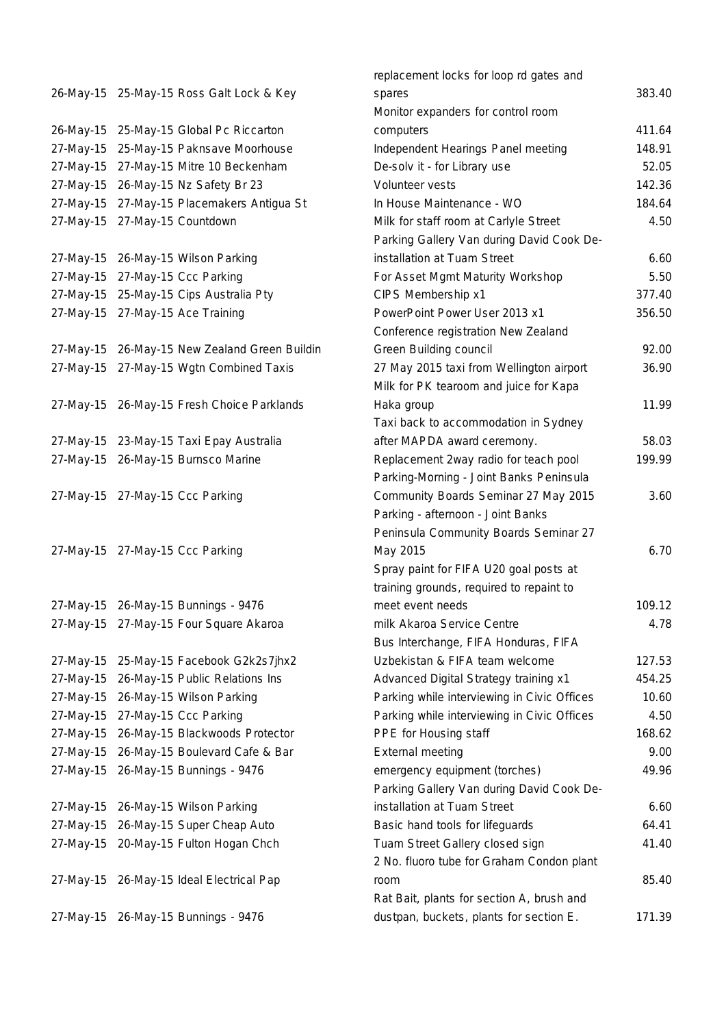| | | | | |
|---|---|---|---|---|
| 26-May-15 | 25-May-15 | Ross Galt Lock & Key | replacement locks for loop rd gates and spares | 383.40 |
| 26-May-15 | 25-May-15 | Global Pc Riccarton | Monitor expanders for control room computers | 411.64 |
| 27-May-15 | 25-May-15 | Paknsave Moorhouse | Independent Hearings Panel meeting | 148.91 |
| 27-May-15 | 27-May-15 | Mitre 10 Beckenham | De-solv it - for Library use | 52.05 |
| 27-May-15 | 26-May-15 | Nz Safety Br 23 | Volunteer vests | 142.36 |
| 27-May-15 | 27-May-15 | Placemakers Antigua St | In House Maintenance - WO | 184.64 |
| 27-May-15 | 27-May-15 | Countdown | Milk for staff room at Carlyle Street | 4.50 |
| 27-May-15 | 26-May-15 | Wilson Parking | Parking Gallery Van during David Cook De-installation at Tuam Street | 6.60 |
| 27-May-15 | 27-May-15 | Ccc Parking | For Asset Mgmt Maturity Workshop | 5.50 |
| 27-May-15 | 25-May-15 | Cips Australia Pty | CIPS Membership x1 | 377.40 |
| 27-May-15 | 27-May-15 | Ace Training | PowerPoint Power User 2013 x1 | 356.50 |
| 27-May-15 | 26-May-15 | New Zealand Green Buildin | Conference registration New Zealand Green Building council | 92.00 |
| 27-May-15 | 27-May-15 | Wgtn Combined Taxis | 27 May 2015 taxi from Wellington airport | 36.90 |
| 27-May-15 | 26-May-15 | Fresh Choice Parklands | Milk for PK tearoom and juice for Kapa Haka group | 11.99 |
| 27-May-15 | 23-May-15 | Taxi Epay Australia | Taxi back to accommodation in Sydney after MAPDA award ceremony. | 58.03 |
| 27-May-15 | 26-May-15 | Burnsco Marine | Replacement 2way radio for teach pool | 199.99 |
| 27-May-15 | 27-May-15 | Ccc Parking | Parking-Morning - Joint Banks Peninsula Community Boards Seminar 27 May 2015 | 3.60 |
| 27-May-15 | 27-May-15 | Ccc Parking | Parking - afternoon - Joint Banks Peninsula Community Boards Seminar 27 May 2015 | 6.70 |
| 27-May-15 | 26-May-15 | Bunnings - 9476 | Spray paint for FIFA U20 goal posts at training grounds, required to repaint to meet event needs | 109.12 |
| 27-May-15 | 27-May-15 | Four Square Akaroa | milk Akaroa Service Centre | 4.78 |
| 27-May-15 | 25-May-15 | Facebook G2k2s7jhx2 | Bus Interchange, FIFA Honduras, FIFA Uzbekistan & FIFA team welcome | 127.53 |
| 27-May-15 | 26-May-15 | Public Relations Ins | Advanced Digital Strategy training x1 | 454.25 |
| 27-May-15 | 26-May-15 | Wilson Parking | Parking while interviewing in Civic Offices | 10.60 |
| 27-May-15 | 27-May-15 | Ccc Parking | Parking while interviewing in Civic Offices | 4.50 |
| 27-May-15 | 26-May-15 | Blackwoods Protector | PPE for Housing staff | 168.62 |
| 27-May-15 | 26-May-15 | Boulevard Cafe & Bar | External meeting | 9.00 |
| 27-May-15 | 26-May-15 | Bunnings - 9476 | emergency equipment (torches) | 49.96 |
| 27-May-15 | 26-May-15 | Wilson Parking | Parking Gallery Van during David Cook De-installation at Tuam Street | 6.60 |
| 27-May-15 | 26-May-15 | Super Cheap Auto | Basic hand tools for lifeguards | 64.41 |
| 27-May-15 | 20-May-15 | Fulton Hogan Chch | Tuam Street Gallery closed sign | 41.40 |
| 27-May-15 | 26-May-15 | Ideal Electrical Pap | 2 No. fluoro tube for Graham Condon plant room | 85.40 |
| 27-May-15 | 26-May-15 | Bunnings - 9476 | Rat Bait, plants for section A, brush and dustpan, buckets, plants for section E. | 171.39 |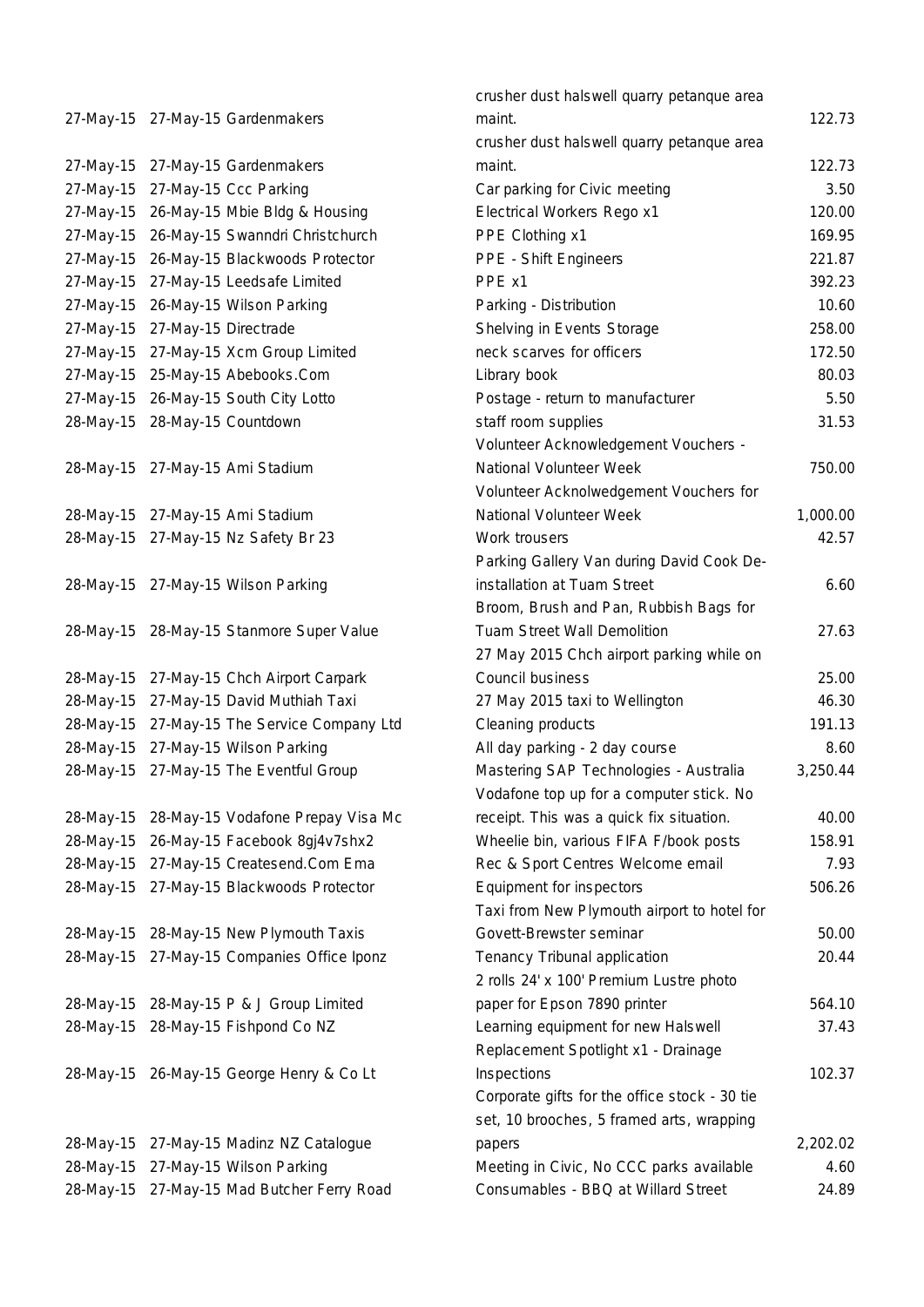| | | | | |
|---|---|---|---|---|
| 27-May-15 | 27-May-15 | Gardenmakers | crusher dust halswell quarry petanque area maint. | 122.73 |
| 27-May-15 | 27-May-15 | Gardenmakers | crusher dust halswell quarry petanque area maint. | 122.73 |
| 27-May-15 | 27-May-15 | Ccc Parking | Car parking for Civic meeting | 3.50 |
| 27-May-15 | 26-May-15 | Mbie Bldg & Housing | Electrical Workers Rego x1 | 120.00 |
| 27-May-15 | 26-May-15 | Swanndri Christchurch | PPE Clothing x1 | 169.95 |
| 27-May-15 | 26-May-15 | Blackwoods Protector | PPE - Shift Engineers | 221.87 |
| 27-May-15 | 27-May-15 | Leedsafe Limited | PPE x1 | 392.23 |
| 27-May-15 | 26-May-15 | Wilson Parking | Parking - Distribution | 10.60 |
| 27-May-15 | 27-May-15 | Directrade | Shelving in Events Storage | 258.00 |
| 27-May-15 | 27-May-15 | Xcm Group Limited | neck scarves for officers | 172.50 |
| 27-May-15 | 25-May-15 | Abebooks.Com | Library book | 80.03 |
| 27-May-15 | 26-May-15 | South City Lotto | Postage - return to manufacturer | 5.50 |
| 28-May-15 | 28-May-15 | Countdown | staff room supplies | 31.53 |
| 28-May-15 | 27-May-15 | Ami Stadium | Volunteer Acknowledgement Vouchers - National Volunteer Week | 750.00 |
| 28-May-15 | 27-May-15 | Ami Stadium | Volunteer Acknolwedgement Vouchers for National Volunteer Week | 1,000.00 |
| 28-May-15 | 27-May-15 | Nz Safety Br 23 | Work trousers | 42.57 |
| 28-May-15 | 27-May-15 | Wilson Parking | Parking Gallery Van during David Cook De-installation at Tuam Street | 6.60 |
| 28-May-15 | 28-May-15 | Stanmore Super Value | Broom, Brush and Pan, Rubbish Bags for Tuam Street Wall Demolition | 27.63 |
| 28-May-15 | 27-May-15 | Chch Airport Carpark | 27 May 2015 Chch airport parking while on Council business | 25.00 |
| 28-May-15 | 27-May-15 | David Muthiah Taxi | 27 May 2015 taxi to Wellington | 46.30 |
| 28-May-15 | 27-May-15 | The Service Company Ltd | Cleaning products | 191.13 |
| 28-May-15 | 27-May-15 | Wilson Parking | All day parking - 2 day course | 8.60 |
| 28-May-15 | 27-May-15 | The Eventful Group | Mastering SAP Technologies - Australia | 3,250.44 |
| 28-May-15 | 28-May-15 | Vodafone Prepay Visa Mc | Vodafone top up for a computer stick. No receipt. This was a quick fix situation. | 40.00 |
| 28-May-15 | 26-May-15 | Facebook 8gj4v7shx2 | Wheelie bin, various FIFA F/book posts | 158.91 |
| 28-May-15 | 27-May-15 | Createsend.Com Ema | Rec & Sport Centres Welcome email | 7.93 |
| 28-May-15 | 27-May-15 | Blackwoods Protector | Equipment for inspectors | 506.26 |
| 28-May-15 | 28-May-15 | New Plymouth Taxis | Taxi from New Plymouth airport to hotel for Govett-Brewster seminar | 50.00 |
| 28-May-15 | 27-May-15 | Companies Office Iponz | Tenancy Tribunal application | 20.44 |
| 28-May-15 | 28-May-15 | P & J Group Limited | 2 rolls 24' x 100' Premium Lustre photo paper for Epson 7890 printer | 564.10 |
| 28-May-15 | 28-May-15 | Fishpond Co NZ | Learning equipment for new Halswell | 37.43 |
| 28-May-15 | 26-May-15 | George Henry & Co Lt | Replacement Spotlight x1 - Drainage Inspections | 102.37 |
| 28-May-15 | 27-May-15 | Madinz NZ Catalogue | Corporate gifts for the office stock - 30 tie set, 10 brooches, 5 framed arts, wrapping papers | 2,202.02 |
| 28-May-15 | 27-May-15 | Wilson Parking | Meeting in Civic, No CCC parks available | 4.60 |
| 28-May-15 | 27-May-15 | Mad Butcher Ferry Road | Consumables - BBQ at Willard Street | 24.89 |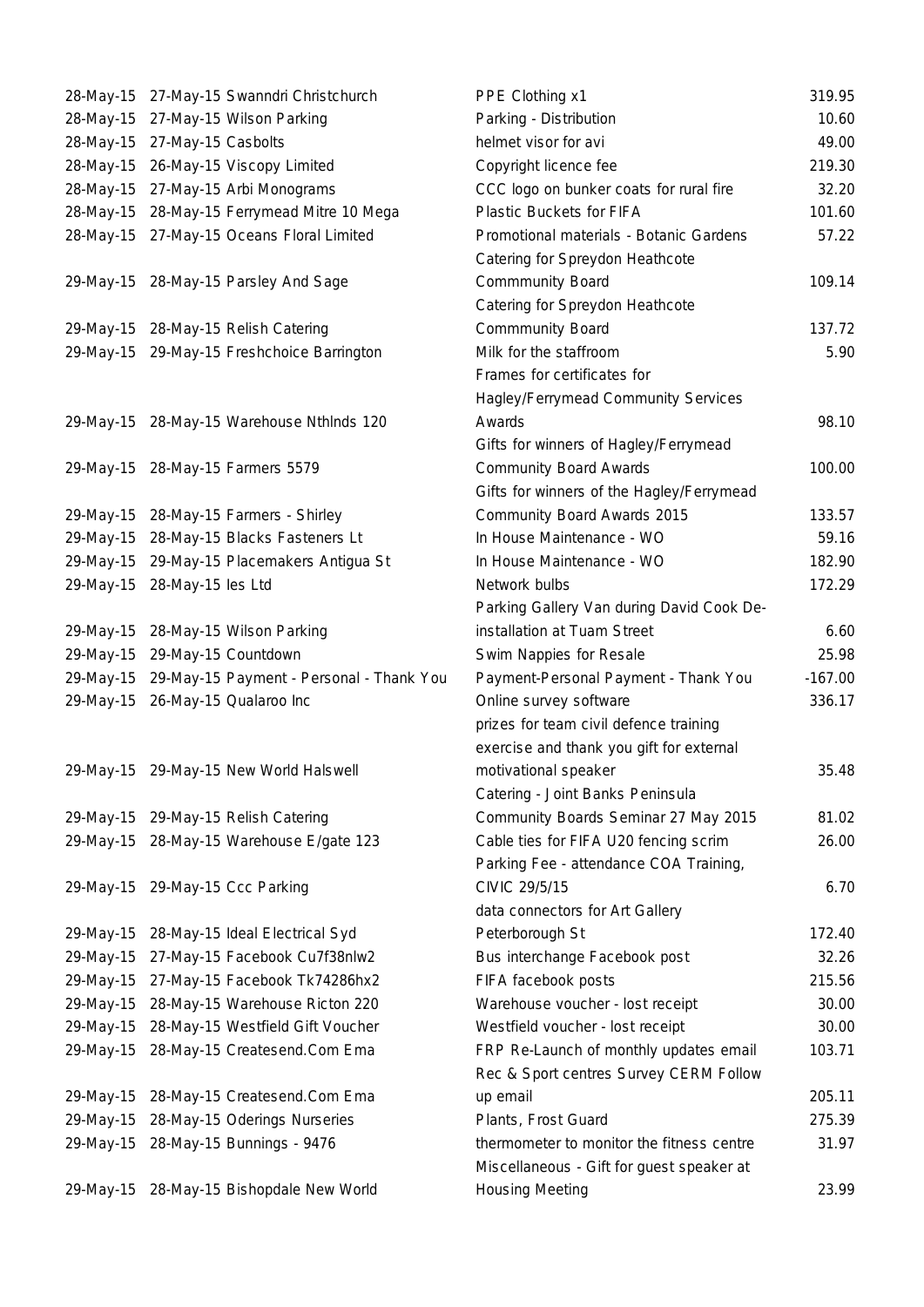| | | | | |
|---|---|---|---|---|
| 28-May-15 | 27-May-15 | Swanndri Christchurch | PPE Clothing x1 | 319.95 |
| 28-May-15 | 27-May-15 | Wilson Parking | Parking - Distribution | 10.60 |
| 28-May-15 | 27-May-15 | Casbolts | helmet visor for avi | 49.00 |
| 28-May-15 | 26-May-15 | Viscopy Limited | Copyright licence fee | 219.30 |
| 28-May-15 | 27-May-15 | Arbi Monograms | CCC logo on bunker coats for rural fire | 32.20 |
| 28-May-15 | 28-May-15 | Ferrymead Mitre 10 Mega | Plastic Buckets for FIFA | 101.60 |
| 28-May-15 | 27-May-15 | Oceans Floral Limited | Promotional materials - Botanic Gardens | 57.22 |
| 29-May-15 | 28-May-15 | Parsley And Sage | Catering for Spreydon Heathcote Commmunity Board | 109.14 |
| 29-May-15 | 28-May-15 | Relish Catering | Catering for Spreydon Heathcote Commmunity Board | 137.72 |
| 29-May-15 | 29-May-15 | Freshchoice Barrington | Milk for the staffroom | 5.90 |
| 29-May-15 | 28-May-15 | Warehouse Nthlnds 120 | Frames for certificates for Hagley/Ferrymead Community Services Awards | 98.10 |
| 29-May-15 | 28-May-15 | Farmers 5579 | Gifts for winners of Hagley/Ferrymead Community Board Awards | 100.00 |
| 29-May-15 | 28-May-15 | Farmers - Shirley | Gifts for winners of the Hagley/Ferrymead Community Board Awards 2015 | 133.57 |
| 29-May-15 | 28-May-15 | Blacks Fasteners Lt | In House Maintenance - WO | 59.16 |
| 29-May-15 | 29-May-15 | Placemakers Antigua St | In House Maintenance - WO | 182.90 |
| 29-May-15 | 28-May-15 | Ies Ltd | Network bulbs | 172.29 |
| 29-May-15 | 28-May-15 | Wilson Parking | Parking Gallery Van during David Cook De-installation at Tuam Street | 6.60 |
| 29-May-15 | 29-May-15 | Countdown | Swim Nappies for Resale | 25.98 |
| 29-May-15 | 29-May-15 | Payment - Personal - Thank You | Payment-Personal Payment - Thank You | -167.00 |
| 29-May-15 | 26-May-15 | Qualaroo Inc | Online survey software | 336.17 |
| 29-May-15 | 29-May-15 | New World Halswell | prizes for team civil defence training exercise and thank you gift for external motivational speaker | 35.48 |
| 29-May-15 | 29-May-15 | Relish Catering | Catering - Joint Banks Peninsula Community Boards Seminar 27 May 2015 | 81.02 |
| 29-May-15 | 28-May-15 | Warehouse E/gate 123 | Cable ties for FIFA U20 fencing scrim | 26.00 |
| 29-May-15 | 29-May-15 | Ccc Parking | Parking Fee - attendance COA Training, CIVIC 29/5/15 | 6.70 |
| 29-May-15 | 28-May-15 | Ideal Electrical Syd | data connectors for Art Gallery Peterborough St | 172.40 |
| 29-May-15 | 27-May-15 | Facebook Cu7f38nlw2 | Bus interchange Facebook post | 32.26 |
| 29-May-15 | 27-May-15 | Facebook Tk74286hx2 | FIFA facebook posts | 215.56 |
| 29-May-15 | 28-May-15 | Warehouse Ricton 220 | Warehouse voucher - lost receipt | 30.00 |
| 29-May-15 | 28-May-15 | Westfield Gift Voucher | Westfield voucher - lost receipt | 30.00 |
| 29-May-15 | 28-May-15 | Createsend.Com Ema | FRP Re-Launch of monthly updates email | 103.71 |
| 29-May-15 | 28-May-15 | Createsend.Com Ema | Rec & Sport centres Survey CERM Follow up email | 205.11 |
| 29-May-15 | 28-May-15 | Oderings Nurseries | Plants, Frost Guard | 275.39 |
| 29-May-15 | 28-May-15 | Bunnings - 9476 | thermometer to monitor the fitness centre | 31.97 |
| 29-May-15 | 28-May-15 | Bishopdale New World | Miscellaneous - Gift for guest speaker at Housing Meeting | 23.99 |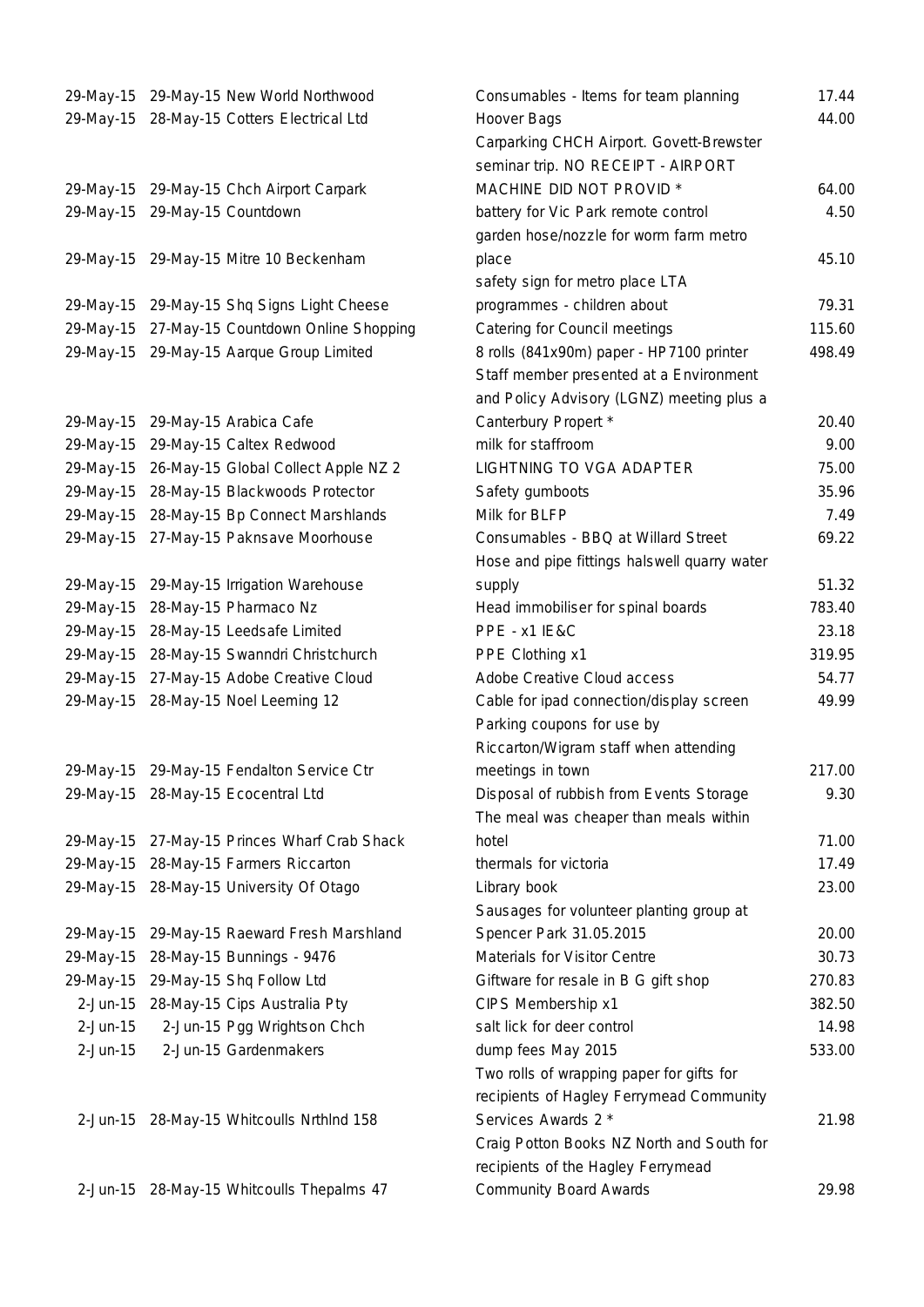| | | | | |
|---|---|---|---|---|
| 29-May-15 | 29-May-15 | New World Northwood | Consumables - Items for team planning | 17.44 |
| 29-May-15 | 28-May-15 | Cotters Electrical Ltd | Hoover Bags | 44.00 |
| 29-May-15 | 29-May-15 | Chch Airport Carpark | Carparking CHCH Airport. Govett-Brewster seminar trip. NO RECEIPT - AIRPORT MACHINE DID NOT PROVID * | 64.00 |
| 29-May-15 | 29-May-15 | Countdown | battery for Vic Park remote control | 4.50 |
| 29-May-15 | 29-May-15 | Mitre 10 Beckenham | garden hose/nozzle for worm farm metro place | 45.10 |
| 29-May-15 | 29-May-15 | Shq Signs Light Cheese | safety sign for metro place LTA programmes - children about | 79.31 |
| 29-May-15 | 27-May-15 | Countdown Online Shopping | Catering for Council meetings | 115.60 |
| 29-May-15 | 29-May-15 | Aarque Group Limited | 8 rolls (841x90m) paper - HP7100 printer | 498.49 |
| 29-May-15 | 29-May-15 | Arabica Cafe | Staff member presented at a Environment and Policy Advisory (LGNZ) meeting plus a Canterbury Propert * | 20.40 |
| 29-May-15 | 29-May-15 | Caltex Redwood | milk for staffroom | 9.00 |
| 29-May-15 | 26-May-15 | Global Collect Apple NZ 2 | LIGHTNING TO VGA ADAPTER | 75.00 |
| 29-May-15 | 28-May-15 | Blackwoods Protector | Safety gumboots | 35.96 |
| 29-May-15 | 28-May-15 | Bp Connect Marshlands | Milk for BLFP | 7.49 |
| 29-May-15 | 27-May-15 | Paknsave Moorhouse | Consumables - BBQ at Willard Street | 69.22 |
| 29-May-15 | 29-May-15 | Irrigation Warehouse | Hose and pipe fittings halswell quarry water supply | 51.32 |
| 29-May-15 | 28-May-15 | Pharmaco Nz | Head immobiliser for spinal boards | 783.40 |
| 29-May-15 | 28-May-15 | Leedsafe Limited | PPE - x1 IE&C | 23.18 |
| 29-May-15 | 28-May-15 | Swanndri Christchurch | PPE Clothing x1 | 319.95 |
| 29-May-15 | 27-May-15 | Adobe Creative Cloud | Adobe Creative Cloud access | 54.77 |
| 29-May-15 | 28-May-15 | Noel Leeming 12 | Cable for ipad connection/display screen | 49.99 |
| 29-May-15 | 29-May-15 | Fendalton Service Ctr | Parking coupons for use by Riccarton/Wigram staff when attending meetings in town | 217.00 |
| 29-May-15 | 28-May-15 | Ecocentral Ltd | Disposal of rubbish from Events Storage | 9.30 |
| 29-May-15 | 27-May-15 | Princes Wharf Crab Shack | The meal was cheaper than meals within hotel | 71.00 |
| 29-May-15 | 28-May-15 | Farmers Riccarton | thermals for victoria | 17.49 |
| 29-May-15 | 28-May-15 | University Of Otago | Library book | 23.00 |
| 29-May-15 | 29-May-15 | Raeward Fresh Marshland | Sausages for volunteer planting group at Spencer Park 31.05.2015 | 20.00 |
| 29-May-15 | 28-May-15 | Bunnings - 9476 | Materials for Visitor Centre | 30.73 |
| 29-May-15 | 29-May-15 | Shq Follow Ltd | Giftware for resale in B G gift shop | 270.83 |
| 2-Jun-15 | 28-May-15 | Cips Australia Pty | CIPS Membership x1 | 382.50 |
| 2-Jun-15 | 2-Jun-15 | Pgg Wrightson Chch | salt lick for deer control | 14.98 |
| 2-Jun-15 | 2-Jun-15 | Gardenmakers | dump fees May 2015 | 533.00 |
| 2-Jun-15 | 28-May-15 | Whitcoulls Nrthlnd 158 | Two rolls of wrapping paper for gifts for recipients of Hagley Ferrymead Community Services Awards 2 * | 21.98 |
| 2-Jun-15 | 28-May-15 | Whitcoulls Thepalms 47 | Craig Potton Books NZ North and South for recipients of the Hagley Ferrymead Community Board Awards | 29.98 |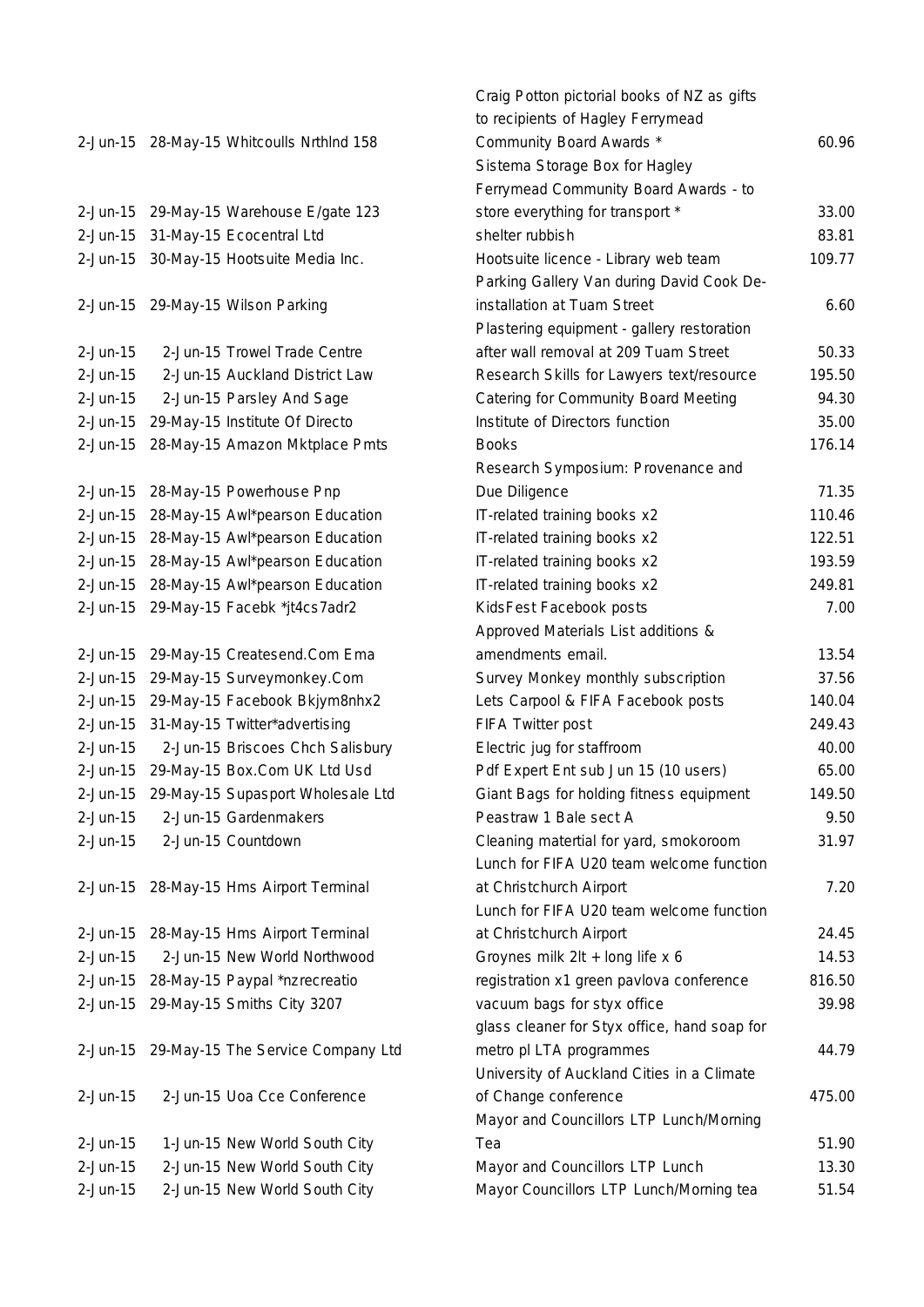| | | | | |
|---|---|---|---|---|
| 2-Jun-15 | 28-May-15 | Whitcoulls Nrthlnd 158 | Craig Potton pictorial books of NZ as gifts to recipients of Hagley Ferrymead Community Board Awards * | 60.96 |
| 2-Jun-15 | 29-May-15 | Warehouse E/gate 123 | Sistema Storage Box for Hagley Ferrymead Community Board Awards - to store everything for transport * | 33.00 |
| 2-Jun-15 | 31-May-15 | Ecocentral Ltd | shelter rubbish | 83.81 |
| 2-Jun-15 | 30-May-15 | Hootsuite Media Inc. | Hootsuite licence - Library web team | 109.77 |
| 2-Jun-15 | 29-May-15 | Wilson Parking | Parking Gallery Van during David Cook De-installation at Tuam Street | 6.60 |
| 2-Jun-15 | 2-Jun-15 | Trowel Trade Centre | Plastering equipment - gallery restoration after wall removal at 209 Tuam Street | 50.33 |
| 2-Jun-15 | 2-Jun-15 | Auckland District Law | Research Skills for Lawyers text/resource | 195.50 |
| 2-Jun-15 | 2-Jun-15 | Parsley And Sage | Catering for Community Board Meeting | 94.30 |
| 2-Jun-15 | 29-May-15 | Institute Of Directo | Institute of Directors function | 35.00 |
| 2-Jun-15 | 28-May-15 | Amazon Mktplace Pmts | Books | 176.14 |
| 2-Jun-15 | 28-May-15 | Powerhouse Pnp | Research Symposium: Provenance and Due Diligence | 71.35 |
| 2-Jun-15 | 28-May-15 | Awl*pearson Education | IT-related training books x2 | 110.46 |
| 2-Jun-15 | 28-May-15 | Awl*pearson Education | IT-related training books x2 | 122.51 |
| 2-Jun-15 | 28-May-15 | Awl*pearson Education | IT-related training books x2 | 193.59 |
| 2-Jun-15 | 28-May-15 | Awl*pearson Education | IT-related training books x2 | 249.81 |
| 2-Jun-15 | 29-May-15 | Facebk *jt4cs7adr2 | KidsFest Facebook posts | 7.00 |
| 2-Jun-15 | 29-May-15 | Createsend.Com Ema | Approved Materials List additions & amendments email. | 13.54 |
| 2-Jun-15 | 29-May-15 | Surveymonkey.Com | Survey Monkey monthly subscription | 37.56 |
| 2-Jun-15 | 29-May-15 | Facebook Bkjym8nhx2 | Lets Carpool & FIFA Facebook posts | 140.04 |
| 2-Jun-15 | 31-May-15 | Twitter*advertising | FIFA Twitter post | 249.43 |
| 2-Jun-15 | 2-Jun-15 | Briscoes Chch Salisbury | Electric jug for staffroom | 40.00 |
| 2-Jun-15 | 29-May-15 | Box.Com UK Ltd Usd | Pdf Expert Ent sub Jun 15 (10 users) | 65.00 |
| 2-Jun-15 | 29-May-15 | Supasport Wholesale Ltd | Giant Bags for holding fitness equipment | 149.50 |
| 2-Jun-15 | 2-Jun-15 | Gardenmakers | Peastraw 1 Bale sect A | 9.50 |
| 2-Jun-15 | 2-Jun-15 | Countdown | Cleaning matertial for yard, smokoroom | 31.97 |
| 2-Jun-15 | 28-May-15 | Hms Airport Terminal | Lunch for FIFA U20 team welcome function at Christchurch Airport | 7.20 |
| 2-Jun-15 | 28-May-15 | Hms Airport Terminal | Lunch for FIFA U20 team welcome function at Christchurch Airport | 24.45 |
| 2-Jun-15 | 2-Jun-15 | New World Northwood | Groynes milk 2lt + long life x 6 | 14.53 |
| 2-Jun-15 | 28-May-15 | Paypal *nzrecreatio | registration x1 green pavlova conference | 816.50 |
| 2-Jun-15 | 29-May-15 | Smiths City 3207 | vacuum bags for styx office | 39.98 |
| 2-Jun-15 | 29-May-15 | The Service Company Ltd | glass cleaner for Styx office, hand soap for metro pl LTA programmes | 44.79 |
| 2-Jun-15 | 2-Jun-15 | Uoa Cce Conference | University of Auckland Cities in a Climate of Change conference | 475.00 |
| 2-Jun-15 | 1-Jun-15 | New World South City | Mayor and Councillors LTP Lunch/Morning Tea | 51.90 |
| 2-Jun-15 | 2-Jun-15 | New World South City | Mayor and Councillors LTP Lunch | 13.30 |
| 2-Jun-15 | 2-Jun-15 | New World South City | Mayor Councillors LTP Lunch/Morning tea | 51.54 |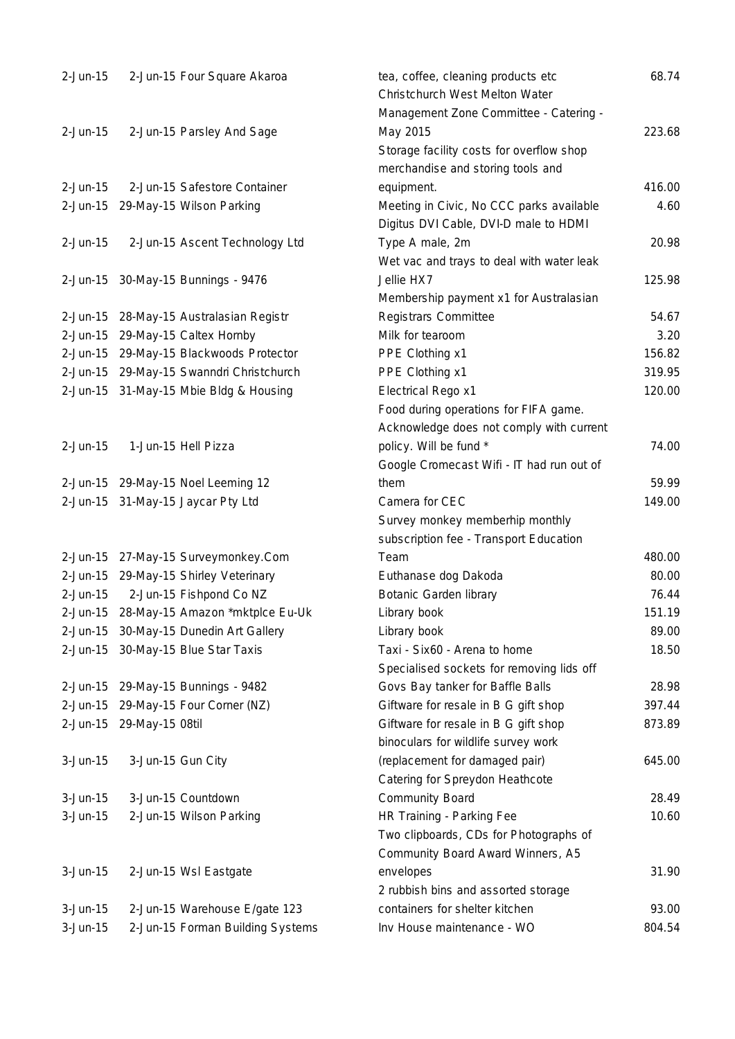| | | | |
|---|---|---|---|
| 2-Jun-15 | 2-Jun-15 Four Square Akaroa | tea, coffee, cleaning products etc | 68.74 |
| 2-Jun-15 | 2-Jun-15 Parsley And Sage | Christchurch West Melton Water Management Zone Committee - Catering - May 2015 | 223.68 |
| 2-Jun-15 | 2-Jun-15 Safestore Container | Storage facility costs for overflow shop merchandise and storing tools and equipment. | 416.00 |
| 2-Jun-15 | 29-May-15 Wilson Parking | Meeting in Civic, No CCC parks available | 4.60 |
| 2-Jun-15 | 2-Jun-15 Ascent Technology Ltd | Digitus DVI Cable, DVI-D male to HDMI Type A male, 2m | 20.98 |
| 2-Jun-15 | 30-May-15 Bunnings - 9476 | Wet vac and trays to deal with water leak Jellie HX7 | 125.98 |
| 2-Jun-15 | 28-May-15 Australasian Registr | Membership payment x1 for Australasian Registrars Committee | 54.67 |
| 2-Jun-15 | 29-May-15 Caltex Hornby | Milk for tearoom | 3.20 |
| 2-Jun-15 | 29-May-15 Blackwoods Protector | PPE Clothing x1 | 156.82 |
| 2-Jun-15 | 29-May-15 Swanndri Christchurch | PPE Clothing x1 | 319.95 |
| 2-Jun-15 | 31-May-15 Mbie Bldg & Housing | Electrical Rego x1 | 120.00 |
| 2-Jun-15 | 1-Jun-15 Hell Pizza | Food during operations for FIFA game. Acknowledge does not comply with current policy. Will be fund * | 74.00 |
| 2-Jun-15 | 29-May-15 Noel Leeming 12 | Google Cromecast Wifi - IT had run out of them | 59.99 |
| 2-Jun-15 | 31-May-15 Jaycar Pty Ltd | Camera for CEC | 149.00 |
| 2-Jun-15 | 27-May-15 Surveymonkey.Com | Survey monkey memberhip monthly subscription fee - Transport Education Team | 480.00 |
| 2-Jun-15 | 29-May-15 Shirley Veterinary | Euthanase dog Dakoda | 80.00 |
| 2-Jun-15 | 2-Jun-15 Fishpond Co NZ | Botanic Garden library | 76.44 |
| 2-Jun-15 | 28-May-15 Amazon *mktplce Eu-Uk | Library book | 151.19 |
| 2-Jun-15 | 30-May-15 Dunedin Art Gallery | Library book | 89.00 |
| 2-Jun-15 | 30-May-15 Blue Star Taxis | Taxi - Six60 - Arena to home | 18.50 |
| 2-Jun-15 | 29-May-15 Bunnings - 9482 | Specialised sockets for removing lids off Govs Bay tanker for Baffle Balls | 28.98 |
| 2-Jun-15 | 29-May-15 Four Corner (NZ) | Giftware for resale in B G gift shop | 397.44 |
| 2-Jun-15 | 29-May-15 08til | Giftware for resale in B G gift shop | 873.89 |
| 3-Jun-15 | 3-Jun-15 Gun City | binoculars for wildlife survey work (replacement for damaged pair) | 645.00 |
| 3-Jun-15 | 3-Jun-15 Countdown | Catering for Spreydon Heathcote Community Board | 28.49 |
| 3-Jun-15 | 2-Jun-15 Wilson Parking | HR Training - Parking Fee | 10.60 |
| 3-Jun-15 | 2-Jun-15 Wsl Eastgate | Two clipboards, CDs for Photographs of Community Board Award Winners, A5 envelopes | 31.90 |
| 3-Jun-15 | 2-Jun-15 Warehouse E/gate 123 | 2 rubbish bins and assorted storage containers for shelter kitchen | 93.00 |
| 3-Jun-15 | 2-Jun-15 Forman Building Systems | Inv House maintenance - WO | 804.54 |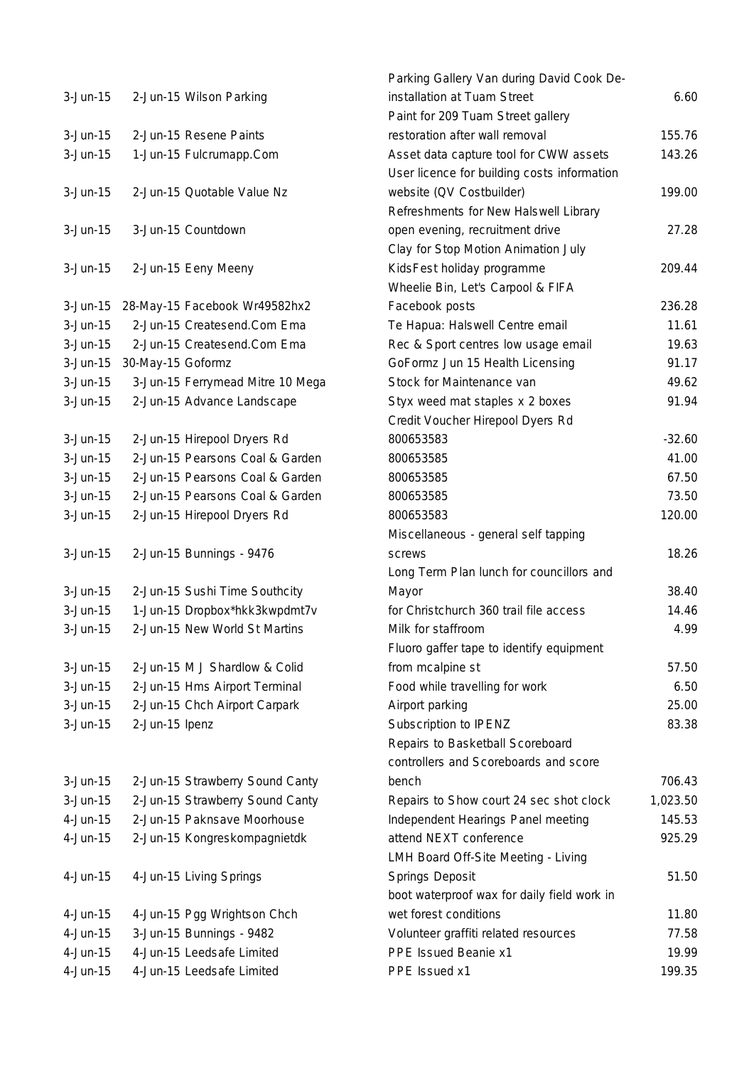| | | | | |
|---|---|---|---|---|
| 3-Jun-15 | 2-Jun-15 | Wilson Parking | Parking Gallery Van during David Cook De-installation at Tuam Street | 6.60 |
| 3-Jun-15 | 2-Jun-15 | Resene Paints | Paint for 209 Tuam Street gallery restoration after wall removal | 155.76 |
| 3-Jun-15 | 1-Jun-15 | Fulcrumapp.Com | Asset data capture tool for CWW assets | 143.26 |
| 3-Jun-15 | 2-Jun-15 | Quotable Value Nz | User licence for building costs information website (QV Costbuilder) | 199.00 |
| 3-Jun-15 | 3-Jun-15 | Countdown | Refreshments for New Halswell Library open evening, recruitment drive | 27.28 |
| 3-Jun-15 | 2-Jun-15 | Eeny Meeny | Clay for Stop Motion Animation July KidsFest holiday programme | 209.44 |
| 3-Jun-15 | 28-May-15 | Facebook Wr49582hx2 | Wheelie Bin, Let's Carpool & FIFA Facebook posts | 236.28 |
| 3-Jun-15 | 2-Jun-15 | Createsend.Com Ema | Te Hapua: Halswell Centre email | 11.61 |
| 3-Jun-15 | 2-Jun-15 | Createsend.Com Ema | Rec & Sport centres low usage email | 19.63 |
| 3-Jun-15 | 30-May-15 | Goformz | GoFormz Jun 15 Health Licensing | 91.17 |
| 3-Jun-15 | 3-Jun-15 | Ferrymead Mitre 10 Mega | Stock for Maintenance van | 49.62 |
| 3-Jun-15 | 2-Jun-15 | Advance Landscape | Styx weed mat staples x 2 boxes | 91.94 |
| 3-Jun-15 | 2-Jun-15 | Hirepool Dryers Rd | Credit Voucher Hirepool Dyers Rd 800653583 | -32.60 |
| 3-Jun-15 | 2-Jun-15 | Pearsons Coal & Garden | 800653585 | 41.00 |
| 3-Jun-15 | 2-Jun-15 | Pearsons Coal & Garden | 800653585 | 67.50 |
| 3-Jun-15 | 2-Jun-15 | Pearsons Coal & Garden | 800653585 | 73.50 |
| 3-Jun-15 | 2-Jun-15 | Hirepool Dryers Rd | 800653583 | 120.00 |
| 3-Jun-15 | 2-Jun-15 | Bunnings - 9476 | Miscellaneous - general self tapping screws | 18.26 |
| 3-Jun-15 | 2-Jun-15 | Sushi Time Southcity | Long Term Plan lunch for councillors and Mayor | 38.40 |
| 3-Jun-15 | 1-Jun-15 | Dropbox*hkk3kwpdmt7v | for Christchurch 360 trail file access | 14.46 |
| 3-Jun-15 | 2-Jun-15 | New World St Martins | Milk for staffroom | 4.99 |
| 3-Jun-15 | 2-Jun-15 | M J Shardlow & Colid | Fluoro gaffer tape to identify equipment from mcalpine st | 57.50 |
| 3-Jun-15 | 2-Jun-15 | Hms Airport Terminal | Food while travelling for work | 6.50 |
| 3-Jun-15 | 2-Jun-15 | Chch Airport Carpark | Airport parking | 25.00 |
| 3-Jun-15 | 2-Jun-15 | Ipenz | Subscription to IPENZ | 83.38 |
| 3-Jun-15 | 2-Jun-15 | Strawberry Sound Canty | Repairs to Basketball Scoreboard controllers and Scoreboards and score bench | 706.43 |
| 3-Jun-15 | 2-Jun-15 | Strawberry Sound Canty | Repairs to Show court 24 sec shot clock | 1,023.50 |
| 4-Jun-15 | 2-Jun-15 | Paknsave Moorhouse | Independent Hearings Panel meeting | 145.53 |
| 4-Jun-15 | 2-Jun-15 | Kongreskompagnietdk | attend NEXT conference | 925.29 |
| 4-Jun-15 | 4-Jun-15 | Living Springs | LMH Board Off-Site Meeting - Living Springs Deposit | 51.50 |
| 4-Jun-15 | 4-Jun-15 | Pgg Wrightson Chch | boot waterproof wax for daily field work in wet forest conditions | 11.80 |
| 4-Jun-15 | 3-Jun-15 | Bunnings - 9482 | Volunteer graffiti related resources | 77.58 |
| 4-Jun-15 | 4-Jun-15 | Leedsafe Limited | PPE Issued Beanie x1 | 19.99 |
| 4-Jun-15 | 4-Jun-15 | Leedsafe Limited | PPE Issued x1 | 199.35 |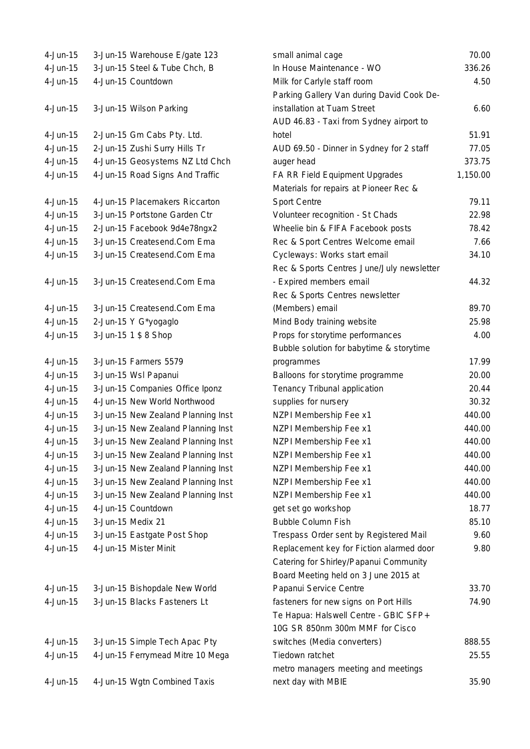| | | | |
|---|---|---|---|
| 4-Jun-15 | 3-Jun-15 Warehouse E/gate 123 | small animal cage | 70.00 |
| 4-Jun-15 | 3-Jun-15 Steel & Tube Chch, B | In House Maintenance - WO | 336.26 |
| 4-Jun-15 | 4-Jun-15 Countdown | Milk for Carlyle staff room | 4.50 |
| 4-Jun-15 | 3-Jun-15 Wilson Parking | Parking Gallery Van during David Cook De-installation at Tuam Street | 6.60 |
| 4-Jun-15 | 2-Jun-15 Gm Cabs Pty. Ltd. | AUD 46.83 - Taxi from Sydney airport to hotel | 51.91 |
| 4-Jun-15 | 2-Jun-15 Zushi Surry Hills Tr | AUD 69.50 - Dinner in Sydney for 2 staff | 77.05 |
| 4-Jun-15 | 4-Jun-15 Geosystems NZ Ltd Chch | auger head | 373.75 |
| 4-Jun-15 | 4-Jun-15 Road Signs And Traffic | FA RR Field Equipment Upgrades | 1,150.00 |
| 4-Jun-15 | 4-Jun-15 Placemakers Riccarton | Materials for repairs at Pioneer Rec & Sport Centre | 79.11 |
| 4-Jun-15 | 3-Jun-15 Portstone Garden Ctr | Volunteer recognition - St Chads | 22.98 |
| 4-Jun-15 | 2-Jun-15 Facebook 9d4e78ngx2 | Wheelie bin & FIFA Facebook posts | 78.42 |
| 4-Jun-15 | 3-Jun-15 Createsend.Com Ema | Rec & Sport Centres Welcome email | 7.66 |
| 4-Jun-15 | 3-Jun-15 Createsend.Com Ema | Cycleways: Works start email | 34.10 |
| 4-Jun-15 | 3-Jun-15 Createsend.Com Ema | Rec & Sports Centres June/July newsletter - Expired members email | 44.32 |
| 4-Jun-15 | 3-Jun-15 Createsend.Com Ema | Rec & Sports Centres newsletter (Members) email | 89.70 |
| 4-Jun-15 | 2-Jun-15 Y G*yogaglo | Mind Body training website | 25.98 |
| 4-Jun-15 | 3-Jun-15 1 $ 8 Shop | Props for storytime performances | 4.00 |
| 4-Jun-15 | 3-Jun-15 Farmers 5579 | Bubble solution for babytime & storytime programmes | 17.99 |
| 4-Jun-15 | 3-Jun-15 Wsl Papanui | Balloons for storytime programme | 20.00 |
| 4-Jun-15 | 3-Jun-15 Companies Office Iponz | Tenancy Tribunal application | 20.44 |
| 4-Jun-15 | 4-Jun-15 New World Northwood | supplies for nursery | 30.32 |
| 4-Jun-15 | 3-Jun-15 New Zealand Planning Inst | NZPI Membership Fee x1 | 440.00 |
| 4-Jun-15 | 3-Jun-15 New Zealand Planning Inst | NZPI Membership Fee x1 | 440.00 |
| 4-Jun-15 | 3-Jun-15 New Zealand Planning Inst | NZPI Membership Fee x1 | 440.00 |
| 4-Jun-15 | 3-Jun-15 New Zealand Planning Inst | NZPI Membership Fee x1 | 440.00 |
| 4-Jun-15 | 3-Jun-15 New Zealand Planning Inst | NZPI Membership Fee x1 | 440.00 |
| 4-Jun-15 | 3-Jun-15 New Zealand Planning Inst | NZPI Membership Fee x1 | 440.00 |
| 4-Jun-15 | 3-Jun-15 New Zealand Planning Inst | NZPI Membership Fee x1 | 440.00 |
| 4-Jun-15 | 4-Jun-15 Countdown | get set go workshop | 18.77 |
| 4-Jun-15 | 3-Jun-15 Medix 21 | Bubble Column Fish | 85.10 |
| 4-Jun-15 | 3-Jun-15 Eastgate Post Shop | Trespass Order sent by Registered Mail | 9.60 |
| 4-Jun-15 | 4-Jun-15 Mister Minit | Replacement key for Fiction alarmed door | 9.80 |
| 4-Jun-15 | 3-Jun-15 Bishopdale New World | Catering for Shirley/Papanui Community Board Meeting held on 3 June 2015 at Papanui Service Centre | 33.70 |
| 4-Jun-15 | 3-Jun-15 Blacks Fasteners Lt | fasteners for new signs on Port Hills | 74.90 |
| 4-Jun-15 | 3-Jun-15 Simple Tech Apac Pty | Te Hapua: Halswell Centre - GBIC SFP+ 10G SR 850nm 300m MMF for Cisco switches (Media converters) | 888.55 |
| 4-Jun-15 | 4-Jun-15 Ferrymead Mitre 10 Mega | Tiedown ratchet | 25.55 |
| 4-Jun-15 | 4-Jun-15 Wgtn Combined Taxis | metro managers meeting and meetings next day with MBIE | 35.90 |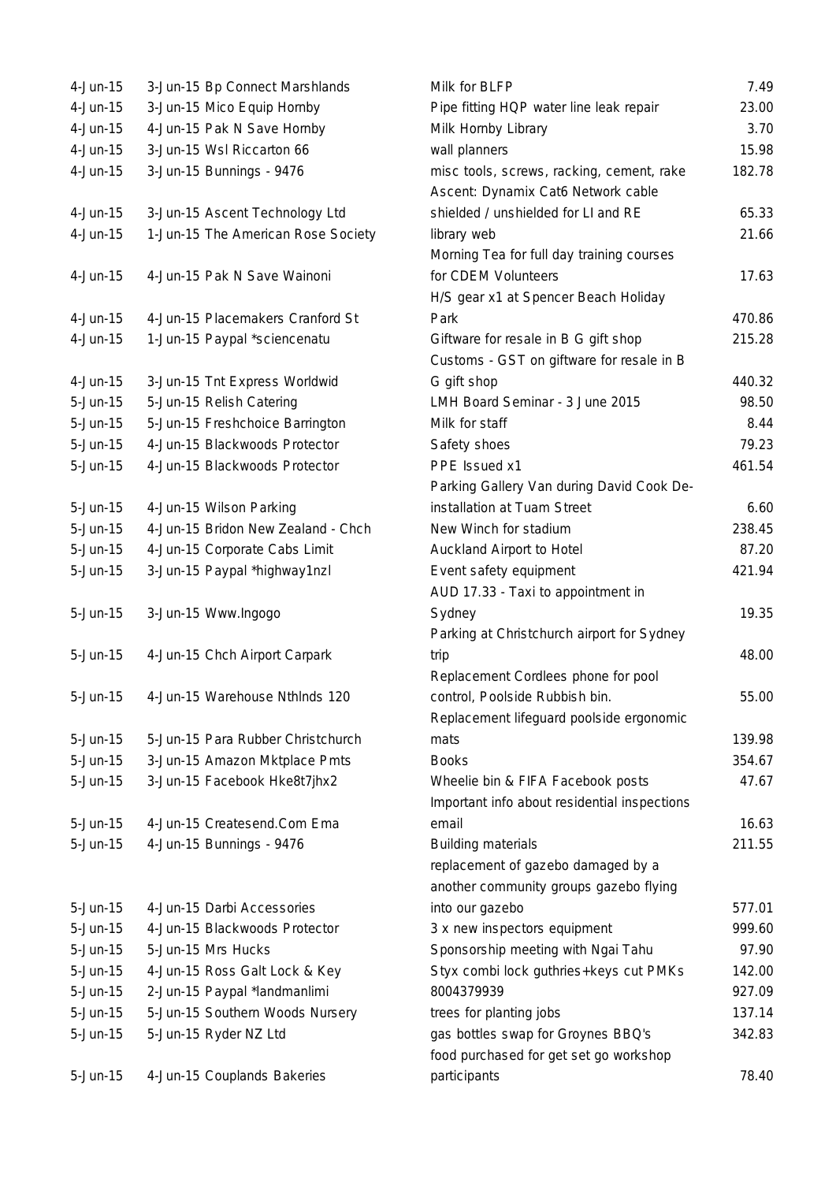| | | | |
|---|---|---|---|
| 4-Jun-15 | 3-Jun-15 Bp Connect Marshlands | Milk for BLFP | 7.49 |
| 4-Jun-15 | 3-Jun-15 Mico Equip Hornby | Pipe fitting HQP water line leak repair | 23.00 |
| 4-Jun-15 | 4-Jun-15 Pak N Save Hornby | Milk Hornby Library | 3.70 |
| 4-Jun-15 | 3-Jun-15 Wsl Riccarton 66 | wall planners | 15.98 |
| 4-Jun-15 | 3-Jun-15 Bunnings - 9476 | misc tools, screws, racking, cement, rake | 182.78 |
| 4-Jun-15 | 3-Jun-15 Ascent Technology Ltd | Ascent: Dynamix Cat6 Network cable shielded / unshielded for LI and RE | 65.33 |
| 4-Jun-15 | 1-Jun-15 The American Rose Society | library web | 21.66 |
| 4-Jun-15 | 4-Jun-15 Pak N Save Wainoni | Morning Tea for full day training courses for CDEM Volunteers | 17.63 |
| 4-Jun-15 | 4-Jun-15 Placemakers Cranford St | H/S gear x1 at Spencer Beach Holiday Park | 470.86 |
| 4-Jun-15 | 1-Jun-15 Paypal *sciencenatu | Giftware for resale in B G gift shop | 215.28 |
| 4-Jun-15 | 3-Jun-15 Tnt Express Worldwid | Customs - GST on giftware for resale in B G gift shop | 440.32 |
| 5-Jun-15 | 5-Jun-15 Relish Catering | LMH Board Seminar - 3 June 2015 | 98.50 |
| 5-Jun-15 | 5-Jun-15 Freshchoice Barrington | Milk for staff | 8.44 |
| 5-Jun-15 | 4-Jun-15 Blackwoods Protector | Safety shoes | 79.23 |
| 5-Jun-15 | 4-Jun-15 Blackwoods Protector | PPE Issued x1 | 461.54 |
| 5-Jun-15 | 4-Jun-15 Wilson Parking | Parking Gallery Van during David Cook De-installation at Tuam Street | 6.60 |
| 5-Jun-15 | 4-Jun-15 Bridon New Zealand - Chch | New Winch for stadium | 238.45 |
| 5-Jun-15 | 4-Jun-15 Corporate Cabs Limit | Auckland Airport to Hotel | 87.20 |
| 5-Jun-15 | 3-Jun-15 Paypal *highway1nzl | Event safety equipment | 421.94 |
| 5-Jun-15 | 3-Jun-15 Www.Ingogo | AUD 17.33 - Taxi to appointment in Sydney | 19.35 |
| 5-Jun-15 | 4-Jun-15 Chch Airport Carpark | Parking at Christchurch airport for Sydney trip | 48.00 |
| 5-Jun-15 | 4-Jun-15 Warehouse Nthlnds 120 | Replacement Cordlees phone for pool control, Poolside Rubbish bin. | 55.00 |
| 5-Jun-15 | 5-Jun-15 Para Rubber Christchurch | Replacement lifeguard poolside ergonomic mats | 139.98 |
| 5-Jun-15 | 3-Jun-15 Amazon Mktplace Pmts | Books | 354.67 |
| 5-Jun-15 | 3-Jun-15 Facebook Hke8t7jhx2 | Wheelie bin & FIFA Facebook posts | 47.67 |
| 5-Jun-15 | 4-Jun-15 Createsend.Com Ema | Important info about residential inspections email | 16.63 |
| 5-Jun-15 | 4-Jun-15 Bunnings - 9476 | Building materials | 211.55 |
| 5-Jun-15 | 4-Jun-15 Darbi Accessories | replacement of gazebo damaged by a another community groups gazebo flying into our gazebo | 577.01 |
| 5-Jun-15 | 4-Jun-15 Blackwoods Protector | 3 x new inspectors equipment | 999.60 |
| 5-Jun-15 | 5-Jun-15 Mrs Hucks | Sponsorship meeting with Ngai Tahu | 97.90 |
| 5-Jun-15 | 4-Jun-15 Ross Galt Lock & Key | Styx combi lock guthries+keys cut PMKs | 142.00 |
| 5-Jun-15 | 2-Jun-15 Paypal *landmanlimi | 8004379939 | 927.09 |
| 5-Jun-15 | 5-Jun-15 Southern Woods Nursery | trees for planting jobs | 137.14 |
| 5-Jun-15 | 5-Jun-15 Ryder NZ Ltd | gas bottles swap for Groynes BBQ's | 342.83 |
| 5-Jun-15 | 4-Jun-15 Couplands Bakeries | food purchased for get set go workshop participants | 78.40 |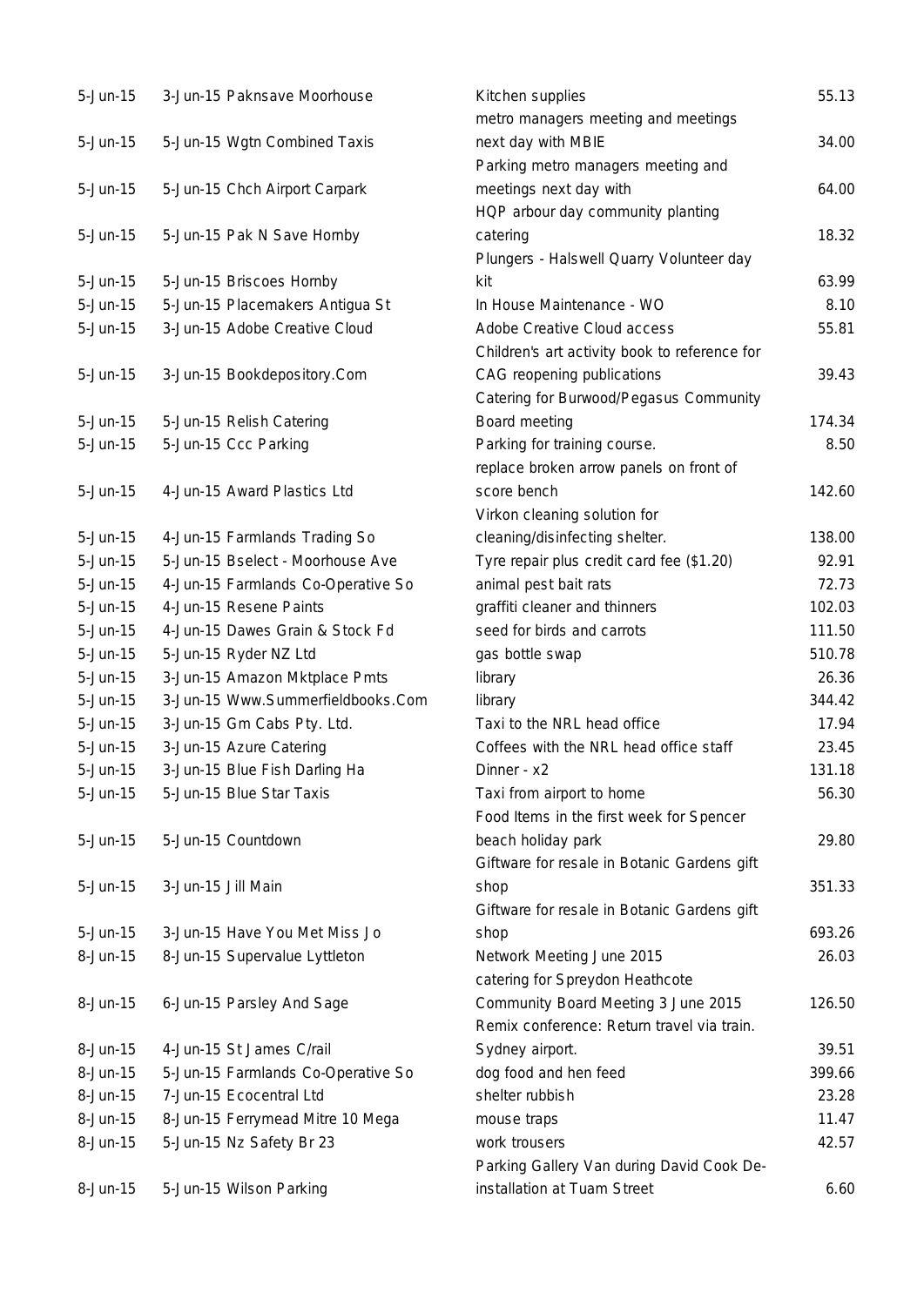| | | | |
|---|---|---|---|
| 5-Jun-15 | 3-Jun-15 Paknsave Moorhouse | Kitchen supplies | 55.13 |
| 5-Jun-15 | 5-Jun-15 Wgtn Combined Taxis | metro managers meeting and meetings next day with MBIE | 34.00 |
| 5-Jun-15 | 5-Jun-15 Chch Airport Carpark | Parking metro managers meeting and meetings next day with | 64.00 |
| 5-Jun-15 | 5-Jun-15 Pak N Save Hornby | HQP arbour day community planting catering | 18.32 |
| 5-Jun-15 | 5-Jun-15 Briscoes Hornby | Plungers - Halswell Quarry Volunteer day kit | 63.99 |
| 5-Jun-15 | 5-Jun-15 Placemakers Antigua St | In House Maintenance - WO | 8.10 |
| 5-Jun-15 | 3-Jun-15 Adobe Creative Cloud | Adobe Creative Cloud access | 55.81 |
| 5-Jun-15 | 3-Jun-15 Bookdepository.Com | Children's art activity book to reference for CAG reopening publications | 39.43 |
| 5-Jun-15 | 5-Jun-15 Relish Catering | Catering for Burwood/Pegasus Community Board meeting | 174.34 |
| 5-Jun-15 | 5-Jun-15 Ccc Parking | Parking for training course. | 8.50 |
| 5-Jun-15 | 4-Jun-15 Award Plastics Ltd | replace broken arrow panels on front of score bench | 142.60 |
| 5-Jun-15 | 4-Jun-15 Farmlands Trading So | Virkon cleaning solution for cleaning/disinfecting shelter. | 138.00 |
| 5-Jun-15 | 5-Jun-15 Bselect - Moorhouse Ave | Tyre repair plus credit card fee ($1.20) | 92.91 |
| 5-Jun-15 | 4-Jun-15 Farmlands Co-Operative So | animal pest bait rats | 72.73 |
| 5-Jun-15 | 4-Jun-15 Resene Paints | graffiti cleaner and thinners | 102.03 |
| 5-Jun-15 | 4-Jun-15 Dawes Grain & Stock Fd | seed for birds and carrots | 111.50 |
| 5-Jun-15 | 5-Jun-15 Ryder NZ Ltd | gas bottle swap | 510.78 |
| 5-Jun-15 | 3-Jun-15 Amazon Mktplace Pmts | library | 26.36 |
| 5-Jun-15 | 3-Jun-15 Www.Summerfieldbooks.Com | library | 344.42 |
| 5-Jun-15 | 3-Jun-15 Gm Cabs Pty. Ltd. | Taxi to the NRL head office | 17.94 |
| 5-Jun-15 | 3-Jun-15 Azure Catering | Coffees with the NRL head office staff | 23.45 |
| 5-Jun-15 | 3-Jun-15 Blue Fish Darling Ha | Dinner - x2 | 131.18 |
| 5-Jun-15 | 5-Jun-15 Blue Star Taxis | Taxi from airport to home | 56.30 |
| 5-Jun-15 | 5-Jun-15 Countdown | Food Items in the first week for Spencer beach holiday park | 29.80 |
| 5-Jun-15 | 3-Jun-15 Jill Main | Giftware for resale in Botanic Gardens gift shop | 351.33 |
| 5-Jun-15 | 3-Jun-15 Have You Met Miss Jo | Giftware for resale in Botanic Gardens gift shop | 693.26 |
| 8-Jun-15 | 8-Jun-15 Supervalue Lyttleton | Network Meeting June 2015 | 26.03 |
| 8-Jun-15 | 6-Jun-15 Parsley And Sage | catering for Spreydon Heathcote Community Board Meeting 3 June 2015 | 126.50 |
| 8-Jun-15 | 4-Jun-15 St James C/rail | Remix conference: Return travel via train. Sydney airport. | 39.51 |
| 8-Jun-15 | 5-Jun-15 Farmlands Co-Operative So | dog food and hen feed | 399.66 |
| 8-Jun-15 | 7-Jun-15 Ecocentral Ltd | shelter rubbish | 23.28 |
| 8-Jun-15 | 8-Jun-15 Ferrymead Mitre 10 Mega | mouse traps | 11.47 |
| 8-Jun-15 | 5-Jun-15 Nz Safety Br 23 | work trousers | 42.57 |
| 8-Jun-15 | 5-Jun-15 Wilson Parking | Parking Gallery Van during David Cook De-installation at Tuam Street | 6.60 |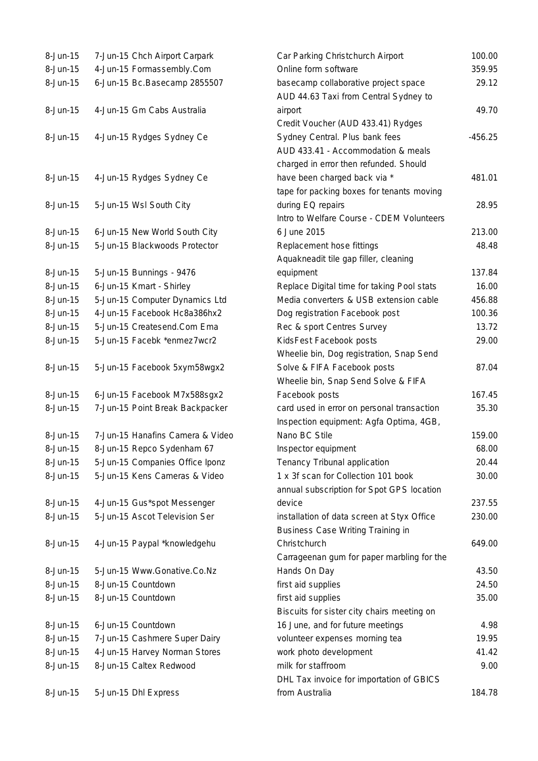| | | | |
|---|---|---|---|
| 8-Jun-15 | 7-Jun-15 Chch Airport Carpark | Car Parking Christchurch Airport | 100.00 |
| 8-Jun-15 | 4-Jun-15 Formassembly.Com | Online form software | 359.95 |
| 8-Jun-15 | 6-Jun-15 Bc.Basecamp 2855507 | basecamp collaborative project space | 29.12 |
| 8-Jun-15 | 4-Jun-15 Gm Cabs Australia | AUD 44.63 Taxi from Central Sydney to airport | 49.70 |
| 8-Jun-15 | 4-Jun-15 Rydges Sydney Ce | Credit Voucher (AUD 433.41) Rydges Sydney Central. Plus bank fees | -456.25 |
| 8-Jun-15 | 4-Jun-15 Rydges Sydney Ce | AUD 433.41 - Accommodation & meals charged in error then refunded. Should have been charged back via * | 481.01 |
| 8-Jun-15 | 5-Jun-15 Wsl South City | tape for packing boxes for tenants moving during EQ repairs | 28.95 |
| 8-Jun-15 | 6-Jun-15 New World South City | Intro to Welfare Course - CDEM Volunteers 6 June 2015 | 213.00 |
| 8-Jun-15 | 5-Jun-15 Blackwoods Protector | Replacement hose fittings | 48.48 |
| 8-Jun-15 | 5-Jun-15 Bunnings - 9476 | Aquakneadit tile gap filler, cleaning equipment | 137.84 |
| 8-Jun-15 | 6-Jun-15 Kmart - Shirley | Replace Digital time for taking Pool stats | 16.00 |
| 8-Jun-15 | 5-Jun-15 Computer Dynamics Ltd | Media converters & USB extension cable | 456.88 |
| 8-Jun-15 | 4-Jun-15 Facebook Hc8a386hx2 | Dog registration Facebook post | 100.36 |
| 8-Jun-15 | 5-Jun-15 Createsend.Com Ema | Rec & sport Centres Survey | 13.72 |
| 8-Jun-15 | 5-Jun-15 Facebk *enmez7wcr2 | KidsFest Facebook posts | 29.00 |
| 8-Jun-15 | 5-Jun-15 Facebook 5xym58wgx2 | Wheelie bin, Dog registration, Snap Send Solve & FIFA Facebook posts | 87.04 |
| 8-Jun-15 | 6-Jun-15 Facebook M7x588sgx2 | Wheelie bin, Snap Send Solve & FIFA Facebook posts | 167.45 |
| 8-Jun-15 | 7-Jun-15 Point Break Backpacker | card used in error on personal transaction | 35.30 |
| 8-Jun-15 | 7-Jun-15 Hanafins Camera & Video | Inspection equipment: Agfa Optima, 4GB, Nano BC Stile | 159.00 |
| 8-Jun-15 | 8-Jun-15 Repco Sydenham 67 | Inspector equipment | 68.00 |
| 8-Jun-15 | 5-Jun-15 Companies Office Iponz | Tenancy Tribunal application | 20.44 |
| 8-Jun-15 | 5-Jun-15 Kens Cameras & Video | 1 x 3f scan for Collection 101 book | 30.00 |
| 8-Jun-15 | 4-Jun-15 Gus*spot Messenger | annual subscription for Spot GPS location device | 237.55 |
| 8-Jun-15 | 5-Jun-15 Ascot Television Ser | installation of data screen at Styx Office | 230.00 |
| 8-Jun-15 | 4-Jun-15 Paypal *knowledgehu | Business Case Writing Training in Christchurch | 649.00 |
| 8-Jun-15 | 5-Jun-15 Www.Gonative.Co.Nz | Carrageenan gum for paper marbling for the Hands On Day | 43.50 |
| 8-Jun-15 | 8-Jun-15 Countdown | first aid supplies | 24.50 |
| 8-Jun-15 | 8-Jun-15 Countdown | first aid supplies | 35.00 |
| 8-Jun-15 | 6-Jun-15 Countdown | Biscuits for sister city chairs meeting on 16 June, and for future meetings | 4.98 |
| 8-Jun-15 | 7-Jun-15 Cashmere Super Dairy | volunteer expenses morning tea | 19.95 |
| 8-Jun-15 | 4-Jun-15 Harvey Norman Stores | work photo development | 41.42 |
| 8-Jun-15 | 8-Jun-15 Caltex Redwood | milk for staffroom | 9.00 |
| 8-Jun-15 | 5-Jun-15 Dhl Express | DHL Tax invoice for importation of GBICS from Australia | 184.78 |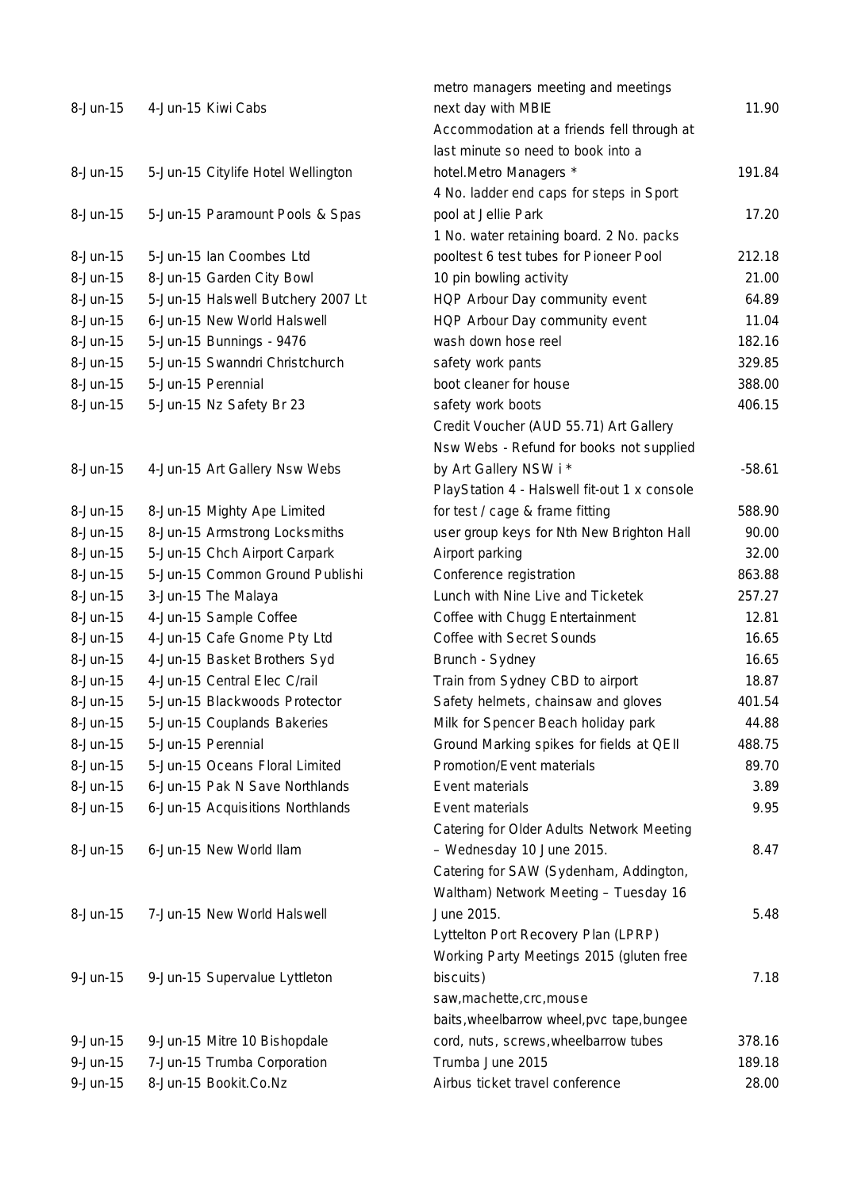| | | | |
|---|---|---|---|
| 8-Jun-15 | 4-Jun-15 Kiwi Cabs | metro managers meeting and meetings next day with MBIE | 11.90 |
| 8-Jun-15 | 5-Jun-15 Citylife Hotel Wellington | Accommodation at a friends fell through at last minute so need to book into a hotel.Metro Managers * | 191.84 |
| 8-Jun-15 | 5-Jun-15 Paramount Pools & Spas | 4 No. ladder end caps for steps in Sport pool at Jellie Park | 17.20 |
| 8-Jun-15 | 5-Jun-15 Ian Coombes Ltd | 1 No. water retaining board. 2 No. packs pooltest 6 test tubes for Pioneer Pool | 212.18 |
| 8-Jun-15 | 8-Jun-15 Garden City Bowl | 10 pin bowling activity | 21.00 |
| 8-Jun-15 | 5-Jun-15 Halswell Butchery 2007 Lt | HQP Arbour Day community event | 64.89 |
| 8-Jun-15 | 6-Jun-15 New World Halswell | HQP Arbour Day community event | 11.04 |
| 8-Jun-15 | 5-Jun-15 Bunnings - 9476 | wash down hose reel | 182.16 |
| 8-Jun-15 | 5-Jun-15 Swanndri Christchurch | safety work pants | 329.85 |
| 8-Jun-15 | 5-Jun-15 Perennial | boot cleaner for house | 388.00 |
| 8-Jun-15 | 5-Jun-15 Nz Safety Br 23 | safety work boots | 406.15 |
| 8-Jun-15 | 4-Jun-15 Art Gallery Nsw Webs | Credit Voucher (AUD 55.71) Art Gallery Nsw Webs - Refund for books not supplied by Art Gallery NSW i * | -58.61 |
| 8-Jun-15 | 8-Jun-15 Mighty Ape Limited | PlayStation 4 - Halswell fit-out 1 x console for test / cage & frame fitting | 588.90 |
| 8-Jun-15 | 8-Jun-15 Armstrong Locksmiths | user group keys for Nth New Brighton Hall | 90.00 |
| 8-Jun-15 | 5-Jun-15 Chch Airport Carpark | Airport parking | 32.00 |
| 8-Jun-15 | 5-Jun-15 Common Ground Publishi | Conference registration | 863.88 |
| 8-Jun-15 | 3-Jun-15 The Malaya | Lunch with Nine Live and Ticketek | 257.27 |
| 8-Jun-15 | 4-Jun-15 Sample Coffee | Coffee with Chugg Entertainment | 12.81 |
| 8-Jun-15 | 4-Jun-15 Cafe Gnome Pty Ltd | Coffee with Secret Sounds | 16.65 |
| 8-Jun-15 | 4-Jun-15 Basket Brothers Syd | Brunch - Sydney | 16.65 |
| 8-Jun-15 | 4-Jun-15 Central Elec C/rail | Train from Sydney CBD to airport | 18.87 |
| 8-Jun-15 | 5-Jun-15 Blackwoods Protector | Safety helmets, chainsaw and gloves | 401.54 |
| 8-Jun-15 | 5-Jun-15 Couplands Bakeries | Milk for Spencer Beach holiday park | 44.88 |
| 8-Jun-15 | 5-Jun-15 Perennial | Ground Marking spikes for fields at QEII | 488.75 |
| 8-Jun-15 | 5-Jun-15 Oceans Floral Limited | Promotion/Event materials | 89.70 |
| 8-Jun-15 | 6-Jun-15 Pak N Save Northlands | Event materials | 3.89 |
| 8-Jun-15 | 6-Jun-15 Acquisitions Northlands | Event materials | 9.95 |
| 8-Jun-15 | 6-Jun-15 New World Ilam | Catering for Older Adults Network Meeting – Wednesday 10 June 2015. | 8.47 |
| 8-Jun-15 | 7-Jun-15 New World Halswell | Catering for SAW (Sydenham, Addington, Waltham) Network Meeting – Tuesday 16 June 2015. | 5.48 |
| 9-Jun-15 | 9-Jun-15 Supervalue Lyttleton | Lyttelton Port Recovery Plan (LPRP) Working Party Meetings 2015 (gluten free biscuits) | 7.18 |
| 9-Jun-15 | 9-Jun-15 Mitre 10 Bishopdale | saw,machette,crc,mouse baits,wheelbarrow wheel,pvc tape,bungee cord, nuts, screws,wheelbarrow tubes | 378.16 |
| 9-Jun-15 | 7-Jun-15 Trumba Corporation | Trumba June 2015 | 189.18 |
| 9-Jun-15 | 8-Jun-15 Bookit.Co.Nz | Airbus ticket travel conference | 28.00 |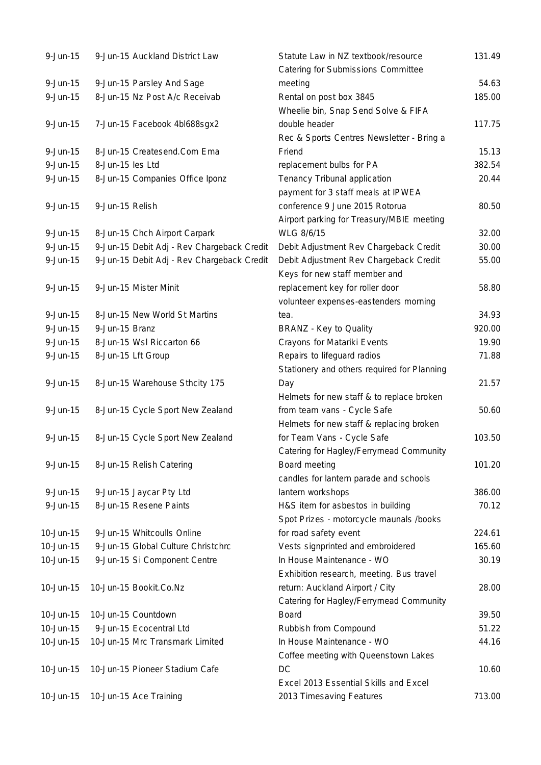| | | | |
|---|---|---|---|
| 9-Jun-15 | 9-Jun-15 Auckland District Law | Statute Law in NZ textbook/resource | 131.49 |
| 9-Jun-15 | 9-Jun-15 Parsley And Sage | Catering for Submissions Committee meeting | 54.63 |
| 9-Jun-15 | 8-Jun-15 Nz Post A/c Receivab | Rental on post box 3845 | 185.00 |
| 9-Jun-15 | 7-Jun-15 Facebook 4bl688sgx2 | Wheelie bin, Snap Send Solve & FIFA double header | 117.75 |
| 9-Jun-15 | 8-Jun-15 Createsend.Com Ema | Rec & Sports Centres Newsletter - Bring a Friend | 15.13 |
| 9-Jun-15 | 8-Jun-15 Ies Ltd | replacement bulbs for PA | 382.54 |
| 9-Jun-15 | 8-Jun-15 Companies Office Iponz | Tenancy Tribunal application | 20.44 |
| 9-Jun-15 | 9-Jun-15 Relish | payment for 3 staff meals at IPWEA conference 9 June 2015 Rotorua | 80.50 |
| 9-Jun-15 | 8-Jun-15 Chch Airport Carpark | Airport parking for Treasury/MBIE meeting WLG 8/6/15 | 32.00 |
| 9-Jun-15 | 9-Jun-15 Debit Adj - Rev Chargeback Credit | Debit Adjustment Rev Chargeback Credit | 30.00 |
| 9-Jun-15 | 9-Jun-15 Debit Adj - Rev Chargeback Credit | Debit Adjustment Rev Chargeback Credit | 55.00 |
| 9-Jun-15 | 9-Jun-15 Mister Minit | Keys for new staff member and replacement key for roller door | 58.80 |
| 9-Jun-15 | 8-Jun-15 New World St Martins | volunteer expenses-eastenders morning tea. | 34.93 |
| 9-Jun-15 | 9-Jun-15 Branz | BRANZ - Key to Quality | 920.00 |
| 9-Jun-15 | 8-Jun-15 Wsl Riccarton 66 | Crayons for Matariki Events | 19.90 |
| 9-Jun-15 | 8-Jun-15 Lft Group | Repairs to lifeguard radios | 71.88 |
| 9-Jun-15 | 8-Jun-15 Warehouse Sthcity 175 | Stationery and others required for Planning Day | 21.57 |
| 9-Jun-15 | 8-Jun-15 Cycle Sport New Zealand | Helmets for new staff & to replace broken from team vans - Cycle Safe | 50.60 |
| 9-Jun-15 | 8-Jun-15 Cycle Sport New Zealand | Helmets for new staff & replacing broken for Team Vans - Cycle Safe | 103.50 |
| 9-Jun-15 | 8-Jun-15 Relish Catering | Catering for Hagley/Ferrymead Community Board meeting | 101.20 |
| 9-Jun-15 | 9-Jun-15 Jaycar Pty Ltd | candles for lantern parade and schools lantern workshops | 386.00 |
| 9-Jun-15 | 8-Jun-15 Resene Paints | H&S item for asbestos in building | 70.12 |
| 10-Jun-15 | 9-Jun-15 Whitcoulls Online | Spot Prizes - motorcycle maunals /books for road safety event | 224.61 |
| 10-Jun-15 | 9-Jun-15 Global Culture Christchrc | Vests signprinted and embroidered | 165.60 |
| 10-Jun-15 | 9-Jun-15 Si Component Centre | In House Maintenance - WO | 30.19 |
| 10-Jun-15 | 10-Jun-15 Bookit.Co.Nz | Exhibition research, meeting. Bus travel return: Auckland Airport / City | 28.00 |
| 10-Jun-15 | 10-Jun-15 Countdown | Catering for Hagley/Ferrymead Community Board | 39.50 |
| 10-Jun-15 | 9-Jun-15 Ecocentral Ltd | Rubbish from Compound | 51.22 |
| 10-Jun-15 | 10-Jun-15 Mrc Transmark Limited | In House Maintenance - WO | 44.16 |
| 10-Jun-15 | 10-Jun-15 Pioneer Stadium Cafe | Coffee meeting with Queenstown Lakes DC | 10.60 |
| 10-Jun-15 | 10-Jun-15 Ace Training | Excel 2013 Essential Skills and Excel 2013 Timesaving Features | 713.00 |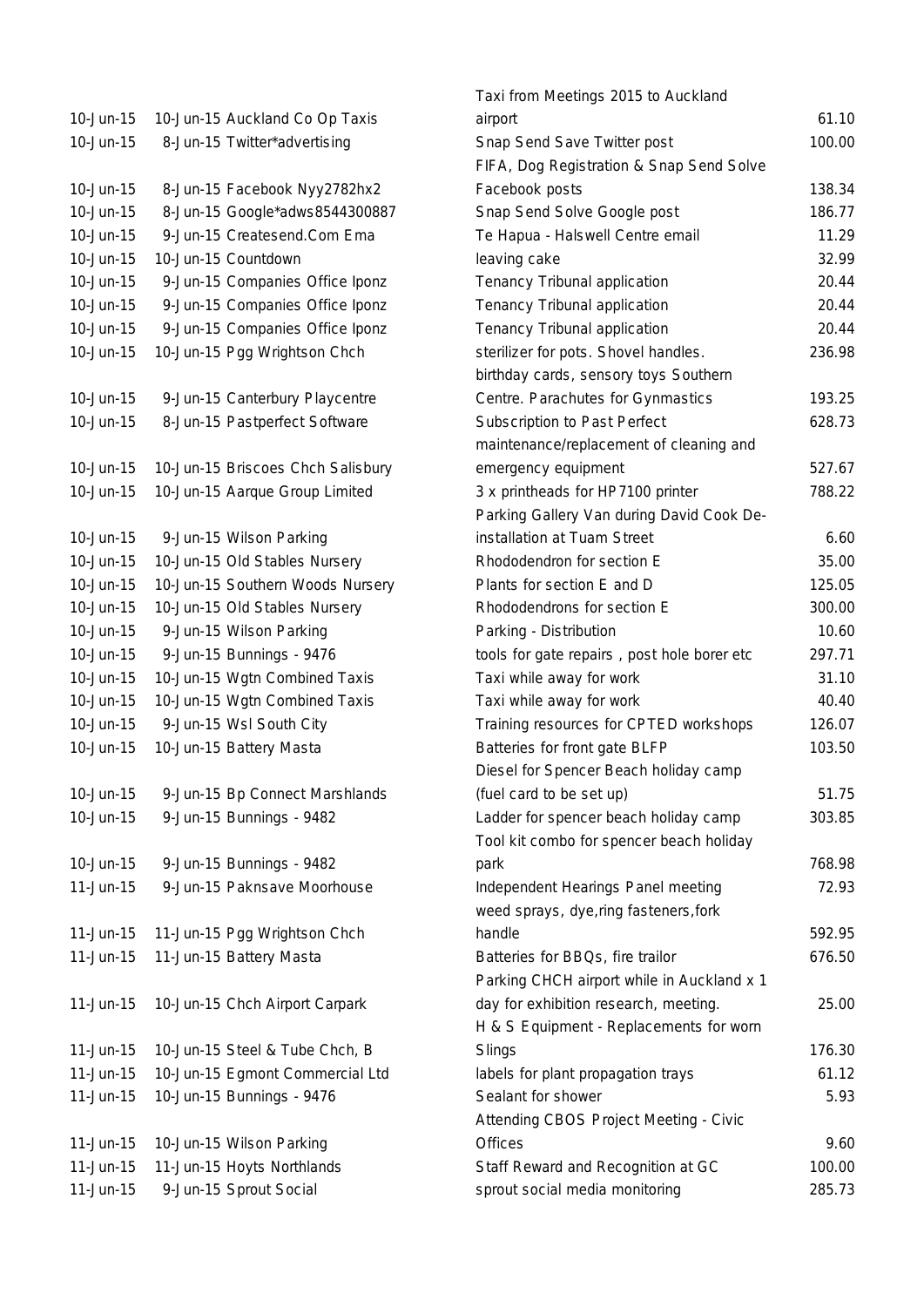| | | | |
|---|---|---|---|
| 10-Jun-15 | 10-Jun-15 Auckland Co Op Taxis | Taxi from Meetings 2015 to Auckland airport | 61.10 |
| 10-Jun-15 | 8-Jun-15 Twitter*advertising | Snap Send Save Twitter post | 100.00 |
| 10-Jun-15 | 8-Jun-15 Facebook Nyy2782hx2 | FIFA, Dog Registration & Snap Send Solve Facebook posts | 138.34 |
| 10-Jun-15 | 8-Jun-15 Google*adws8544300887 | Snap Send Solve Google post | 186.77 |
| 10-Jun-15 | 9-Jun-15 Createsend.Com Ema | Te Hapua - Halswell Centre email | 11.29 |
| 10-Jun-15 | 10-Jun-15 Countdown | leaving cake | 32.99 |
| 10-Jun-15 | 9-Jun-15 Companies Office Iponz | Tenancy Tribunal application | 20.44 |
| 10-Jun-15 | 9-Jun-15 Companies Office Iponz | Tenancy Tribunal application | 20.44 |
| 10-Jun-15 | 9-Jun-15 Companies Office Iponz | Tenancy Tribunal application | 20.44 |
| 10-Jun-15 | 10-Jun-15 Pgg Wrightson Chch | sterilizer for pots. Shovel handles. | 236.98 |
| 10-Jun-15 | 9-Jun-15 Canterbury Playcentre | birthday cards, sensory toys Southern Centre. Parachutes for Gynmastics | 193.25 |
| 10-Jun-15 | 8-Jun-15 Pastperfect Software | Subscription to Past Perfect | 628.73 |
| 10-Jun-15 | 10-Jun-15 Briscoes Chch Salisbury | maintenance/replacement of cleaning and emergency equipment | 527.67 |
| 10-Jun-15 | 10-Jun-15 Aarque Group Limited | 3 x printheads for HP7100 printer | 788.22 |
| 10-Jun-15 | 9-Jun-15 Wilson Parking | Parking Gallery Van during David Cook De-installation at Tuam Street | 6.60 |
| 10-Jun-15 | 10-Jun-15 Old Stables Nursery | Rhododendron for section E | 35.00 |
| 10-Jun-15 | 10-Jun-15 Southern Woods Nursery | Plants for section E and D | 125.05 |
| 10-Jun-15 | 10-Jun-15 Old Stables Nursery | Rhododendrons for section E | 300.00 |
| 10-Jun-15 | 9-Jun-15 Wilson Parking | Parking - Distribution | 10.60 |
| 10-Jun-15 | 9-Jun-15 Bunnings - 9476 | tools for gate repairs , post hole borer etc | 297.71 |
| 10-Jun-15 | 10-Jun-15 Wgtn Combined Taxis | Taxi while away for work | 31.10 |
| 10-Jun-15 | 10-Jun-15 Wgtn Combined Taxis | Taxi while away for work | 40.40 |
| 10-Jun-15 | 9-Jun-15 Wsl South City | Training resources for CPTED workshops | 126.07 |
| 10-Jun-15 | 10-Jun-15 Battery Masta | Batteries for front gate BLFP | 103.50 |
| 10-Jun-15 | 9-Jun-15 Bp Connect Marshlands | Diesel for Spencer Beach holiday camp (fuel card to be set up) | 51.75 |
| 10-Jun-15 | 9-Jun-15 Bunnings - 9482 | Ladder for spencer beach holiday camp | 303.85 |
| 10-Jun-15 | 9-Jun-15 Bunnings - 9482 | Tool kit combo for spencer beach holiday park | 768.98 |
| 11-Jun-15 | 9-Jun-15 Paknsave Moorhouse | Independent Hearings Panel meeting | 72.93 |
| 11-Jun-15 | 11-Jun-15 Pgg Wrightson Chch | weed sprays, dye,ring fasteners,fork handle | 592.95 |
| 11-Jun-15 | 11-Jun-15 Battery Masta | Batteries for BBQs, fire trailor | 676.50 |
| 11-Jun-15 | 10-Jun-15 Chch Airport Carpark | Parking CHCH airport while in Auckland x 1 day for exhibition research, meeting. | 25.00 |
| 11-Jun-15 | 10-Jun-15 Steel & Tube Chch, B | H & S Equipment - Replacements for worn Slings | 176.30 |
| 11-Jun-15 | 10-Jun-15 Egmont Commercial Ltd | labels for plant propagation trays | 61.12 |
| 11-Jun-15 | 10-Jun-15 Bunnings - 9476 | Sealant for shower | 5.93 |
| 11-Jun-15 | 10-Jun-15 Wilson Parking | Attending CBOS Project Meeting - Civic Offices | 9.60 |
| 11-Jun-15 | 11-Jun-15 Hoyts Northlands | Staff Reward and Recognition at GC | 100.00 |
| 11-Jun-15 | 9-Jun-15 Sprout Social | sprout social media monitoring | 285.73 |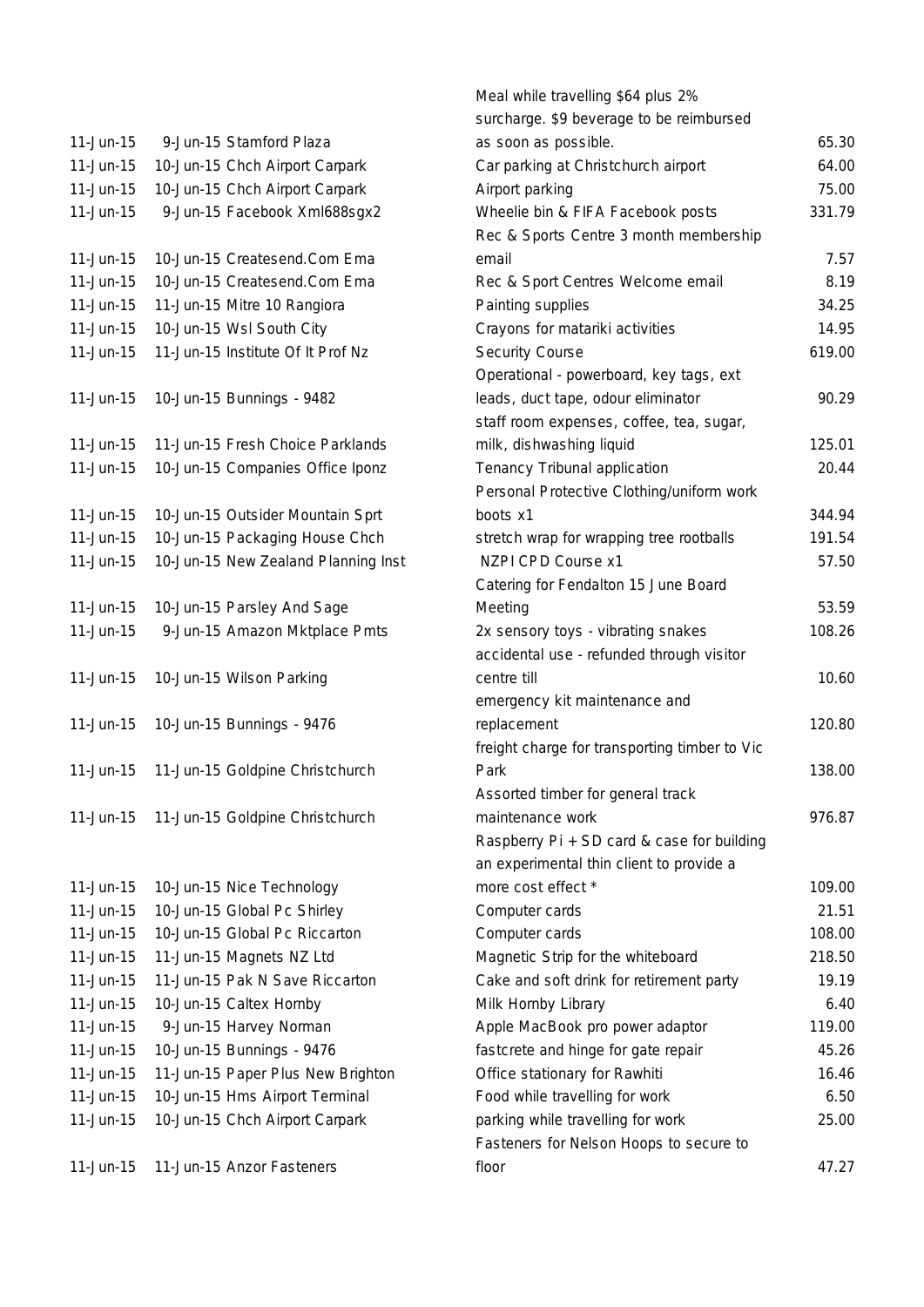| | | | |
|---|---|---|---|
| 11-Jun-15 | 9-Jun-15 Stamford Plaza | Meal while travelling $64 plus 2% surcharge. $9 beverage to be reimbursed as soon as possible. | 65.30 |
| 11-Jun-15 | 10-Jun-15 Chch Airport Carpark | Car parking at Christchurch airport | 64.00 |
| 11-Jun-15 | 10-Jun-15 Chch Airport Carpark | Airport parking | 75.00 |
| 11-Jun-15 | 9-Jun-15 Facebook Xml688sgx2 | Wheelie bin & FIFA Facebook posts | 331.79 |
| 11-Jun-15 | 10-Jun-15 Createsend.Com Ema | Rec & Sports Centre 3 month membership email | 7.57 |
| 11-Jun-15 | 10-Jun-15 Createsend.Com Ema | Rec & Sport Centres Welcome email | 8.19 |
| 11-Jun-15 | 11-Jun-15 Mitre 10 Rangiora | Painting supplies | 34.25 |
| 11-Jun-15 | 10-Jun-15 Wsl South City | Crayons for matariki activities | 14.95 |
| 11-Jun-15 | 11-Jun-15 Institute Of It Prof Nz | Security Course | 619.00 |
| 11-Jun-15 | 10-Jun-15 Bunnings - 9482 | Operational - powerboard, key tags, ext leads, duct tape, odour eliminator | 90.29 |
| 11-Jun-15 | 11-Jun-15 Fresh Choice Parklands | staff room expenses, coffee, tea, sugar, milk, dishwashing liquid | 125.01 |
| 11-Jun-15 | 10-Jun-15 Companies Office Iponz | Tenancy Tribunal application | 20.44 |
| 11-Jun-15 | 10-Jun-15 Outsider Mountain Sprt | Personal Protective Clothing/uniform work boots x1 | 344.94 |
| 11-Jun-15 | 10-Jun-15 Packaging House Chch | stretch wrap for wrapping tree rootballs | 191.54 |
| 11-Jun-15 | 10-Jun-15 New Zealand Planning Inst | NZPI CPD Course x1 | 57.50 |
| 11-Jun-15 | 10-Jun-15 Parsley And Sage | Catering for Fendalton 15 June Board Meeting | 53.59 |
| 11-Jun-15 | 9-Jun-15 Amazon Mktplace Pmts | 2x sensory toys - vibrating snakes | 108.26 |
| 11-Jun-15 | 10-Jun-15 Wilson Parking | accidental use - refunded through visitor centre till | 10.60 |
| 11-Jun-15 | 10-Jun-15 Bunnings - 9476 | emergency kit maintenance and replacement | 120.80 |
| 11-Jun-15 | 11-Jun-15 Goldpine Christchurch | freight charge for transporting timber to Vic Park | 138.00 |
| 11-Jun-15 | 11-Jun-15 Goldpine Christchurch | Assorted timber for general track maintenance work | 976.87 |
| 11-Jun-15 | 10-Jun-15 Nice Technology | Raspberry Pi + SD card & case for building an experimental thin client to provide a more cost effect * | 109.00 |
| 11-Jun-15 | 10-Jun-15 Global Pc Shirley | Computer cards | 21.51 |
| 11-Jun-15 | 10-Jun-15 Global Pc Riccarton | Computer cards | 108.00 |
| 11-Jun-15 | 11-Jun-15 Magnets NZ Ltd | Magnetic Strip for the whiteboard | 218.50 |
| 11-Jun-15 | 11-Jun-15 Pak N Save Riccarton | Cake and soft drink for retirement party | 19.19 |
| 11-Jun-15 | 10-Jun-15 Caltex Hornby | Milk Hornby Library | 6.40 |
| 11-Jun-15 | 9-Jun-15 Harvey Norman | Apple MacBook pro power adaptor | 119.00 |
| 11-Jun-15 | 10-Jun-15 Bunnings - 9476 | fastcrete and hinge for gate repair | 45.26 |
| 11-Jun-15 | 11-Jun-15 Paper Plus New Brighton | Office stationary for Rawhiti | 16.46 |
| 11-Jun-15 | 10-Jun-15 Hms Airport Terminal | Food while travelling for work | 6.50 |
| 11-Jun-15 | 10-Jun-15 Chch Airport Carpark | parking while travelling for work | 25.00 |
| 11-Jun-15 | 11-Jun-15 Anzor Fasteners | Fasteners for Nelson Hoops to secure to floor | 47.27 |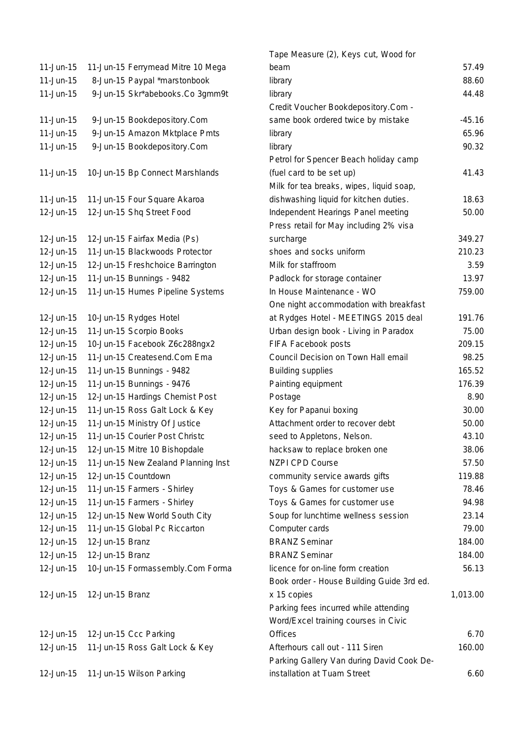| | | | |
|---|---|---|---|
| 11-Jun-15 | 11-Jun-15 Ferrymead Mitre 10 Mega | Tape Measure (2), Keys cut, Wood for beam | 57.49 |
| 11-Jun-15 | 8-Jun-15 Paypal *marstonbook | library | 88.60 |
| 11-Jun-15 | 9-Jun-15 Skr*abebooks.Co 3gmm9t | library | 44.48 |
| 11-Jun-15 | 9-Jun-15 Bookdepository.Com | Credit Voucher Bookdepository.Com - same book ordered twice by mistake | -45.16 |
| 11-Jun-15 | 9-Jun-15 Amazon Mktplace Pmts | library | 65.96 |
| 11-Jun-15 | 9-Jun-15 Bookdepository.Com | library | 90.32 |
| 11-Jun-15 | 10-Jun-15 Bp Connect Marshlands | Petrol for Spencer Beach holiday camp (fuel card to be set up) | 41.43 |
| 11-Jun-15 | 11-Jun-15 Four Square Akaroa | Milk for tea breaks, wipes, liquid soap, dishwashing liquid for kitchen duties. | 18.63 |
| 12-Jun-15 | 12-Jun-15 Shq Street Food | Independent Hearings Panel meeting | 50.00 |
| 12-Jun-15 | 12-Jun-15 Fairfax Media (Ps) | Press retail for May including 2% visa surcharge | 349.27 |
| 12-Jun-15 | 11-Jun-15 Blackwoods Protector | shoes and socks uniform | 210.23 |
| 12-Jun-15 | 12-Jun-15 Freshchoice Barrington | Milk for staffroom | 3.59 |
| 12-Jun-15 | 11-Jun-15 Bunnings - 9482 | Padlock for storage container | 13.97 |
| 12-Jun-15 | 11-Jun-15 Humes Pipeline Systems | In House Maintenance - WO | 759.00 |
| 12-Jun-15 | 10-Jun-15 Rydges Hotel | One night accommodation with breakfast at Rydges Hotel - MEETINGS 2015 deal | 191.76 |
| 12-Jun-15 | 11-Jun-15 Scorpio Books | Urban design book - Living in Paradox | 75.00 |
| 12-Jun-15 | 10-Jun-15 Facebook Z6c288ngx2 | FIFA Facebook posts | 209.15 |
| 12-Jun-15 | 11-Jun-15 Createsend.Com Ema | Council Decision on Town Hall email | 98.25 |
| 12-Jun-15 | 11-Jun-15 Bunnings - 9482 | Building supplies | 165.52 |
| 12-Jun-15 | 11-Jun-15 Bunnings - 9476 | Painting equipment | 176.39 |
| 12-Jun-15 | 12-Jun-15 Hardings Chemist Post | Postage | 8.90 |
| 12-Jun-15 | 11-Jun-15 Ross Galt Lock & Key | Key for Papanui boxing | 30.00 |
| 12-Jun-15 | 11-Jun-15 Ministry Of Justice | Attachment order to recover debt | 50.00 |
| 12-Jun-15 | 11-Jun-15 Courier Post Christc | seed to Appletons, Nelson. | 43.10 |
| 12-Jun-15 | 12-Jun-15 Mitre 10 Bishopdale | hacksaw to replace broken one | 38.06 |
| 12-Jun-15 | 11-Jun-15 New Zealand Planning Inst | NZPI CPD Course | 57.50 |
| 12-Jun-15 | 12-Jun-15 Countdown | community service awards gifts | 119.88 |
| 12-Jun-15 | 11-Jun-15 Farmers - Shirley | Toys & Games for customer use | 78.46 |
| 12-Jun-15 | 11-Jun-15 Farmers - Shirley | Toys & Games for customer use | 94.98 |
| 12-Jun-15 | 12-Jun-15 New World South City | Soup for lunchtime wellness session | 23.14 |
| 12-Jun-15 | 11-Jun-15 Global Pc Riccarton | Computer cards | 79.00 |
| 12-Jun-15 | 12-Jun-15 Branz | BRANZ Seminar | 184.00 |
| 12-Jun-15 | 12-Jun-15 Branz | BRANZ Seminar | 184.00 |
| 12-Jun-15 | 10-Jun-15 Formassembly.Com Forma | licence for on-line form creation | 56.13 |
| 12-Jun-15 | 12-Jun-15 Branz | Book order - House Building Guide 3rd ed. x 15 copies | 1,013.00 |
| 12-Jun-15 | 12-Jun-15 Ccc Parking | Parking fees incurred while attending Word/Excel training courses in Civic Offices | 6.70 |
| 12-Jun-15 | 11-Jun-15 Ross Galt Lock & Key | Afterhours call out - 111 Siren | 160.00 |
| 12-Jun-15 | 11-Jun-15 Wilson Parking | Parking Gallery Van during David Cook De-installation at Tuam Street | 6.60 |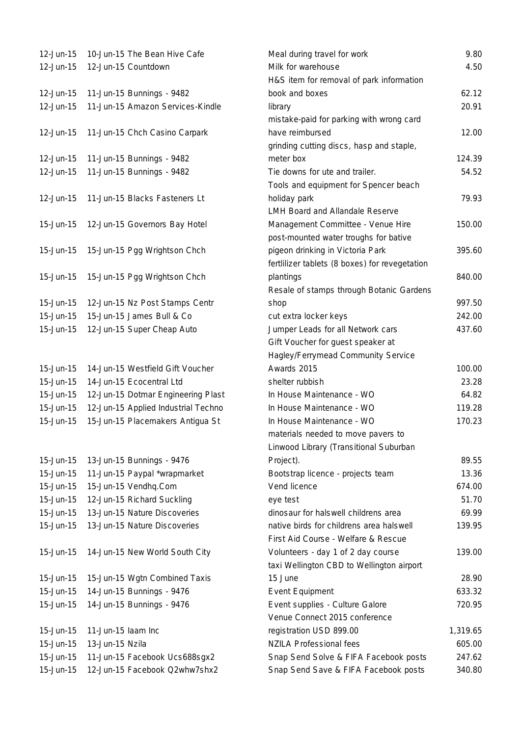| | | | |
|---|---|---|---|
| 12-Jun-15 | 10-Jun-15 The Bean Hive Cafe | Meal during travel for work | 9.80 |
| 12-Jun-15 | 12-Jun-15 Countdown | Milk for warehouse | 4.50 |
| 12-Jun-15 | 11-Jun-15 Bunnings - 9482 | H&S item for removal of park information book and boxes | 62.12 |
| 12-Jun-15 | 11-Jun-15 Amazon Services-Kindle | library | 20.91 |
| 12-Jun-15 | 11-Jun-15 Chch Casino Carpark | mistake-paid for parking with wrong card have reimbursed | 12.00 |
| 12-Jun-15 | 11-Jun-15 Bunnings - 9482 | grinding cutting discs, hasp and staple, meter box | 124.39 |
| 12-Jun-15 | 11-Jun-15 Bunnings - 9482 | Tie downs for ute and trailer. | 54.52 |
| 12-Jun-15 | 11-Jun-15 Blacks Fasteners Lt | Tools and equipment for Spencer beach holiday park | 79.93 |
| 15-Jun-15 | 12-Jun-15 Governors Bay Hotel | LMH Board and Allandale Reserve Management Committee - Venue Hire | 150.00 |
| 15-Jun-15 | 15-Jun-15 Pgg Wrightson Chch | post-mounted water troughs for bative pigeon drinking in Victoria Park | 395.60 |
| 15-Jun-15 | 15-Jun-15 Pgg Wrightson Chch | fertlilizer tablets (8 boxes) for revegetation plantings | 840.00 |
| 15-Jun-15 | 12-Jun-15 Nz Post Stamps Centr | Resale of stamps through Botanic Gardens shop | 997.50 |
| 15-Jun-15 | 15-Jun-15 James Bull & Co | cut extra locker keys | 242.00 |
| 15-Jun-15 | 12-Jun-15 Super Cheap Auto | Jumper Leads for all Network cars | 437.60 |
| 15-Jun-15 | 14-Jun-15 Westfield Gift Voucher | Gift Voucher for guest speaker at Hagley/Ferrymead Community Service Awards 2015 | 100.00 |
| 15-Jun-15 | 14-Jun-15 Ecocentral Ltd | shelter rubbish | 23.28 |
| 15-Jun-15 | 12-Jun-15 Dotmar Engineering Plast | In House Maintenance - WO | 64.82 |
| 15-Jun-15 | 12-Jun-15 Applied Industrial Techno | In House Maintenance - WO | 119.28 |
| 15-Jun-15 | 15-Jun-15 Placemakers Antigua St | In House Maintenance - WO | 170.23 |
| 15-Jun-15 | 13-Jun-15 Bunnings - 9476 | materials needed to move pavers to Linwood Library (Transitional Suburban Project). | 89.55 |
| 15-Jun-15 | 11-Jun-15 Paypal *wrapmarket | Bootstrap licence - projects team | 13.36 |
| 15-Jun-15 | 15-Jun-15 Vendhq.Com | Vend licence | 674.00 |
| 15-Jun-15 | 12-Jun-15 Richard Suckling | eye test | 51.70 |
| 15-Jun-15 | 13-Jun-15 Nature Discoveries | dinosaur for halswell childrens area | 69.99 |
| 15-Jun-15 | 13-Jun-15 Nature Discoveries | native birds for childrens area halswell | 139.95 |
| 15-Jun-15 | 14-Jun-15 New World South City | First Aid Course - Welfare & Rescue Volunteers - day 1 of 2 day course | 139.00 |
| 15-Jun-15 | 15-Jun-15 Wgtn Combined Taxis | taxi Wellington CBD to Wellington airport 15 June | 28.90 |
| 15-Jun-15 | 14-Jun-15 Bunnings - 9476 | Event Equipment | 633.32 |
| 15-Jun-15 | 14-Jun-15 Bunnings - 9476 | Event supplies - Culture Galore | 720.95 |
| 15-Jun-15 | 11-Jun-15 Iaam Inc | Venue Connect 2015 conference registration USD 899.00 | 1,319.65 |
| 15-Jun-15 | 13-Jun-15 Nzila | NZILA Professional fees | 605.00 |
| 15-Jun-15 | 11-Jun-15 Facebook Ucs688sgx2 | Snap Send Solve & FIFA Facebook posts | 247.62 |
| 15-Jun-15 | 12-Jun-15 Facebook Q2whw7shx2 | Snap Send Save & FIFA Facebook posts | 340.80 |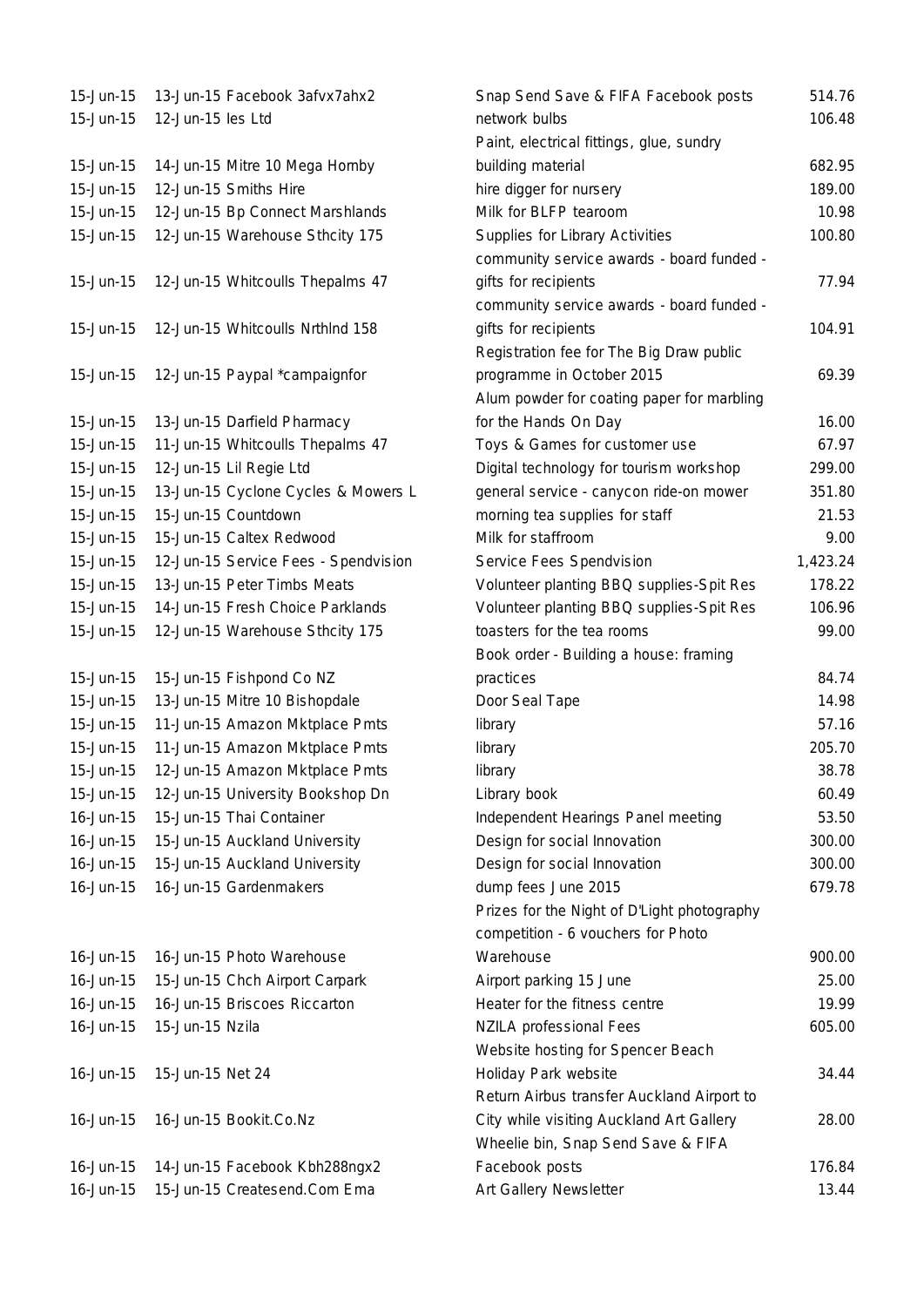| | | | |
|---|---|---|---|
| 15-Jun-15 | 13-Jun-15 Facebook 3afvx7ahx2 | Snap Send Save & FIFA Facebook posts | 514.76 |
| 15-Jun-15 | 12-Jun-15 Ies Ltd | network bulbs | 106.48 |
| 15-Jun-15 | 14-Jun-15 Mitre 10 Mega Hornby | Paint, electrical fittings, glue, sundry building material | 682.95 |
| 15-Jun-15 | 12-Jun-15 Smiths Hire | hire digger for nursery | 189.00 |
| 15-Jun-15 | 12-Jun-15 Bp Connect Marshlands | Milk for BLFP tearoom | 10.98 |
| 15-Jun-15 | 12-Jun-15 Warehouse Sthcity 175 | Supplies for Library Activities | 100.80 |
| 15-Jun-15 | 12-Jun-15 Whitcoulls Thepalms 47 | community service awards - board funded - gifts for recipients | 77.94 |
| 15-Jun-15 | 12-Jun-15 Whitcoulls Nrthlnd 158 | community service awards - board funded - gifts for recipients | 104.91 |
| 15-Jun-15 | 12-Jun-15 Paypal *campaignfor | Registration fee for The Big Draw public programme in October 2015 | 69.39 |
| 15-Jun-15 | 13-Jun-15 Darfield Pharmacy | Alum powder for coating paper for marbling for the Hands On Day | 16.00 |
| 15-Jun-15 | 11-Jun-15 Whitcoulls Thepalms 47 | Toys & Games for customer use | 67.97 |
| 15-Jun-15 | 12-Jun-15 Lil Regie Ltd | Digital technology for tourism workshop | 299.00 |
| 15-Jun-15 | 13-Jun-15 Cyclone Cycles & Mowers L | general service - canycon ride-on mower | 351.80 |
| 15-Jun-15 | 15-Jun-15 Countdown | morning tea supplies for staff | 21.53 |
| 15-Jun-15 | 15-Jun-15 Caltex Redwood | Milk for staffroom | 9.00 |
| 15-Jun-15 | 12-Jun-15 Service Fees - Spendvision | Service Fees Spendvision | 1,423.24 |
| 15-Jun-15 | 13-Jun-15 Peter Timbs Meats | Volunteer planting BBQ supplies-Spit Res | 178.22 |
| 15-Jun-15 | 14-Jun-15 Fresh Choice Parklands | Volunteer planting BBQ supplies-Spit Res | 106.96 |
| 15-Jun-15 | 12-Jun-15 Warehouse Sthcity 175 | toasters for the tea rooms | 99.00 |
| 15-Jun-15 | 15-Jun-15 Fishpond Co NZ | Book order - Building a house: framing practices | 84.74 |
| 15-Jun-15 | 13-Jun-15 Mitre 10 Bishopdale | Door Seal Tape | 14.98 |
| 15-Jun-15 | 11-Jun-15 Amazon Mktplace Pmts | library | 57.16 |
| 15-Jun-15 | 11-Jun-15 Amazon Mktplace Pmts | library | 205.70 |
| 15-Jun-15 | 12-Jun-15 Amazon Mktplace Pmts | library | 38.78 |
| 15-Jun-15 | 12-Jun-15 University Bookshop Dn | Library book | 60.49 |
| 16-Jun-15 | 15-Jun-15 Thai Container | Independent Hearings Panel meeting | 53.50 |
| 16-Jun-15 | 15-Jun-15 Auckland University | Design for social Innovation | 300.00 |
| 16-Jun-15 | 15-Jun-15 Auckland University | Design for social Innovation | 300.00 |
| 16-Jun-15 | 16-Jun-15 Gardenmakers | dump fees June 2015 | 679.78 |
| 16-Jun-15 | 16-Jun-15 Photo Warehouse | Prizes for the Night of D'Light photography competition - 6 vouchers for Photo Warehouse | 900.00 |
| 16-Jun-15 | 15-Jun-15 Chch Airport Carpark | Airport parking 15 June | 25.00 |
| 16-Jun-15 | 16-Jun-15 Briscoes Riccarton | Heater for the fitness centre | 19.99 |
| 16-Jun-15 | 15-Jun-15 Nzila | NZILA professional Fees | 605.00 |
| 16-Jun-15 | 15-Jun-15 Net 24 | Website hosting for Spencer Beach Holiday Park website | 34.44 |
| 16-Jun-15 | 16-Jun-15 Bookit.Co.Nz | Return Airbus transfer Auckland Airport to City while visiting Auckland Art Gallery | 28.00 |
| 16-Jun-15 | 14-Jun-15 Facebook Kbh288ngx2 | Wheelie bin, Snap Send Save & FIFA Facebook posts | 176.84 |
| 16-Jun-15 | 15-Jun-15 Createsend.Com Ema | Art Gallery Newsletter | 13.44 |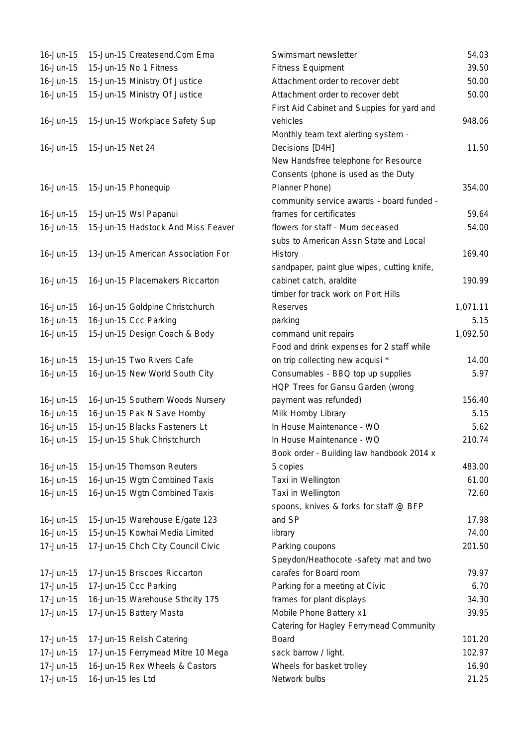| | | | |
|---|---|---|---|
| 16-Jun-15 | 15-Jun-15 Createsend.Com Ema | Swimsmart newsletter | 54.03 |
| 16-Jun-15 | 15-Jun-15 No 1 Fitness | Fitness Equipment | 39.50 |
| 16-Jun-15 | 15-Jun-15 Ministry Of Justice | Attachment order to recover debt | 50.00 |
| 16-Jun-15 | 15-Jun-15 Ministry Of Justice | Attachment order to recover debt | 50.00 |
| 16-Jun-15 | 15-Jun-15 Workplace Safety Sup | First Aid Cabinet and Suppies for yard and vehicles | 948.06 |
| 16-Jun-15 | 15-Jun-15 Net 24 | Monthly team text alerting system - Decisions [D4H] | 11.50 |
| 16-Jun-15 | 15-Jun-15 Phonequip | New Handsfree telephone for Resource Consents (phone is used as the Duty Planner Phone) | 354.00 |
| 16-Jun-15 | 15-Jun-15 Wsl Papanui | community service awards - board funded - frames for certificates | 59.64 |
| 16-Jun-15 | 15-Jun-15 Hadstock And Miss Feaver | flowers for staff - Mum deceased | 54.00 |
| 16-Jun-15 | 13-Jun-15 American Association For | subs to American Assn State and Local History | 169.40 |
| 16-Jun-15 | 16-Jun-15 Placemakers Riccarton | sandpaper, paint glue wipes, cutting knife, cabinet catch, araldite | 190.99 |
| 16-Jun-15 | 16-Jun-15 Goldpine Christchurch | timber for track work on Port Hills Reserves | 1,071.11 |
| 16-Jun-15 | 16-Jun-15 Ccc Parking | parking | 5.15 |
| 16-Jun-15 | 15-Jun-15 Design Coach & Body | command unit repairs | 1,092.50 |
| 16-Jun-15 | 15-Jun-15 Two Rivers Cafe | Food and drink expenses for 2 staff while on trip collecting new acquisi * | 14.00 |
| 16-Jun-15 | 16-Jun-15 New World South City | Consumables - BBQ top up supplies | 5.97 |
| 16-Jun-15 | 16-Jun-15 Southern Woods Nursery | HQP Trees for Gansu Garden (wrong payment was refunded) | 156.40 |
| 16-Jun-15 | 16-Jun-15 Pak N Save Hornby | Milk Hornby Library | 5.15 |
| 16-Jun-15 | 15-Jun-15 Blacks Fasteners Lt | In House Maintenance - WO | 5.62 |
| 16-Jun-15 | 15-Jun-15 Shuk Christchurch | In House Maintenance - WO | 210.74 |
| 16-Jun-15 | 15-Jun-15 Thomson Reuters | Book order - Building law handbook 2014 x 5 copies | 483.00 |
| 16-Jun-15 | 16-Jun-15 Wgtn Combined Taxis | Taxi in Wellington | 61.00 |
| 16-Jun-15 | 16-Jun-15 Wgtn Combined Taxis | Taxi in Wellington | 72.60 |
| 16-Jun-15 | 15-Jun-15 Warehouse E/gate 123 | spoons, knives & forks for staff @ BFP and SP | 17.98 |
| 16-Jun-15 | 15-Jun-15 Kowhai Media Limited | library | 74.00 |
| 17-Jun-15 | 17-Jun-15 Chch City Council Civic | Parking coupons | 201.50 |
| 17-Jun-15 | 17-Jun-15 Briscoes Riccarton | Speydon/Heathocote -safety mat and two carafes for Board room | 79.97 |
| 17-Jun-15 | 17-Jun-15 Ccc Parking | Parking for a meeting at Civic | 6.70 |
| 17-Jun-15 | 16-Jun-15 Warehouse Sthcity 175 | frames for plant displays | 34.30 |
| 17-Jun-15 | 17-Jun-15 Battery Masta | Mobile Phone Battery x1 | 39.95 |
| 17-Jun-15 | 17-Jun-15 Relish Catering | Catering for Hagley Ferrymead Community Board | 101.20 |
| 17-Jun-15 | 17-Jun-15 Ferrymead Mitre 10 Mega | sack barrow / light. | 102.97 |
| 17-Jun-15 | 16-Jun-15 Rex Wheels & Castors | Wheels for basket trolley | 16.90 |
| 17-Jun-15 | 16-Jun-15 Ies Ltd | Network bulbs | 21.25 |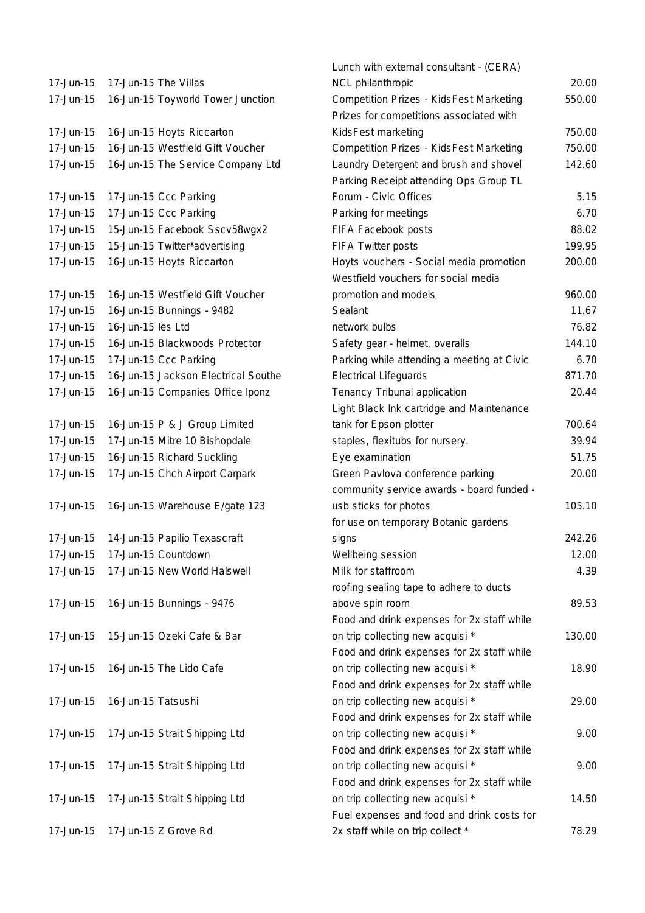| | | | |
|---|---|---|---|
| 17-Jun-15 | 17-Jun-15 The Villas | Lunch with external consultant - (CERA) NCL philanthropic | 20.00 |
| 17-Jun-15 | 16-Jun-15 Toyworld Tower Junction | Competition Prizes - KidsFest Marketing | 550.00 |
| 17-Jun-15 | 16-Jun-15 Hoyts Riccarton | Prizes for competitions associated with KidsFest marketing | 750.00 |
| 17-Jun-15 | 16-Jun-15 Westfield Gift Voucher | Competition Prizes - KidsFest Marketing | 750.00 |
| 17-Jun-15 | 16-Jun-15 The Service Company Ltd | Laundry Detergent and brush and shovel | 142.60 |
| 17-Jun-15 | 17-Jun-15 Ccc Parking | Parking Receipt attending Ops Group TL Forum - Civic Offices | 5.15 |
| 17-Jun-15 | 17-Jun-15 Ccc Parking | Parking for meetings | 6.70 |
| 17-Jun-15 | 15-Jun-15 Facebook Sscv58wgx2 | FIFA Facebook posts | 88.02 |
| 17-Jun-15 | 15-Jun-15 Twitter*advertising | FIFA Twitter posts | 199.95 |
| 17-Jun-15 | 16-Jun-15 Hoyts Riccarton | Hoyts vouchers - Social media promotion | 200.00 |
| 17-Jun-15 | 16-Jun-15 Westfield Gift Voucher | Westfield vouchers for social media promotion and models | 960.00 |
| 17-Jun-15 | 16-Jun-15 Bunnings - 9482 | Sealant | 11.67 |
| 17-Jun-15 | 16-Jun-15 Ies Ltd | network bulbs | 76.82 |
| 17-Jun-15 | 16-Jun-15 Blackwoods Protector | Safety gear - helmet, overalls | 144.10 |
| 17-Jun-15 | 17-Jun-15 Ccc Parking | Parking while attending a meeting at Civic | 6.70 |
| 17-Jun-15 | 16-Jun-15 Jackson Electrical Southe | Electrical Lifeguards | 871.70 |
| 17-Jun-15 | 16-Jun-15 Companies Office Iponz | Tenancy Tribunal application | 20.44 |
| 17-Jun-15 | 16-Jun-15 P & J Group Limited | Light Black Ink cartridge and Maintenance tank for Epson plotter | 700.64 |
| 17-Jun-15 | 17-Jun-15 Mitre 10 Bishopdale | staples, flexitubs for nursery. | 39.94 |
| 17-Jun-15 | 16-Jun-15 Richard Suckling | Eye examination | 51.75 |
| 17-Jun-15 | 17-Jun-15 Chch Airport Carpark | Green Pavlova conference parking | 20.00 |
| 17-Jun-15 | 16-Jun-15 Warehouse E/gate 123 | community service awards - board funded - usb sticks for photos | 105.10 |
| 17-Jun-15 | 14-Jun-15 Papilio Texascraft | for use on temporary Botanic gardens signs | 242.26 |
| 17-Jun-15 | 17-Jun-15 Countdown | Wellbeing session | 12.00 |
| 17-Jun-15 | 17-Jun-15 New World Halswell | Milk for staffroom | 4.39 |
| 17-Jun-15 | 16-Jun-15 Bunnings - 9476 | roofing sealing tape to adhere to ducts above spin room | 89.53 |
| 17-Jun-15 | 15-Jun-15 Ozeki Cafe & Bar | Food and drink expenses for 2x staff while on trip collecting new acquisi * | 130.00 |
| 17-Jun-15 | 16-Jun-15 The Lido Cafe | Food and drink expenses for 2x staff while on trip collecting new acquisi * | 18.90 |
| 17-Jun-15 | 16-Jun-15 Tatsushi | Food and drink expenses for 2x staff while on trip collecting new acquisi * | 29.00 |
| 17-Jun-15 | 17-Jun-15 Strait Shipping Ltd | Food and drink expenses for 2x staff while on trip collecting new acquisi * | 9.00 |
| 17-Jun-15 | 17-Jun-15 Strait Shipping Ltd | Food and drink expenses for 2x staff while on trip collecting new acquisi * | 9.00 |
| 17-Jun-15 | 17-Jun-15 Strait Shipping Ltd | Food and drink expenses for 2x staff while on trip collecting new acquisi * | 14.50 |
| 17-Jun-15 | 17-Jun-15 Z Grove Rd | Fuel expenses and food and drink costs for 2x staff while on trip collect * | 78.29 |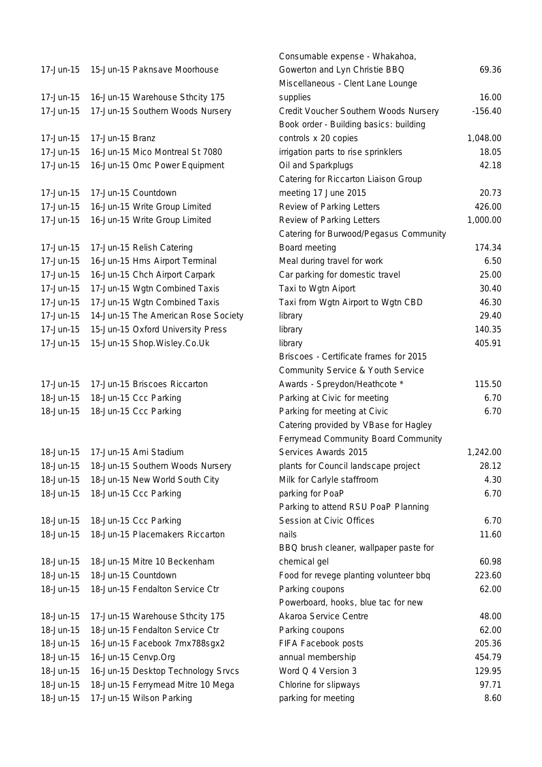| | | | |
|---|---|---|---|
| 17-Jun-15 | 15-Jun-15 Paknsave Moorhouse | Consumable expense - Whakahoa, Gowerton and Lyn Christie BBQ | 69.36 |
| 17-Jun-15 | 16-Jun-15 Warehouse Sthcity 175 | Miscellaneous - Clent Lane Lounge supplies | 16.00 |
| 17-Jun-15 | 17-Jun-15 Southern Woods Nursery | Credit Voucher Southern Woods Nursery | -156.40 |
| 17-Jun-15 | 17-Jun-15 Branz | Book order - Building basics: building controls x 20 copies | 1,048.00 |
| 17-Jun-15 | 16-Jun-15 Mico Montreal St 7080 | irrigation parts to rise sprinklers | 18.05 |
| 17-Jun-15 | 16-Jun-15 Omc Power Equipment | Oil and Sparkplugs | 42.18 |
| 17-Jun-15 | 17-Jun-15 Countdown | Catering for Riccarton Liaison Group meeting 17 June 2015 | 20.73 |
| 17-Jun-15 | 16-Jun-15 Write Group Limited | Review of Parking Letters | 426.00 |
| 17-Jun-15 | 16-Jun-15 Write Group Limited | Review of Parking Letters | 1,000.00 |
| 17-Jun-15 | 17-Jun-15 Relish Catering | Catering for Burwood/Pegasus Community Board meeting | 174.34 |
| 17-Jun-15 | 16-Jun-15 Hms Airport Terminal | Meal during travel for work | 6.50 |
| 17-Jun-15 | 16-Jun-15 Chch Airport Carpark | Car parking for domestic travel | 25.00 |
| 17-Jun-15 | 17-Jun-15 Wgtn Combined Taxis | Taxi to Wgtn Aiport | 30.40 |
| 17-Jun-15 | 17-Jun-15 Wgtn Combined Taxis | Taxi from Wgtn Airport to Wgtn CBD | 46.30 |
| 17-Jun-15 | 14-Jun-15 The American Rose Society | library | 29.40 |
| 17-Jun-15 | 15-Jun-15 Oxford University Press | library | 140.35 |
| 17-Jun-15 | 15-Jun-15 Shop.Wisley.Co.Uk | library | 405.91 |
| 17-Jun-15 | 17-Jun-15 Briscoes Riccarton | Briscoes - Certificate frames for 2015 Community Service & Youth Service Awards - Spreydon/Heathcote * | 115.50 |
| 18-Jun-15 | 18-Jun-15 Ccc Parking | Parking at Civic for meeting | 6.70 |
| 18-Jun-15 | 18-Jun-15 Ccc Parking | Parking for meeting at Civic | 6.70 |
| 18-Jun-15 | 17-Jun-15 Ami Stadium | Catering provided by VBase for Hagley Ferrymead Community Board Community Services Awards 2015 | 1,242.00 |
| 18-Jun-15 | 18-Jun-15 Southern Woods Nursery | plants for Council landscape project | 28.12 |
| 18-Jun-15 | 18-Jun-15 New World South City | Milk for Carlyle staffroom | 4.30 |
| 18-Jun-15 | 18-Jun-15 Ccc Parking | parking for PoaP | 6.70 |
| 18-Jun-15 | 18-Jun-15 Ccc Parking | Parking to attend RSU PoaP Planning Session at Civic Offices | 6.70 |
| 18-Jun-15 | 18-Jun-15 Placemakers Riccarton | nails | 11.60 |
| 18-Jun-15 | 18-Jun-15 Mitre 10 Beckenham | BBQ brush cleaner, wallpaper paste for chemical gel | 60.98 |
| 18-Jun-15 | 18-Jun-15 Countdown | Food for revege planting volunteer bbq | 223.60 |
| 18-Jun-15 | 18-Jun-15 Fendalton Service Ctr | Parking coupons | 62.00 |
| 18-Jun-15 | 17-Jun-15 Warehouse Sthcity 175 | Powerboard, hooks, blue tac for new Akaroa Service Centre | 48.00 |
| 18-Jun-15 | 18-Jun-15 Fendalton Service Ctr | Parking coupons | 62.00 |
| 18-Jun-15 | 16-Jun-15 Facebook 7mx788sgx2 | FIFA Facebook posts | 205.36 |
| 18-Jun-15 | 16-Jun-15 Cenvp.Org | annual membership | 454.79 |
| 18-Jun-15 | 16-Jun-15 Desktop Technology Srvcs | Word Q 4 Version 3 | 129.95 |
| 18-Jun-15 | 18-Jun-15 Ferrymead Mitre 10 Mega | Chlorine for slipways | 97.71 |
| 18-Jun-15 | 17-Jun-15 Wilson Parking | parking for meeting | 8.60 |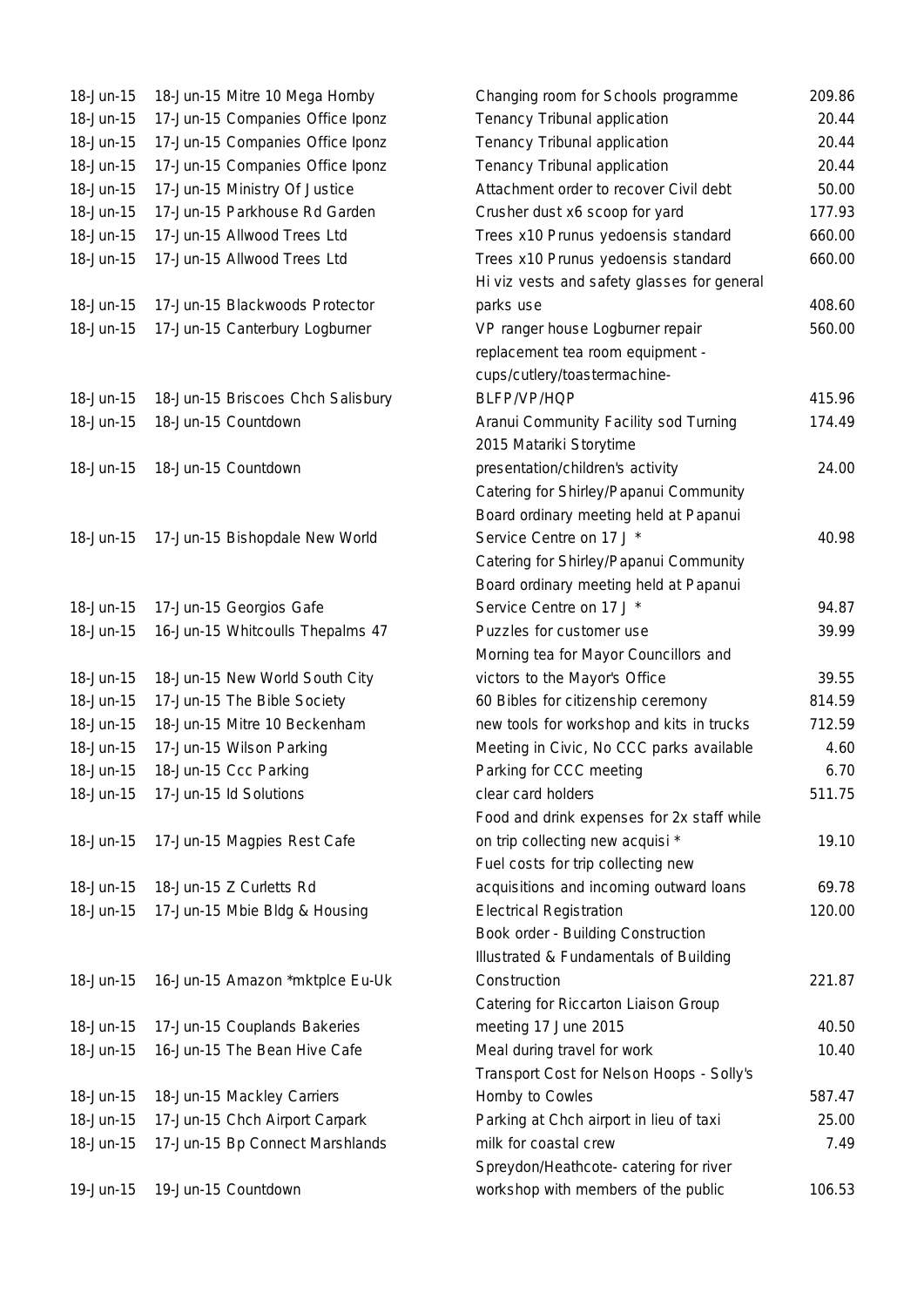| | | | |
|---|---|---|---|
| 18-Jun-15 | 18-Jun-15 Mitre 10 Mega Hornby | Changing room for Schools programme | 209.86 |
| 18-Jun-15 | 17-Jun-15 Companies Office Iponz | Tenancy Tribunal application | 20.44 |
| 18-Jun-15 | 17-Jun-15 Companies Office Iponz | Tenancy Tribunal application | 20.44 |
| 18-Jun-15 | 17-Jun-15 Companies Office Iponz | Tenancy Tribunal application | 20.44 |
| 18-Jun-15 | 17-Jun-15 Ministry Of Justice | Attachment order to recover Civil debt | 50.00 |
| 18-Jun-15 | 17-Jun-15 Parkhouse Rd Garden | Crusher dust x6 scoop for yard | 177.93 |
| 18-Jun-15 | 17-Jun-15 Allwood Trees Ltd | Trees x10 Prunus yedoensis standard | 660.00 |
| 18-Jun-15 | 17-Jun-15 Allwood Trees Ltd | Trees x10 Prunus yedoensis standard | 660.00 |
| 18-Jun-15 | 17-Jun-15 Blackwoods Protector | Hi viz vests and safety glasses for general parks use | 408.60 |
| 18-Jun-15 | 17-Jun-15 Canterbury Logburner | VP ranger house Logburner repair | 560.00 |
| 18-Jun-15 | 18-Jun-15 Briscoes Chch Salisbury | replacement tea room equipment - cups/cutlery/toastermachine-BLFP/VP/HQP | 415.96 |
| 18-Jun-15 | 18-Jun-15 Countdown | Aranui Community Facility sod Turning | 174.49 |
| 18-Jun-15 | 18-Jun-15 Countdown | 2015 Matariki Storytime presentation/children's activity | 24.00 |
| 18-Jun-15 | 17-Jun-15 Bishopdale New World | Catering for Shirley/Papanui Community Board ordinary meeting held at Papanui Service Centre on 17 J * | 40.98 |
| 18-Jun-15 | 17-Jun-15 Georgios Gafe | Catering for Shirley/Papanui Community Board ordinary meeting held at Papanui Service Centre on 17 J * | 94.87 |
| 18-Jun-15 | 16-Jun-15 Whitcoulls Thepalms 47 | Puzzles for customer use | 39.99 |
| 18-Jun-15 | 18-Jun-15 New World South City | Morning tea for Mayor Councillors and victors to the Mayor's Office | 39.55 |
| 18-Jun-15 | 17-Jun-15 The Bible Society | 60 Bibles for citizenship ceremony | 814.59 |
| 18-Jun-15 | 18-Jun-15 Mitre 10 Beckenham | new tools for workshop and kits in trucks | 712.59 |
| 18-Jun-15 | 17-Jun-15 Wilson Parking | Meeting in Civic, No CCC parks available | 4.60 |
| 18-Jun-15 | 18-Jun-15 Ccc Parking | Parking for CCC meeting | 6.70 |
| 18-Jun-15 | 17-Jun-15 Id Solutions | clear card holders | 511.75 |
| 18-Jun-15 | 17-Jun-15 Magpies Rest Cafe | Food and drink expenses for 2x staff while on trip collecting new acquisi * | 19.10 |
| 18-Jun-15 | 18-Jun-15 Z Curletts Rd | Fuel costs for trip collecting new acquisitions and incoming outward loans | 69.78 |
| 18-Jun-15 | 17-Jun-15 Mbie Bldg & Housing | Electrical Registration | 120.00 |
| 18-Jun-15 | 16-Jun-15 Amazon *mktplce Eu-Uk | Book order - Building Construction Illustrated & Fundamentals of Building Construction | 221.87 |
| 18-Jun-15 | 17-Jun-15 Couplands Bakeries | Catering for Riccarton Liaison Group meeting 17 June 2015 | 40.50 |
| 18-Jun-15 | 16-Jun-15 The Bean Hive Cafe | Meal during travel for work | 10.40 |
| 18-Jun-15 | 18-Jun-15 Mackley Carriers | Transport Cost for Nelson Hoops - Solly's Hornby to Cowles | 587.47 |
| 18-Jun-15 | 17-Jun-15 Chch Airport Carpark | Parking at Chch airport in lieu of taxi | 25.00 |
| 18-Jun-15 | 17-Jun-15 Bp Connect Marshlands | milk for coastal crew | 7.49 |
| 19-Jun-15 | 19-Jun-15 Countdown | Spreydon/Heathcote- catering for river workshop with members of the public | 106.53 |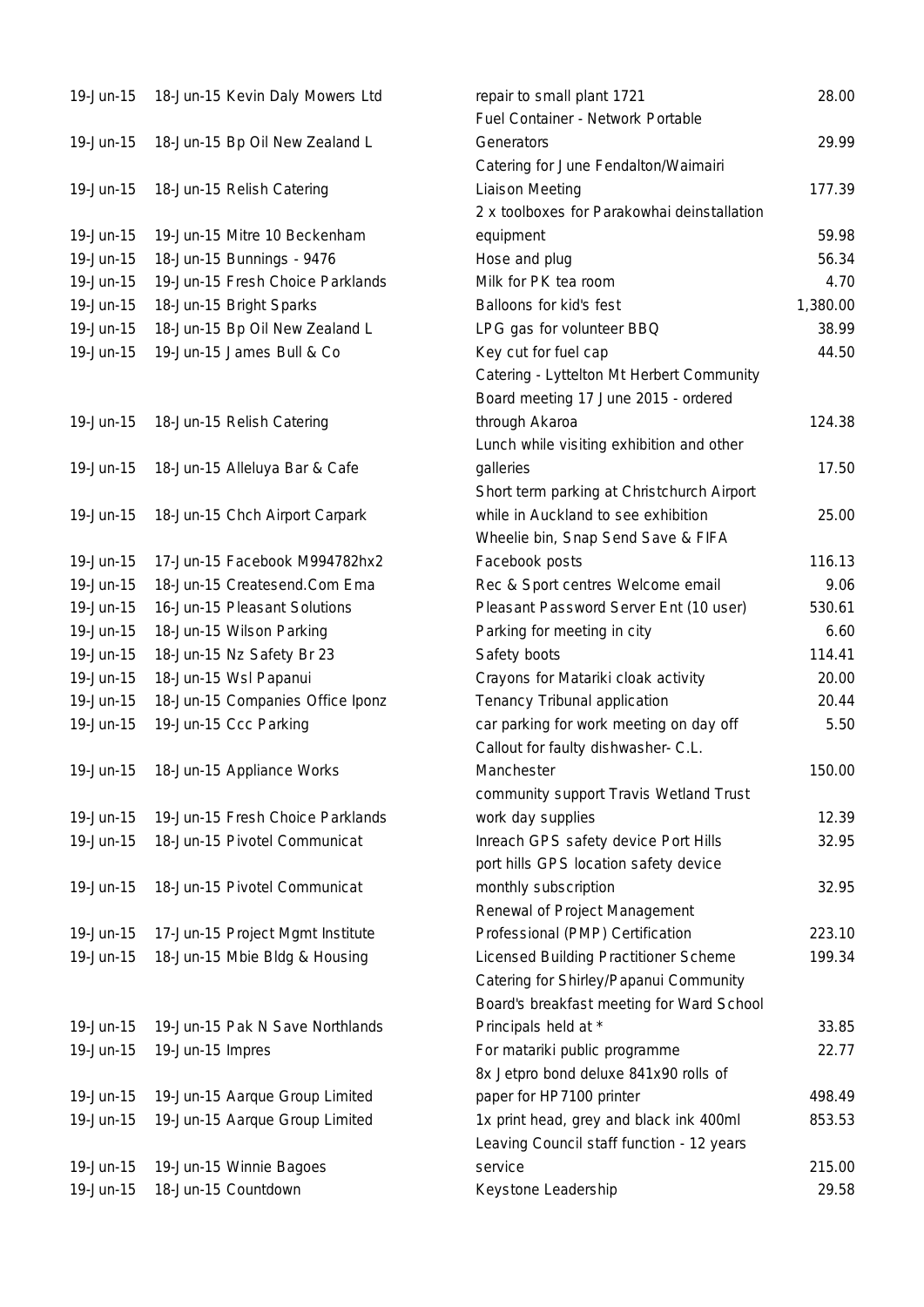| | | | |
|---|---|---|---|
| 19-Jun-15 | 18-Jun-15 Kevin Daly Mowers Ltd | repair to small plant 1721 | 28.00 |
| 19-Jun-15 | 18-Jun-15 Bp Oil New Zealand L | Fuel Container - Network Portable Generators | 29.99 |
| 19-Jun-15 | 18-Jun-15 Relish Catering | Catering for June Fendalton/Waimairi Liaison Meeting | 177.39 |
| 19-Jun-15 | 19-Jun-15 Mitre 10 Beckenham | 2 x toolboxes for Parakowhai deinstallation equipment | 59.98 |
| 19-Jun-15 | 18-Jun-15 Bunnings - 9476 | Hose and plug | 56.34 |
| 19-Jun-15 | 19-Jun-15 Fresh Choice Parklands | Milk for PK tea room | 4.70 |
| 19-Jun-15 | 18-Jun-15 Bright Sparks | Balloons for kid's fest | 1,380.00 |
| 19-Jun-15 | 18-Jun-15 Bp Oil New Zealand L | LPG gas for volunteer BBQ | 38.99 |
| 19-Jun-15 | 19-Jun-15 James Bull & Co | Key cut for fuel cap | 44.50 |
| 19-Jun-15 | 18-Jun-15 Relish Catering | Catering - Lyttelton Mt Herbert Community Board meeting 17 June 2015 - ordered through Akaroa | 124.38 |
| 19-Jun-15 | 18-Jun-15 Alleluya Bar & Cafe | Lunch while visiting exhibition and other galleries | 17.50 |
| 19-Jun-15 | 18-Jun-15 Chch Airport Carpark | Short term parking at Christchurch Airport while in Auckland to see exhibition | 25.00 |
| 19-Jun-15 | 17-Jun-15 Facebook M994782hx2 | Wheelie bin, Snap Send Save & FIFA Facebook posts | 116.13 |
| 19-Jun-15 | 18-Jun-15 Createsend.Com Ema | Rec & Sport centres Welcome email | 9.06 |
| 19-Jun-15 | 16-Jun-15 Pleasant Solutions | Pleasant Password Server Ent (10 user) | 530.61 |
| 19-Jun-15 | 18-Jun-15 Wilson Parking | Parking for meeting in city | 6.60 |
| 19-Jun-15 | 18-Jun-15 Nz Safety Br 23 | Safety boots | 114.41 |
| 19-Jun-15 | 18-Jun-15 Wsl Papanui | Crayons for Matariki cloak activity | 20.00 |
| 19-Jun-15 | 18-Jun-15 Companies Office Iponz | Tenancy Tribunal application | 20.44 |
| 19-Jun-15 | 19-Jun-15 Ccc Parking | car parking for work meeting on day off | 5.50 |
| 19-Jun-15 | 18-Jun-15 Appliance Works | Callout for faulty dishwasher- C.L. Manchester | 150.00 |
| 19-Jun-15 | 19-Jun-15 Fresh Choice Parklands | community support Travis Wetland Trust work day supplies | 12.39 |
| 19-Jun-15 | 18-Jun-15 Pivotel Communicat | Inreach GPS safety device Port Hills | 32.95 |
| 19-Jun-15 | 18-Jun-15 Pivotel Communicat | port hills GPS location safety device monthly subscription | 32.95 |
| 19-Jun-15 | 17-Jun-15 Project Mgmt Institute | Renewal of Project Management Professional (PMP) Certification | 223.10 |
| 19-Jun-15 | 18-Jun-15 Mbie Bldg & Housing | Licensed Building Practitioner Scheme | 199.34 |
| 19-Jun-15 | 19-Jun-15 Pak N Save Northlands | Catering for Shirley/Papanui Community Board's breakfast meeting for Ward School Principals held at * | 33.85 |
| 19-Jun-15 | 19-Jun-15 Impres | For matariki public programme | 22.77 |
| 19-Jun-15 | 19-Jun-15 Aarque Group Limited | 8x Jetpro bond deluxe 841x90 rolls of paper for HP7100 printer | 498.49 |
| 19-Jun-15 | 19-Jun-15 Aarque Group Limited | 1x print head, grey and black ink 400ml | 853.53 |
| 19-Jun-15 | 19-Jun-15 Winnie Bagoes | Leaving Council staff function - 12 years service | 215.00 |
| 19-Jun-15 | 18-Jun-15 Countdown | Keystone Leadership | 29.58 |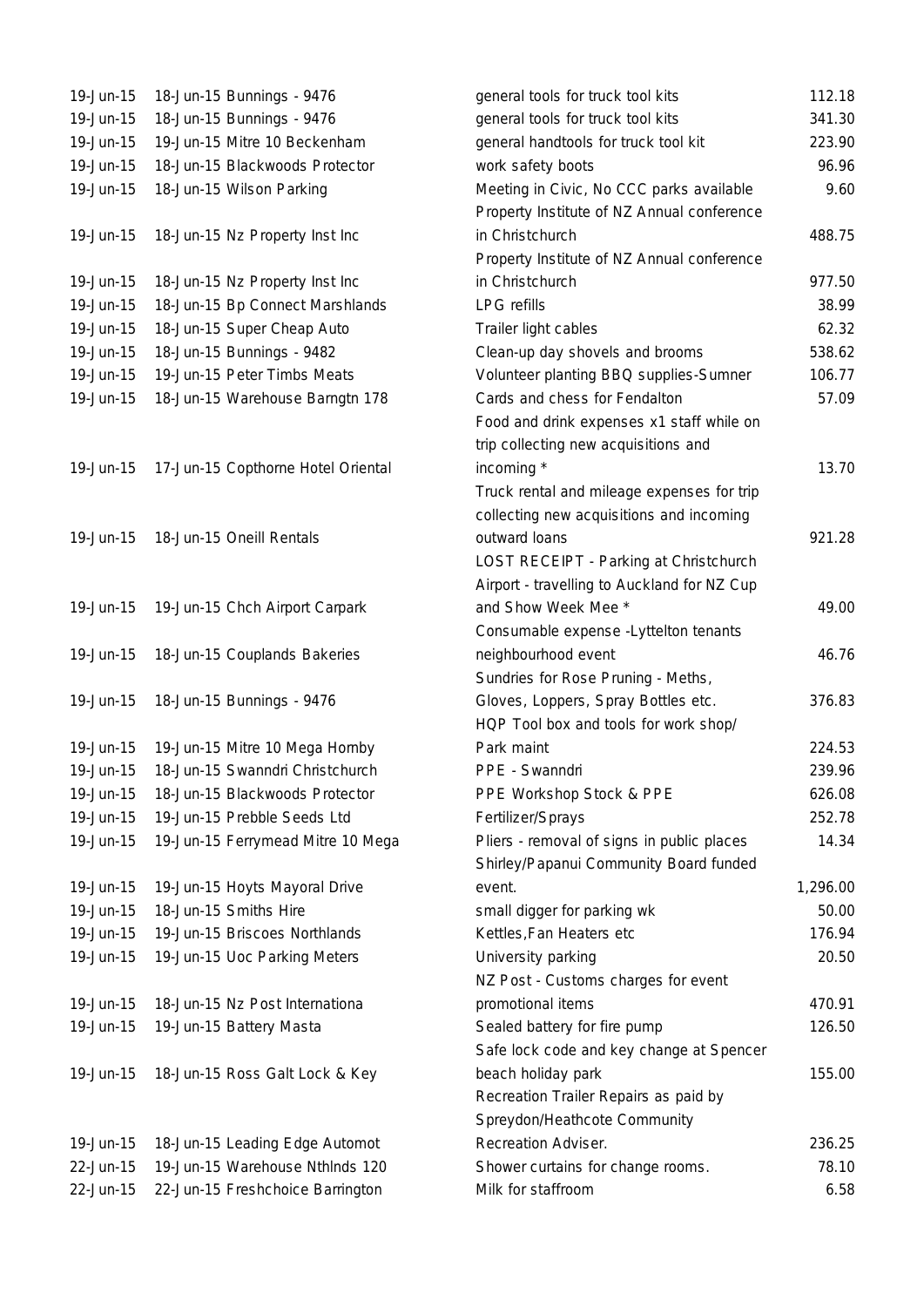| | | | |
|---|---|---|---|
| 19-Jun-15 | 18-Jun-15 Bunnings - 9476 | general tools for truck tool kits | 112.18 |
| 19-Jun-15 | 18-Jun-15 Bunnings - 9476 | general tools for truck tool kits | 341.30 |
| 19-Jun-15 | 19-Jun-15 Mitre 10 Beckenham | general handtools for truck tool kit | 223.90 |
| 19-Jun-15 | 18-Jun-15 Blackwoods Protector | work safety boots | 96.96 |
| 19-Jun-15 | 18-Jun-15 Wilson Parking | Meeting in Civic, No CCC parks available | 9.60 |
| 19-Jun-15 | 18-Jun-15 Nz Property Inst Inc | Property Institute of NZ Annual conference in Christchurch | 488.75 |
| 19-Jun-15 | 18-Jun-15 Nz Property Inst Inc | Property Institute of NZ Annual conference in Christchurch | 977.50 |
| 19-Jun-15 | 18-Jun-15 Bp Connect Marshlands | LPG refills | 38.99 |
| 19-Jun-15 | 18-Jun-15 Super Cheap Auto | Trailer light cables | 62.32 |
| 19-Jun-15 | 18-Jun-15 Bunnings - 9482 | Clean-up day shovels and brooms | 538.62 |
| 19-Jun-15 | 19-Jun-15 Peter Timbs Meats | Volunteer planting BBQ supplies-Sumner | 106.77 |
| 19-Jun-15 | 18-Jun-15 Warehouse Barngtn 178 | Cards and chess for Fendalton | 57.09 |
| 19-Jun-15 | 17-Jun-15 Copthorne Hotel Oriental | Food and drink expenses x1 staff while on trip collecting new acquisitions and incoming * | 13.70 |
| 19-Jun-15 | 18-Jun-15 Oneill Rentals | Truck rental and mileage expenses for trip collecting new acquisitions and incoming outward loans | 921.28 |
| 19-Jun-15 | 19-Jun-15 Chch Airport Carpark | LOST RECEIPT - Parking at Christchurch Airport - travelling to Auckland for NZ Cup and Show Week Mee * | 49.00 |
| 19-Jun-15 | 18-Jun-15 Couplands Bakeries | Consumable expense -Lyttelton tenants neighbourhood event | 46.76 |
| 19-Jun-15 | 18-Jun-15 Bunnings - 9476 | Sundries for Rose Pruning - Meths, Gloves, Loppers, Spray Bottles etc. | 376.83 |
| 19-Jun-15 | 19-Jun-15 Mitre 10 Mega Hornby | HQP Tool box and tools for work shop/ Park maint | 224.53 |
| 19-Jun-15 | 18-Jun-15 Swanndri Christchurch | PPE - Swanndri | 239.96 |
| 19-Jun-15 | 18-Jun-15 Blackwoods Protector | PPE Workshop Stock & PPE | 626.08 |
| 19-Jun-15 | 19-Jun-15 Prebble Seeds Ltd | Fertilizer/Sprays | 252.78 |
| 19-Jun-15 | 19-Jun-15 Ferrymead Mitre 10 Mega | Pliers - removal of signs in public places | 14.34 |
| 19-Jun-15 | 19-Jun-15 Hoyts Mayoral Drive | Shirley/Papanui Community Board funded event. | 1,296.00 |
| 19-Jun-15 | 18-Jun-15 Smiths Hire | small digger for parking wk | 50.00 |
| 19-Jun-15 | 19-Jun-15 Briscoes Northlands | Kettles,Fan Heaters etc | 176.94 |
| 19-Jun-15 | 19-Jun-15 Uoc Parking Meters | University parking | 20.50 |
| 19-Jun-15 | 18-Jun-15 Nz Post Internationa | NZ Post - Customs charges for event promotional items | 470.91 |
| 19-Jun-15 | 19-Jun-15 Battery Masta | Sealed battery for fire pump | 126.50 |
| 19-Jun-15 | 18-Jun-15 Ross Galt Lock & Key | Safe lock code and key change at Spencer beach holiday park | 155.00 |
| 19-Jun-15 | 18-Jun-15 Leading Edge Automot | Recreation Trailer Repairs as paid by Spreydon/Heathcote Community Recreation Adviser. | 236.25 |
| 22-Jun-15 | 19-Jun-15 Warehouse Nthlnds 120 | Shower curtains for change rooms. | 78.10 |
| 22-Jun-15 | 22-Jun-15 Freshchoice Barrington | Milk for staffroom | 6.58 |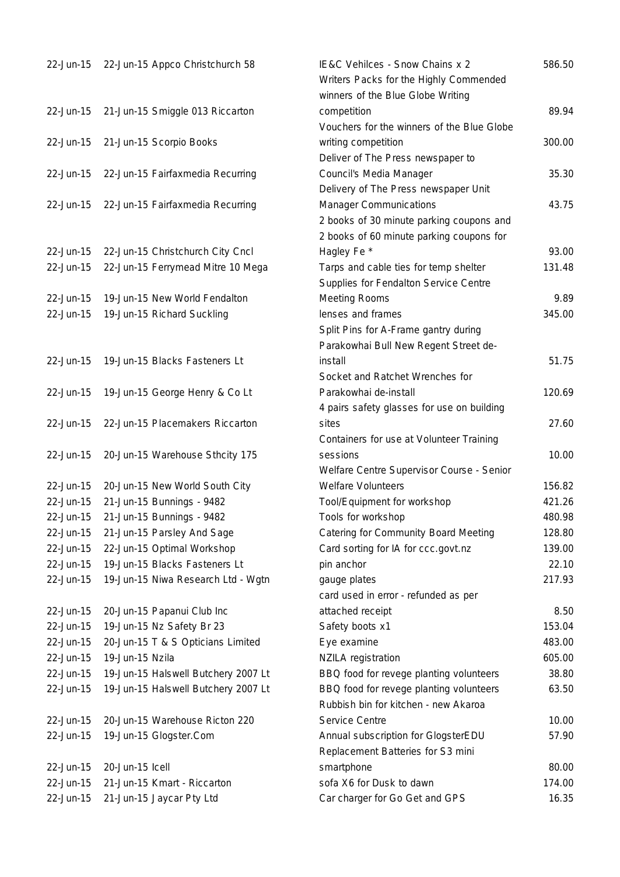| | | | |
|---|---|---|---|
| 22-Jun-15 | 22-Jun-15 Appco Christchurch 58 | IE&C Vehilces - Snow Chains x 2 | 586.50 |
| 22-Jun-15 | 21-Jun-15 Smiggle 013 Riccarton | Writers Packs for the Highly Commended winners of the Blue Globe Writing competition | 89.94 |
| 22-Jun-15 | 21-Jun-15 Scorpio Books | Vouchers for the winners of the Blue Globe writing competition | 300.00 |
| 22-Jun-15 | 22-Jun-15 Fairfaxmedia Recurring | Deliver of The Press newspaper to Council's Media Manager | 35.30 |
| 22-Jun-15 | 22-Jun-15 Fairfaxmedia Recurring | Delivery of The Press newspaper Unit Manager Communications | 43.75 |
| 22-Jun-15 | 22-Jun-15 Christchurch City Cncl | 2 books of 30 minute parking coupons and 2 books of 60 minute parking coupons for Hagley Fe * | 93.00 |
| 22-Jun-15 | 22-Jun-15 Ferrymead Mitre 10 Mega | Tarps and cable ties for temp shelter | 131.48 |
| 22-Jun-15 | 19-Jun-15 New World Fendalton | Supplies for Fendalton Service Centre Meeting Rooms | 9.89 |
| 22-Jun-15 | 19-Jun-15 Richard Suckling | lenses and frames | 345.00 |
| 22-Jun-15 | 19-Jun-15 Blacks Fasteners Lt | Split Pins for A-Frame gantry during Parakowhai Bull New Regent Street de-install | 51.75 |
| 22-Jun-15 | 19-Jun-15 George Henry & Co Lt | Socket and Ratchet Wrenches for Parakowhai de-install | 120.69 |
| 22-Jun-15 | 22-Jun-15 Placemakers Riccarton | 4 pairs safety glasses for use on building sites | 27.60 |
| 22-Jun-15 | 20-Jun-15 Warehouse Sthcity 175 | Containers for use at Volunteer Training sessions | 10.00 |
| 22-Jun-15 | 20-Jun-15 New World South City | Welfare Centre Supervisor Course - Senior Welfare Volunteers | 156.82 |
| 22-Jun-15 | 21-Jun-15 Bunnings - 9482 | Tool/Equipment for workshop | 421.26 |
| 22-Jun-15 | 21-Jun-15 Bunnings - 9482 | Tools for workshop | 480.98 |
| 22-Jun-15 | 21-Jun-15 Parsley And Sage | Catering for Community Board Meeting | 128.80 |
| 22-Jun-15 | 22-Jun-15 Optimal Workshop | Card sorting for IA for ccc.govt.nz | 139.00 |
| 22-Jun-15 | 19-Jun-15 Blacks Fasteners Lt | pin anchor | 22.10 |
| 22-Jun-15 | 19-Jun-15 Niwa Research Ltd - Wgtn | gauge plates | 217.93 |
| 22-Jun-15 | 20-Jun-15 Papanui Club Inc | card used in error - refunded as per attached receipt | 8.50 |
| 22-Jun-15 | 19-Jun-15 Nz Safety Br 23 | Safety boots x1 | 153.04 |
| 22-Jun-15 | 20-Jun-15 T & S Opticians Limited | Eye examine | 483.00 |
| 22-Jun-15 | 19-Jun-15 Nzila | NZILA registration | 605.00 |
| 22-Jun-15 | 19-Jun-15 Halswell Butchery 2007 Lt | BBQ food for revege planting volunteers | 38.80 |
| 22-Jun-15 | 19-Jun-15 Halswell Butchery 2007 Lt | BBQ food for revege planting volunteers | 63.50 |
| 22-Jun-15 | 20-Jun-15 Warehouse Ricton 220 | Rubbish bin for kitchen - new Akaroa Service Centre | 10.00 |
| 22-Jun-15 | 19-Jun-15 Glogster.Com | Annual subscription for GlogsterEDU | 57.90 |
| 22-Jun-15 | 20-Jun-15 Icell | Replacement Batteries for S3 mini smartphone | 80.00 |
| 22-Jun-15 | 21-Jun-15 Kmart - Riccarton | sofa X6 for Dusk to dawn | 174.00 |
| 22-Jun-15 | 21-Jun-15 Jaycar Pty Ltd | Car charger for Go Get and GPS | 16.35 |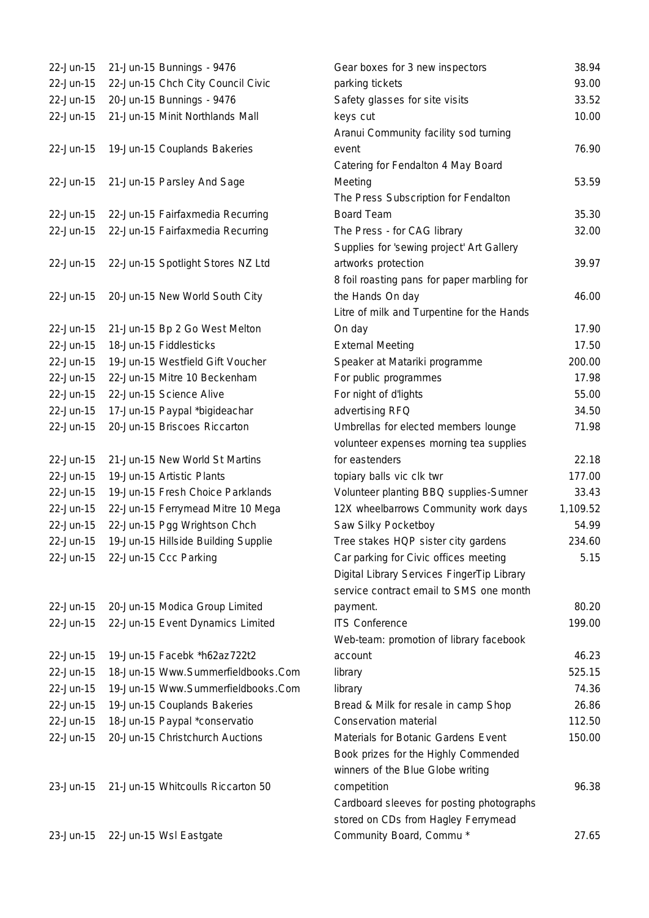| | | | |
|---|---|---|---|
| 22-Jun-15 | 21-Jun-15 Bunnings - 9476 | Gear boxes for 3 new inspectors | 38.94 |
| 22-Jun-15 | 22-Jun-15 Chch City Council Civic | parking tickets | 93.00 |
| 22-Jun-15 | 20-Jun-15 Bunnings - 9476 | Safety glasses for site visits | 33.52 |
| 22-Jun-15 | 21-Jun-15 Minit Northlands Mall | keys cut | 10.00 |
| 22-Jun-15 | 19-Jun-15 Couplands Bakeries | Aranui Community facility sod turning event | 76.90 |
| 22-Jun-15 | 21-Jun-15 Parsley And Sage | Catering for Fendalton 4 May Board Meeting | 53.59 |
| 22-Jun-15 | 22-Jun-15 Fairfaxmedia Recurring | The Press Subscription for Fendalton Board Team | 35.30 |
| 22-Jun-15 | 22-Jun-15 Fairfaxmedia Recurring | The Press - for CAG library | 32.00 |
| 22-Jun-15 | 22-Jun-15 Spotlight Stores NZ Ltd | Supplies for 'sewing project' Art Gallery artworks protection | 39.97 |
| 22-Jun-15 | 20-Jun-15 New World South City | 8 foil roasting pans for paper marbling for the Hands On day | 46.00 |
| 22-Jun-15 | 21-Jun-15 Bp 2 Go West Melton | Litre of milk and Turpentine for the Hands On day | 17.90 |
| 22-Jun-15 | 18-Jun-15 Fiddlesticks | External Meeting | 17.50 |
| 22-Jun-15 | 19-Jun-15 Westfield Gift Voucher | Speaker at Matariki programme | 200.00 |
| 22-Jun-15 | 22-Jun-15 Mitre 10 Beckenham | For public programmes | 17.98 |
| 22-Jun-15 | 22-Jun-15 Science Alive | For night of d'lights | 55.00 |
| 22-Jun-15 | 17-Jun-15 Paypal *bigideachar | advertising RFQ | 34.50 |
| 22-Jun-15 | 20-Jun-15 Briscoes Riccarton | Umbrellas for elected members lounge | 71.98 |
| 22-Jun-15 | 21-Jun-15 New World St Martins | volunteer expenses morning tea supplies for eastenders | 22.18 |
| 22-Jun-15 | 19-Jun-15 Artistic Plants | topiary balls vic clk twr | 177.00 |
| 22-Jun-15 | 19-Jun-15 Fresh Choice Parklands | Volunteer planting BBQ supplies-Sumner | 33.43 |
| 22-Jun-15 | 22-Jun-15 Ferrymead Mitre 10 Mega | 12X wheelbarrows Community work days | 1,109.52 |
| 22-Jun-15 | 22-Jun-15 Pgg Wrightson Chch | Saw Silky Pocketboy | 54.99 |
| 22-Jun-15 | 19-Jun-15 Hillside Building Supplie | Tree stakes HQP sister city gardens | 234.60 |
| 22-Jun-15 | 22-Jun-15 Ccc Parking | Car parking for Civic offices meeting | 5.15 |
| 22-Jun-15 | 20-Jun-15 Modica Group Limited | Digital Library Services FingerTip Library service contract email to SMS one month payment. | 80.20 |
| 22-Jun-15 | 22-Jun-15 Event Dynamics Limited | ITS Conference | 199.00 |
| 22-Jun-15 | 19-Jun-15 Facebk *h62az722t2 | Web-team: promotion of library facebook account | 46.23 |
| 22-Jun-15 | 18-Jun-15 Www.Summerfieldbooks.Com | library | 525.15 |
| 22-Jun-15 | 19-Jun-15 Www.Summerfieldbooks.Com | library | 74.36 |
| 22-Jun-15 | 19-Jun-15 Couplands Bakeries | Bread & Milk for resale in camp Shop | 26.86 |
| 22-Jun-15 | 18-Jun-15 Paypal *conservatio | Conservation material | 112.50 |
| 22-Jun-15 | 20-Jun-15 Christchurch Auctions | Materials for Botanic Gardens Event | 150.00 |
| 23-Jun-15 | 21-Jun-15 Whitcoulls Riccarton 50 | Book prizes for the Highly Commended winners of the Blue Globe writing competition | 96.38 |
| 23-Jun-15 | 22-Jun-15 Wsl Eastgate | Cardboard sleeves for posting photographs stored on CDs from Hagley Ferrymead Community Board, Commu * | 27.65 |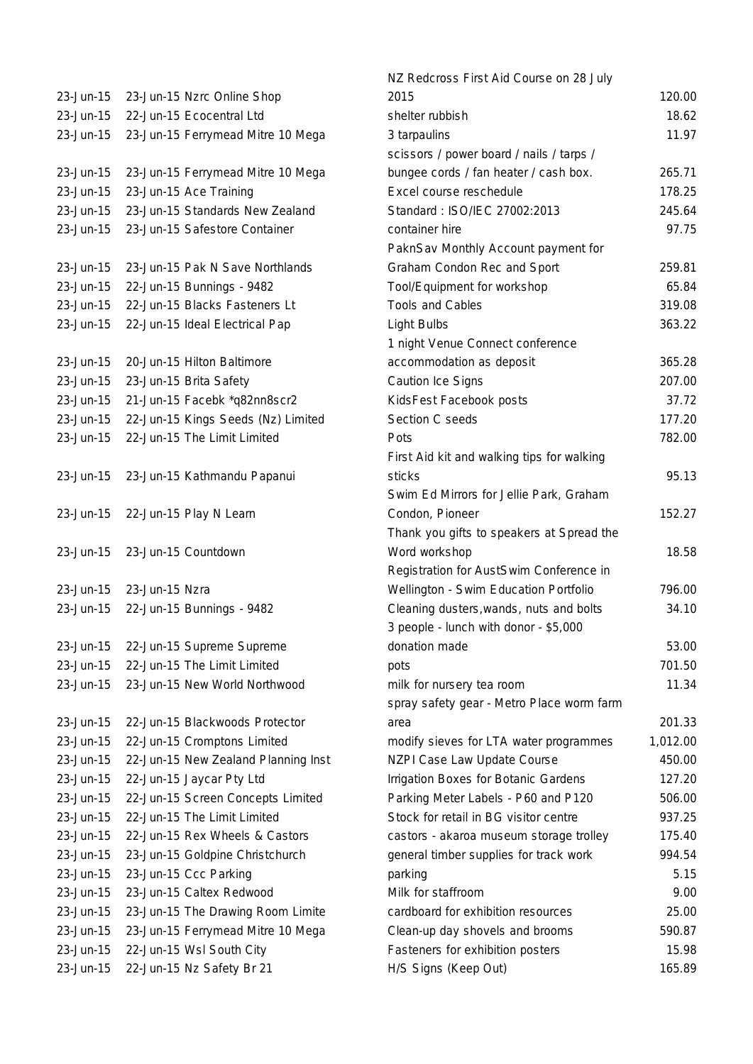| | | | |
|---|---|---|---|
| 23-Jun-15 | 23-Jun-15 Nzrc Online Shop | NZ Redcross First Aid Course on 28 July 2015 | 120.00 |
| 23-Jun-15 | 22-Jun-15 Ecocentral Ltd | shelter rubbish | 18.62 |
| 23-Jun-15 | 23-Jun-15 Ferrymead Mitre 10 Mega | 3 tarpaulins | 11.97 |
| 23-Jun-15 | 23-Jun-15 Ferrymead Mitre 10 Mega | scissors / power board / nails / tarps / bungee cords / fan heater / cash box. | 265.71 |
| 23-Jun-15 | 23-Jun-15 Ace Training | Excel course reschedule | 178.25 |
| 23-Jun-15 | 23-Jun-15 Standards New Zealand | Standard : ISO/IEC 27002:2013 | 245.64 |
| 23-Jun-15 | 23-Jun-15 Safestore Container | container hire | 97.75 |
| 23-Jun-15 | 23-Jun-15 Pak N Save Northlands | PaknSav Monthly Account payment for Graham Condon Rec and Sport | 259.81 |
| 23-Jun-15 | 22-Jun-15 Bunnings - 9482 | Tool/Equipment for workshop | 65.84 |
| 23-Jun-15 | 22-Jun-15 Blacks Fasteners Lt | Tools and Cables | 319.08 |
| 23-Jun-15 | 22-Jun-15 Ideal Electrical Pap | Light Bulbs | 363.22 |
| 23-Jun-15 | 20-Jun-15 Hilton Baltimore | 1 night Venue Connect conference accommodation as deposit | 365.28 |
| 23-Jun-15 | 23-Jun-15 Brita Safety | Caution Ice Signs | 207.00 |
| 23-Jun-15 | 21-Jun-15 Facebk *q82nn8scr2 | KidsFest Facebook posts | 37.72 |
| 23-Jun-15 | 22-Jun-15 Kings Seeds (Nz) Limited | Section C seeds | 177.20 |
| 23-Jun-15 | 22-Jun-15 The Limit Limited | Pots | 782.00 |
| 23-Jun-15 | 23-Jun-15 Kathmandu Papanui | First Aid kit and walking tips for walking sticks | 95.13 |
| 23-Jun-15 | 22-Jun-15 Play N Learn | Swim Ed Mirrors for Jellie Park, Graham Condon, Pioneer | 152.27 |
| 23-Jun-15 | 23-Jun-15 Countdown | Thank you gifts to speakers at Spread the Word workshop | 18.58 |
| 23-Jun-15 | 23-Jun-15 Nzra | Registration for AustSwim Conference in Wellington - Swim Education Portfolio | 796.00 |
| 23-Jun-15 | 22-Jun-15 Bunnings - 9482 | Cleaning dusters,wands, nuts and bolts | 34.10 |
| 23-Jun-15 | 22-Jun-15 Supreme Supreme | 3 people - lunch with donor - $5,000 donation made | 53.00 |
| 23-Jun-15 | 22-Jun-15 The Limit Limited | pots | 701.50 |
| 23-Jun-15 | 23-Jun-15 New World Northwood | milk for nursery tea room | 11.34 |
| 23-Jun-15 | 22-Jun-15 Blackwoods Protector | spray safety gear - Metro Place worm farm area | 201.33 |
| 23-Jun-15 | 22-Jun-15 Cromptons Limited | modify sieves for LTA water programmes | 1,012.00 |
| 23-Jun-15 | 22-Jun-15 New Zealand Planning Inst | NZPI Case Law Update Course | 450.00 |
| 23-Jun-15 | 22-Jun-15 Jaycar Pty Ltd | Irrigation Boxes for Botanic Gardens | 127.20 |
| 23-Jun-15 | 22-Jun-15 Screen Concepts Limited | Parking Meter Labels - P60 and P120 | 506.00 |
| 23-Jun-15 | 22-Jun-15 The Limit Limited | Stock for retail in BG visitor centre | 937.25 |
| 23-Jun-15 | 22-Jun-15 Rex Wheels & Castors | castors - akaroa museum storage trolley | 175.40 |
| 23-Jun-15 | 23-Jun-15 Goldpine Christchurch | general timber supplies for track work | 994.54 |
| 23-Jun-15 | 23-Jun-15 Ccc Parking | parking | 5.15 |
| 23-Jun-15 | 23-Jun-15 Caltex Redwood | Milk for staffroom | 9.00 |
| 23-Jun-15 | 23-Jun-15 The Drawing Room Limite | cardboard for exhibition resources | 25.00 |
| 23-Jun-15 | 23-Jun-15 Ferrymead Mitre 10 Mega | Clean-up day shovels and brooms | 590.87 |
| 23-Jun-15 | 22-Jun-15 Wsl South City | Fasteners for exhibition posters | 15.98 |
| 23-Jun-15 | 22-Jun-15 Nz Safety Br 21 | H/S Signs (Keep Out) | 165.89 |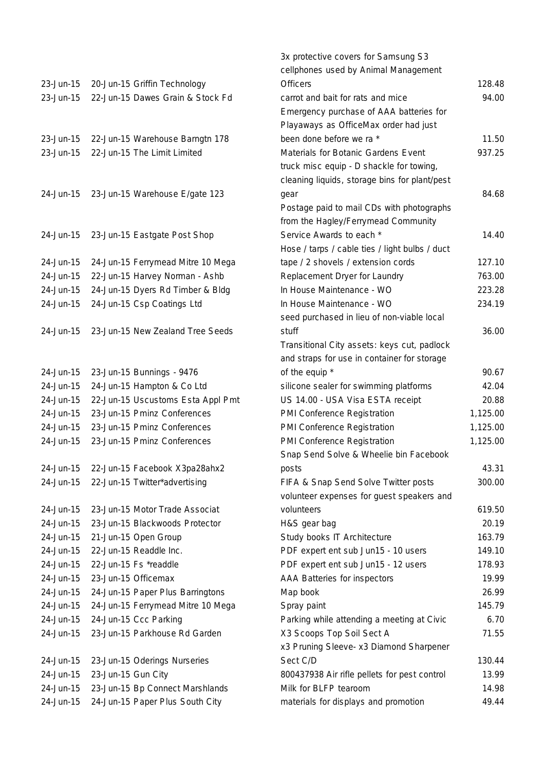| | | | |
|---|---|---|---|
| 23-Jun-15 | 20-Jun-15 Griffin Technology | 3x protective covers for Samsung S3 cellphones used by Animal Management Officers | 128.48 |
| 23-Jun-15 | 22-Jun-15 Dawes Grain & Stock Fd | carrot and bait for rats and mice | 94.00 |
| 23-Jun-15 | 22-Jun-15 Warehouse Barngtn 178 | Emergency purchase of AAA batteries for Playaways as OfficeMax order had just been done before we ra * | 11.50 |
| 23-Jun-15 | 22-Jun-15 The Limit Limited | Materials for Botanic Gardens Event | 937.25 |
| 24-Jun-15 | 23-Jun-15 Warehouse E/gate 123 | truck misc equip - D shackle for towing, cleaning liquids, storage bins for plant/pest gear | 84.68 |
| 24-Jun-15 | 23-Jun-15 Eastgate Post Shop | Postage paid to mail CDs with photographs from the Hagley/Ferrymead Community Service Awards to each * | 14.40 |
| 24-Jun-15 | 24-Jun-15 Ferrymead Mitre 10 Mega | Hose / tarps / cable ties / light bulbs / duct tape / 2 shovels / extension cords | 127.10 |
| 24-Jun-15 | 22-Jun-15 Harvey Norman - Ashb | Replacement Dryer for Laundry | 763.00 |
| 24-Jun-15 | 24-Jun-15 Dyers Rd Timber & Bldg | In House Maintenance - WO | 223.28 |
| 24-Jun-15 | 24-Jun-15 Csp Coatings Ltd | In House Maintenance - WO | 234.19 |
| 24-Jun-15 | 23-Jun-15 New Zealand Tree Seeds | seed purchased in lieu of non-viable local stuff | 36.00 |
| 24-Jun-15 | 23-Jun-15 Bunnings - 9476 | Transitional City assets: keys cut, padlock and straps for use in container for storage of the equip * | 90.67 |
| 24-Jun-15 | 24-Jun-15 Hampton & Co Ltd | silicone sealer for swimming platforms | 42.04 |
| 24-Jun-15 | 22-Jun-15 Uscustoms Esta Appl Pmt | US 14.00 - USA Visa ESTA receipt | 20.88 |
| 24-Jun-15 | 23-Jun-15 Pminz Conferences | PMI Conference Registration | 1,125.00 |
| 24-Jun-15 | 23-Jun-15 Pminz Conferences | PMI Conference Registration | 1,125.00 |
| 24-Jun-15 | 23-Jun-15 Pminz Conferences | PMI Conference Registration | 1,125.00 |
| 24-Jun-15 | 22-Jun-15 Facebook X3pa28ahx2 | Snap Send Solve & Wheelie bin Facebook posts | 43.31 |
| 24-Jun-15 | 22-Jun-15 Twitter*advertising | FIFA & Snap Send Solve Twitter posts | 300.00 |
| 24-Jun-15 | 23-Jun-15 Motor Trade Associat | volunteer expenses for guest speakers and volunteers | 619.50 |
| 24-Jun-15 | 23-Jun-15 Blackwoods Protector | H&S gear bag | 20.19 |
| 24-Jun-15 | 21-Jun-15 Open Group | Study books IT Architecture | 163.79 |
| 24-Jun-15 | 22-Jun-15 Readdle Inc. | PDF expert ent sub Jun15 - 10 users | 149.10 |
| 24-Jun-15 | 22-Jun-15 Fs *readdle | PDF expert ent sub Jun15 - 12 users | 178.93 |
| 24-Jun-15 | 23-Jun-15 Officemax | AAA Batteries for inspectors | 19.99 |
| 24-Jun-15 | 24-Jun-15 Paper Plus Barringtons | Map book | 26.99 |
| 24-Jun-15 | 24-Jun-15 Ferrymead Mitre 10 Mega | Spray paint | 145.79 |
| 24-Jun-15 | 24-Jun-15 Ccc Parking | Parking while attending a meeting at Civic | 6.70 |
| 24-Jun-15 | 23-Jun-15 Parkhouse Rd Garden | X3 Scoops Top Soil Sect A | 71.55 |
| 24-Jun-15 | 23-Jun-15 Oderings Nurseries | x3 Pruning Sleeve- x3 Diamond Sharpener Sect C/D | 130.44 |
| 24-Jun-15 | 23-Jun-15 Gun City | 800437938 Air rifle pellets for pest control | 13.99 |
| 24-Jun-15 | 23-Jun-15 Bp Connect Marshlands | Milk for BLFP tearoom | 14.98 |
| 24-Jun-15 | 24-Jun-15 Paper Plus South City | materials for displays and promotion | 49.44 |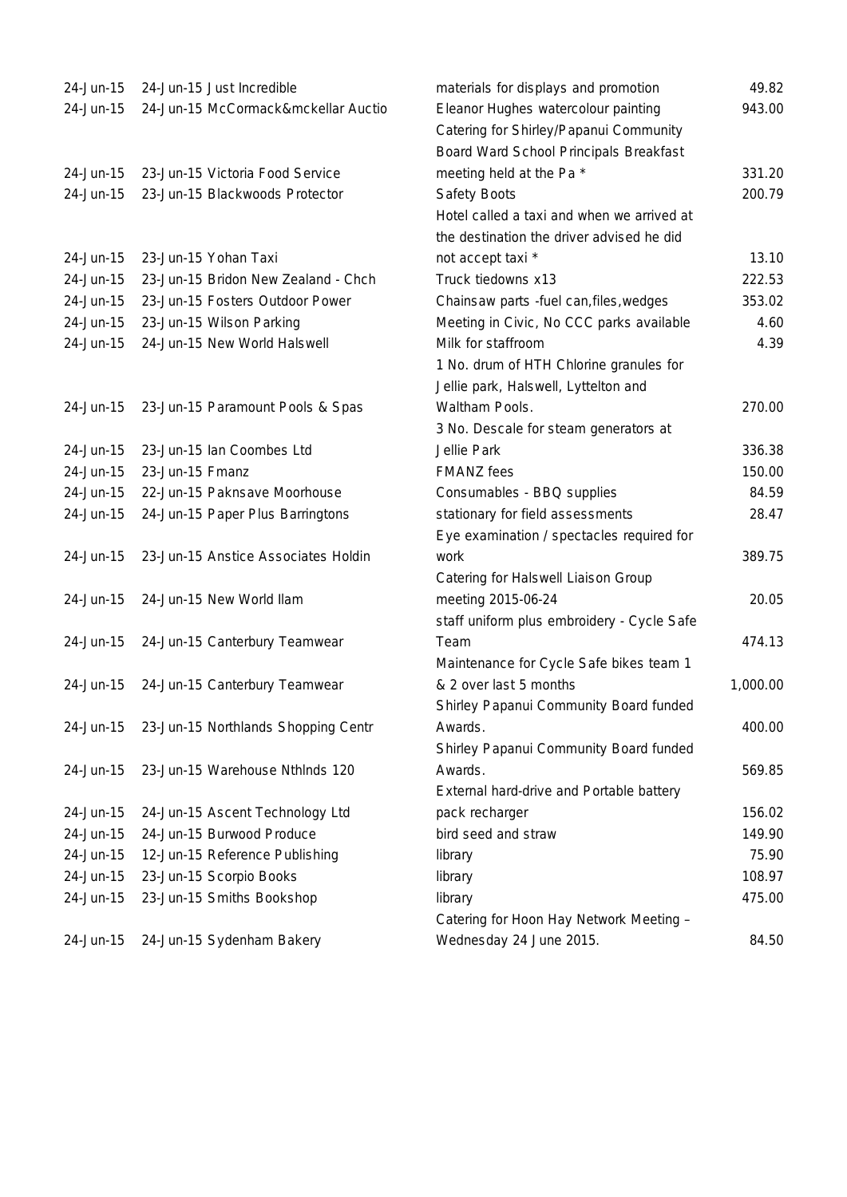| | | | |
|---|---|---|---|
| 24-Jun-15 | 24-Jun-15 Just Incredible | materials for displays and promotion | 49.82 |
| 24-Jun-15 | 24-Jun-15 McCormack&mckellar Auctio | Eleanor Hughes watercolour painting | 943.00 |
| 24-Jun-15 | 23-Jun-15 Victoria Food Service | Catering for Shirley/Papanui Community Board Ward School Principals Breakfast meeting held at the Pa * | 331.20 |
| 24-Jun-15 | 23-Jun-15 Blackwoods Protector | Safety Boots | 200.79 |
| 24-Jun-15 | 23-Jun-15 Yohan Taxi | Hotel called a taxi and when we arrived at the destination the driver advised he did not accept taxi * | 13.10 |
| 24-Jun-15 | 23-Jun-15 Bridon New Zealand - Chch | Truck tiedowns x13 | 222.53 |
| 24-Jun-15 | 23-Jun-15 Fosters Outdoor Power | Chainsaw parts -fuel can,files,wedges | 353.02 |
| 24-Jun-15 | 23-Jun-15 Wilson Parking | Meeting in Civic, No CCC parks available | 4.60 |
| 24-Jun-15 | 24-Jun-15 New World Halswell | Milk for staffroom | 4.39 |
| 24-Jun-15 | 23-Jun-15 Paramount Pools & Spas | 1 No. drum of HTH Chlorine granules for Jellie park, Halswell, Lyttelton and Waltham Pools. | 270.00 |
| 24-Jun-15 | 23-Jun-15 Ian Coombes Ltd | 3 No. Descale for steam generators at Jellie Park | 336.38 |
| 24-Jun-15 | 23-Jun-15 Fmanz | FMANZ fees | 150.00 |
| 24-Jun-15 | 22-Jun-15 Paknsave Moorhouse | Consumables - BBQ supplies | 84.59 |
| 24-Jun-15 | 24-Jun-15 Paper Plus Barringtons | stationary for field assessments | 28.47 |
| 24-Jun-15 | 23-Jun-15 Anstice Associates Holdin | Eye examination / spectacles required for work | 389.75 |
| 24-Jun-15 | 24-Jun-15 New World Ilam | Catering for Halswell Liaison Group meeting 2015-06-24 | 20.05 |
| 24-Jun-15 | 24-Jun-15 Canterbury Teamwear | staff uniform plus embroidery - Cycle Safe Team | 474.13 |
| 24-Jun-15 | 24-Jun-15 Canterbury Teamwear | Maintenance for Cycle Safe bikes team 1 & 2 over last 5 months | 1,000.00 |
| 24-Jun-15 | 23-Jun-15 Northlands Shopping Centr | Shirley Papanui Community Board funded Awards. | 400.00 |
| 24-Jun-15 | 23-Jun-15 Warehouse Nthlnds 120 | Shirley Papanui Community Board funded Awards. | 569.85 |
| 24-Jun-15 | 24-Jun-15 Ascent Technology Ltd | External hard-drive and Portable battery pack recharger | 156.02 |
| 24-Jun-15 | 24-Jun-15 Burwood Produce | bird seed and straw | 149.90 |
| 24-Jun-15 | 12-Jun-15 Reference Publishing | library | 75.90 |
| 24-Jun-15 | 23-Jun-15 Scorpio Books | library | 108.97 |
| 24-Jun-15 | 23-Jun-15 Smiths Bookshop | library | 475.00 |
| 24-Jun-15 | 24-Jun-15 Sydenham Bakery | Catering for Hoon Hay Network Meeting – Wednesday 24 June 2015. | 84.50 |